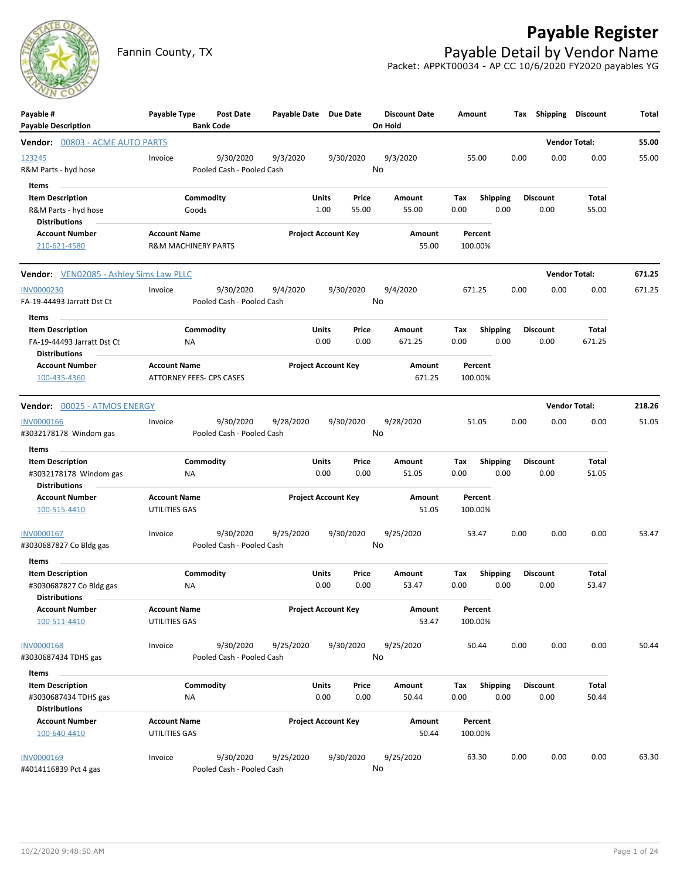# Payable Register

Fannin County, TX

## Payable Detail by Vendor Name

Packet: APPKT00034 - AP CC 10/6/2020 FY2020 payables YG

| Payable # / Payable Description | Payable Type | Post Date / Bank Code | Payable Date | Due Date | Discount Date / On Hold | Amount | Tax | Shipping | Discount | Total |
|---|---|---|---|---|---|---|---|---|---|---|

**Vendor: 00803 - ACME AUTO PARTS** — Vendor Total: **55.00**

| Payable # | Payable Type | Post Date | Payable Date | Due Date | Discount Date | Amount | Tax | Shipping | Discount | Total |
|---|---|---|---|---|---|---|---|---|---|---|
| 123245 | Invoice | 9/30/2020 | 9/3/2020 | 9/30/2020 | 9/3/2020 | 55.00 | 0.00 | 0.00 | 0.00 | 55.00 |
| R&M Parts - hyd hose | | Pooled Cash - Pooled Cash | | | No | | | | | |

Items

| Item Description | Commodity | Units | Price | Amount | Tax | Shipping | Discount | Total |
|---|---|---|---|---|---|---|---|---|
| R&M Parts - hyd hose | Goods | 1.00 | 55.00 | 55.00 | 0.00 | 0.00 | 0.00 | 55.00 |

Distributions

| Account Number | Account Name | Project Account Key | Amount | Percent |
|---|---|---|---|---|
| 210-621-4580 | R&M MACHINERY PARTS | | 55.00 | 100.00% |

**Vendor: VEN02085 - Ashley Sims Law PLLC** — Vendor Total: **671.25**

| Payable # | Payable Type | Post Date | Payable Date | Due Date | Discount Date | Amount | Tax | Shipping | Discount | Total |
|---|---|---|---|---|---|---|---|---|---|---|
| INV0000230 | Invoice | 9/30/2020 | 9/4/2020 | 9/30/2020 | 9/4/2020 | 671.25 | 0.00 | 0.00 | 0.00 | 671.25 |
| FA-19-44493 Jarratt Dst Ct | | Pooled Cash - Pooled Cash | | | No | | | | | |

Items

| Item Description | Commodity | Units | Price | Amount | Tax | Shipping | Discount | Total |
|---|---|---|---|---|---|---|---|---|
| FA-19-44493 Jarratt Dst Ct | NA | 0.00 | 0.00 | 671.25 | 0.00 | 0.00 | 0.00 | 671.25 |

Distributions

| Account Number | Account Name | Project Account Key | Amount | Percent |
|---|---|---|---|---|
| 100-435-4360 | ATTORNEY FEES- CPS CASES | | 671.25 | 100.00% |

**Vendor: 00025 - ATMOS ENERGY** — Vendor Total: **218.26**

| Payable # | Payable Type | Post Date | Payable Date | Due Date | Discount Date | Amount | Tax | Shipping | Discount | Total |
|---|---|---|---|---|---|---|---|---|---|---|
| INV0000166 | Invoice | 9/30/2020 | 9/28/2020 | 9/30/2020 | 9/28/2020 | 51.05 | 0.00 | 0.00 | 0.00 | 51.05 |
| #3032178178 Windom gas | | Pooled Cash - Pooled Cash | | | No | | | | | |

Items

| Item Description | Commodity | Units | Price | Amount | Tax | Shipping | Discount | Total |
|---|---|---|---|---|---|---|---|---|
| #3032178178 Windom gas | NA | 0.00 | 0.00 | 51.05 | 0.00 | 0.00 | 0.00 | 51.05 |

Distributions

| Account Number | Account Name | Project Account Key | Amount | Percent |
|---|---|---|---|---|
| 100-515-4410 | UTILITIES GAS | | 51.05 | 100.00% |

| Payable # | Payable Type | Post Date | Payable Date | Due Date | Discount Date | Amount | Tax | Shipping | Discount | Total |
|---|---|---|---|---|---|---|---|---|---|---|
| INV0000167 | Invoice | 9/30/2020 | 9/25/2020 | 9/30/2020 | 9/25/2020 | 53.47 | 0.00 | 0.00 | 0.00 | 53.47 |
| #3030687827 Co Bldg gas | | Pooled Cash - Pooled Cash | | | No | | | | | |

Items

| Item Description | Commodity | Units | Price | Amount | Tax | Shipping | Discount | Total |
|---|---|---|---|---|---|---|---|---|
| #3030687827 Co Bldg gas | NA | 0.00 | 0.00 | 53.47 | 0.00 | 0.00 | 0.00 | 53.47 |

Distributions

| Account Number | Account Name | Project Account Key | Amount | Percent |
|---|---|---|---|---|
| 100-511-4410 | UTILITIES GAS | | 53.47 | 100.00% |

| Payable # | Payable Type | Post Date | Payable Date | Due Date | Discount Date | Amount | Tax | Shipping | Discount | Total |
|---|---|---|---|---|---|---|---|---|---|---|
| INV0000168 | Invoice | 9/30/2020 | 9/25/2020 | 9/30/2020 | 9/25/2020 | 50.44 | 0.00 | 0.00 | 0.00 | 50.44 |
| #3030687434 TDHS gas | | Pooled Cash - Pooled Cash | | | No | | | | | |

Items

| Item Description | Commodity | Units | Price | Amount | Tax | Shipping | Discount | Total |
|---|---|---|---|---|---|---|---|---|
| #3030687434 TDHS gas | NA | 0.00 | 0.00 | 50.44 | 0.00 | 0.00 | 0.00 | 50.44 |

Distributions

| Account Number | Account Name | Project Account Key | Amount | Percent |
|---|---|---|---|---|
| 100-640-4410 | UTILITIES GAS | | 50.44 | 100.00% |

| Payable # | Payable Type | Post Date | Payable Date | Due Date | Discount Date | Amount | Tax | Shipping | Discount | Total |
|---|---|---|---|---|---|---|---|---|---|---|
| INV0000169 | Invoice | 9/30/2020 | 9/25/2020 | 9/30/2020 | 9/25/2020 | 63.30 | 0.00 | 0.00 | 0.00 | 63.30 |
| #4014116839 Pct 4 gas | | Pooled Cash - Pooled Cash | | | No | | | | | |

10/2/2020 9:48:50 AM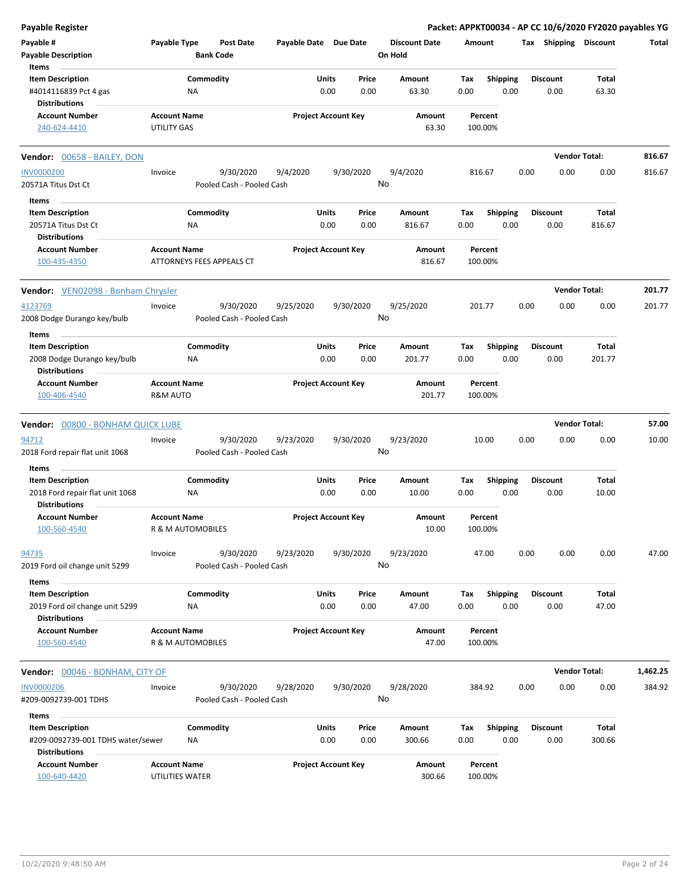# Payable Register

**Packet: APPKT00034 - AP CC 10/6/2020 FY2020 payables YG**

| Payable # | Payable Type | Post Date | Payable Date | Due Date | Discount Date | Amount | Tax | Shipping | Discount | Total |
|---|---|---|---|---|---|---|---|---|---|---|
| Payable Description | | Bank Code | | | On Hold | | | | | |

**Items**

| Item Description | Commodity | Units | Price | Amount | Tax | Shipping | Discount | Total |
|---|---|---|---|---|---|---|---|---|
| #4014116839 Pct 4 gas | NA | 0.00 | 0.00 | 63.30 | 0.00 | 0.00 | 0.00 | 63.30 |

**Distributions**

| Account Number | Account Name | Project Account Key | Amount | Percent |
|---|---|---|---|---|
| 240-624-4410 | UTILITY GAS | | 63.30 | 100.00% |

---

## Vendor: 00658 - BAILEY, DON — Vendor Total: 816.67

| Payable # | Payable Type | Post Date | Payable Date | Due Date | Discount Date | Amount | Tax | Shipping | Discount | Total |
|---|---|---|---|---|---|---|---|---|---|---|
| INV0000200 | Invoice | 9/30/2020 | 9/4/2020 | 9/30/2020 | 9/4/2020 | 816.67 | 0.00 | 0.00 | 0.00 | 816.67 |
| 20571A Titus Dst Ct | | Pooled Cash - Pooled Cash | | | No | | | | | |

**Items**

| Item Description | Commodity | Units | Price | Amount | Tax | Shipping | Discount | Total |
|---|---|---|---|---|---|---|---|---|
| 20571A Titus Dst Ct | NA | 0.00 | 0.00 | 816.67 | 0.00 | 0.00 | 0.00 | 816.67 |

**Distributions**

| Account Number | Account Name | Project Account Key | Amount | Percent |
|---|---|---|---|---|
| 100-435-4350 | ATTORNEYS FEES APPEALS CT | | 816.67 | 100.00% |

---

## Vendor: VEN02098 - Bonham Chrysler — Vendor Total: 201.77

| Payable # | Payable Type | Post Date | Payable Date | Due Date | Discount Date | Amount | Tax | Shipping | Discount | Total |
|---|---|---|---|---|---|---|---|---|---|---|
| 4123769 | Invoice | 9/30/2020 | 9/25/2020 | 9/30/2020 | 9/25/2020 | 201.77 | 0.00 | 0.00 | 0.00 | 201.77 |
| 2008 Dodge Durango key/bulb | | Pooled Cash - Pooled Cash | | | No | | | | | |

**Items**

| Item Description | Commodity | Units | Price | Amount | Tax | Shipping | Discount | Total |
|---|---|---|---|---|---|---|---|---|
| 2008 Dodge Durango key/bulb | NA | 0.00 | 0.00 | 201.77 | 0.00 | 0.00 | 0.00 | 201.77 |

**Distributions**

| Account Number | Account Name | Project Account Key | Amount | Percent |
|---|---|---|---|---|
| 100-406-4540 | R&M AUTO | | 201.77 | 100.00% |

---

## Vendor: 00800 - BONHAM QUICK LUBE — Vendor Total: 57.00

| Payable # | Payable Type | Post Date | Payable Date | Due Date | Discount Date | Amount | Tax | Shipping | Discount | Total |
|---|---|---|---|---|---|---|---|---|---|---|
| 94712 | Invoice | 9/30/2020 | 9/23/2020 | 9/30/2020 | 9/23/2020 | 10.00 | 0.00 | 0.00 | 0.00 | 10.00 |
| 2018 Ford repair flat unit 1068 | | Pooled Cash - Pooled Cash | | | No | | | | | |

**Items**

| Item Description | Commodity | Units | Price | Amount | Tax | Shipping | Discount | Total |
|---|---|---|---|---|---|---|---|---|
| 2018 Ford repair flat unit 1068 | NA | 0.00 | 0.00 | 10.00 | 0.00 | 0.00 | 0.00 | 10.00 |

**Distributions**

| Account Number | Account Name | Project Account Key | Amount | Percent |
|---|---|---|---|---|
| 100-560-4540 | R & M AUTOMOBILES | | 10.00 | 100.00% |

| Payable # | Payable Type | Post Date | Payable Date | Due Date | Discount Date | Amount | Tax | Shipping | Discount | Total |
|---|---|---|---|---|---|---|---|---|---|---|
| 94735 | Invoice | 9/30/2020 | 9/23/2020 | 9/30/2020 | 9/23/2020 | 47.00 | 0.00 | 0.00 | 0.00 | 47.00 |
| 2019 Ford oil change unit 5299 | | Pooled Cash - Pooled Cash | | | No | | | | | |

**Items**

| Item Description | Commodity | Units | Price | Amount | Tax | Shipping | Discount | Total |
|---|---|---|---|---|---|---|---|---|
| 2019 Ford oil change unit 5299 | NA | 0.00 | 0.00 | 47.00 | 0.00 | 0.00 | 0.00 | 47.00 |

**Distributions**

| Account Number | Account Name | Project Account Key | Amount | Percent |
|---|---|---|---|---|
| 100-560-4540 | R & M AUTOMOBILES | | 47.00 | 100.00% |

---

## Vendor: 00046 - BONHAM, CITY OF — Vendor Total: 1,462.25

| Payable # | Payable Type | Post Date | Payable Date | Due Date | Discount Date | Amount | Tax | Shipping | Discount | Total |
|---|---|---|---|---|---|---|---|---|---|---|
| INV0000206 | Invoice | 9/30/2020 | 9/28/2020 | 9/30/2020 | 9/28/2020 | 384.92 | 0.00 | 0.00 | 0.00 | 384.92 |
| #209-0092739-001 TDHS | | Pooled Cash - Pooled Cash | | | No | | | | | |

**Items**

| Item Description | Commodity | Units | Price | Amount | Tax | Shipping | Discount | Total |
|---|---|---|---|---|---|---|---|---|
| #209-0092739-001 TDHS water/sewer | NA | 0.00 | 0.00 | 300.66 | 0.00 | 0.00 | 0.00 | 300.66 |

**Distributions**

| Account Number | Account Name | Project Account Key | Amount | Percent |
|---|---|---|---|---|
| 100-640-4420 | UTILITIES WATER | | 300.66 | 100.00% |

10/2/2020 9:48:50 AM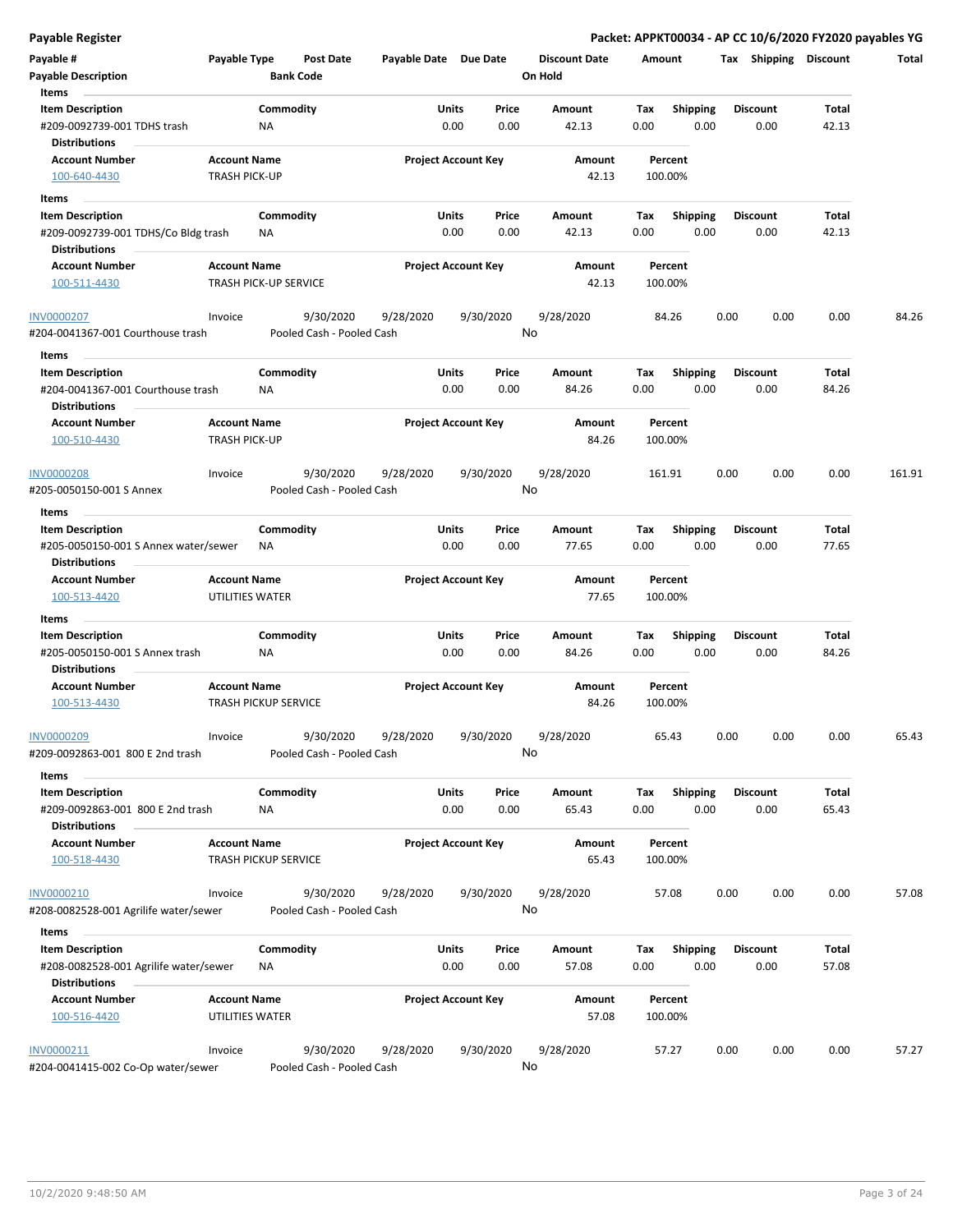**Payable Register** | **Packet: APPKT00034 - AP CC 10/6/2020 FY2020 payables YG**

| Payable # | Payable Type | Post Date | Payable Date | Due Date | Discount Date | Amount | Tax | Shipping | Discount | Total |
|---|---|---|---|---|---|---|---|---|---|---|
| Payable Description | | Bank Code | | | On Hold | | | | | |

**Items**

| Item Description | Commodity | Units | Price | Amount | Tax | Shipping | Discount | Total |
|---|---|---|---|---|---|---|---|---|
| #209-0092739-001 TDHS trash | NA | 0.00 | 0.00 | 42.13 | 0.00 | 0.00 | 0.00 | 42.13 |

**Distributions**

| Account Number | Account Name | Project Account Key | Amount | Percent |
|---|---|---|---|---|
| 100-640-4430 | TRASH PICK-UP | | 42.13 | 100.00% |

**Items**

| Item Description | Commodity | Units | Price | Amount | Tax | Shipping | Discount | Total |
|---|---|---|---|---|---|---|---|---|
| #209-0092739-001 TDHS/Co Bldg trash | NA | 0.00 | 0.00 | 42.13 | 0.00 | 0.00 | 0.00 | 42.13 |

**Distributions**

| Account Number | Account Name | Project Account Key | Amount | Percent |
|---|---|---|---|---|
| 100-511-4430 | TRASH PICK-UP SERVICE | | 42.13 | 100.00% |

| Payable # | Payable Type | Post Date | Payable Date | Due Date | Discount Date | Amount | Tax | Shipping | Discount | Total |
|---|---|---|---|---|---|---|---|---|---|---|
| INV0000207 | Invoice | 9/30/2020 | 9/28/2020 | 9/30/2020 | 9/28/2020 | 84.26 | 0.00 | 0.00 | 0.00 | 84.26 |
| #204-0041367-001 Courthouse trash | | Pooled Cash - Pooled Cash | | | No | | | | | |

**Items**

| Item Description | Commodity | Units | Price | Amount | Tax | Shipping | Discount | Total |
|---|---|---|---|---|---|---|---|---|
| #204-0041367-001 Courthouse trash | NA | 0.00 | 0.00 | 84.26 | 0.00 | 0.00 | 0.00 | 84.26 |

**Distributions**

| Account Number | Account Name | Project Account Key | Amount | Percent |
|---|---|---|---|---|
| 100-510-4430 | TRASH PICK-UP | | 84.26 | 100.00% |

| Payable # | Payable Type | Post Date | Payable Date | Due Date | Discount Date | Amount | Tax | Shipping | Discount | Total |
|---|---|---|---|---|---|---|---|---|---|---|
| INV0000208 | Invoice | 9/30/2020 | 9/28/2020 | 9/30/2020 | 9/28/2020 | 161.91 | 0.00 | 0.00 | 0.00 | 161.91 |
| #205-0050150-001 S Annex | | Pooled Cash - Pooled Cash | | | No | | | | | |

**Items**

| Item Description | Commodity | Units | Price | Amount | Tax | Shipping | Discount | Total |
|---|---|---|---|---|---|---|---|---|
| #205-0050150-001 S Annex water/sewer | NA | 0.00 | 0.00 | 77.65 | 0.00 | 0.00 | 0.00 | 77.65 |

**Distributions**

| Account Number | Account Name | Project Account Key | Amount | Percent |
|---|---|---|---|---|
| 100-513-4420 | UTILITIES WATER | | 77.65 | 100.00% |

**Items**

| Item Description | Commodity | Units | Price | Amount | Tax | Shipping | Discount | Total |
|---|---|---|---|---|---|---|---|---|
| #205-0050150-001 S Annex trash | NA | 0.00 | 0.00 | 84.26 | 0.00 | 0.00 | 0.00 | 84.26 |

**Distributions**

| Account Number | Account Name | Project Account Key | Amount | Percent |
|---|---|---|---|---|
| 100-513-4430 | TRASH PICKUP SERVICE | | 84.26 | 100.00% |

| Payable # | Payable Type | Post Date | Payable Date | Due Date | Discount Date | Amount | Tax | Shipping | Discount | Total |
|---|---|---|---|---|---|---|---|---|---|---|
| INV0000209 | Invoice | 9/30/2020 | 9/28/2020 | 9/30/2020 | 9/28/2020 | 65.43 | 0.00 | 0.00 | 0.00 | 65.43 |
| #209-0092863-001 800 E 2nd trash | | Pooled Cash - Pooled Cash | | | No | | | | | |

**Items**

| Item Description | Commodity | Units | Price | Amount | Tax | Shipping | Discount | Total |
|---|---|---|---|---|---|---|---|---|
| #209-0092863-001 800 E 2nd trash | NA | 0.00 | 0.00 | 65.43 | 0.00 | 0.00 | 0.00 | 65.43 |

**Distributions**

| Account Number | Account Name | Project Account Key | Amount | Percent |
|---|---|---|---|---|
| 100-518-4430 | TRASH PICKUP SERVICE | | 65.43 | 100.00% |

| Payable # | Payable Type | Post Date | Payable Date | Due Date | Discount Date | Amount | Tax | Shipping | Discount | Total |
|---|---|---|---|---|---|---|---|---|---|---|
| INV0000210 | Invoice | 9/30/2020 | 9/28/2020 | 9/30/2020 | 9/28/2020 | 57.08 | 0.00 | 0.00 | 0.00 | 57.08 |
| #208-0082528-001 Agrilife water/sewer | | Pooled Cash - Pooled Cash | | | No | | | | | |

**Items**

| Item Description | Commodity | Units | Price | Amount | Tax | Shipping | Discount | Total |
|---|---|---|---|---|---|---|---|---|
| #208-0082528-001 Agrilife water/sewer | NA | 0.00 | 0.00 | 57.08 | 0.00 | 0.00 | 0.00 | 57.08 |

**Distributions**

| Account Number | Account Name | Project Account Key | Amount | Percent |
|---|---|---|---|---|
| 100-516-4420 | UTILITIES WATER | | 57.08 | 100.00% |

| Payable # | Payable Type | Post Date | Payable Date | Due Date | Discount Date | Amount | Tax | Shipping | Discount | Total |
|---|---|---|---|---|---|---|---|---|---|---|
| INV0000211 | Invoice | 9/30/2020 | 9/28/2020 | 9/30/2020 | 9/28/2020 | 57.27 | 0.00 | 0.00 | 0.00 | 57.27 |
| #204-0041415-002 Co-Op water/sewer | | Pooled Cash - Pooled Cash | | | No | | | | | |

10/2/2020 9:48:50 AM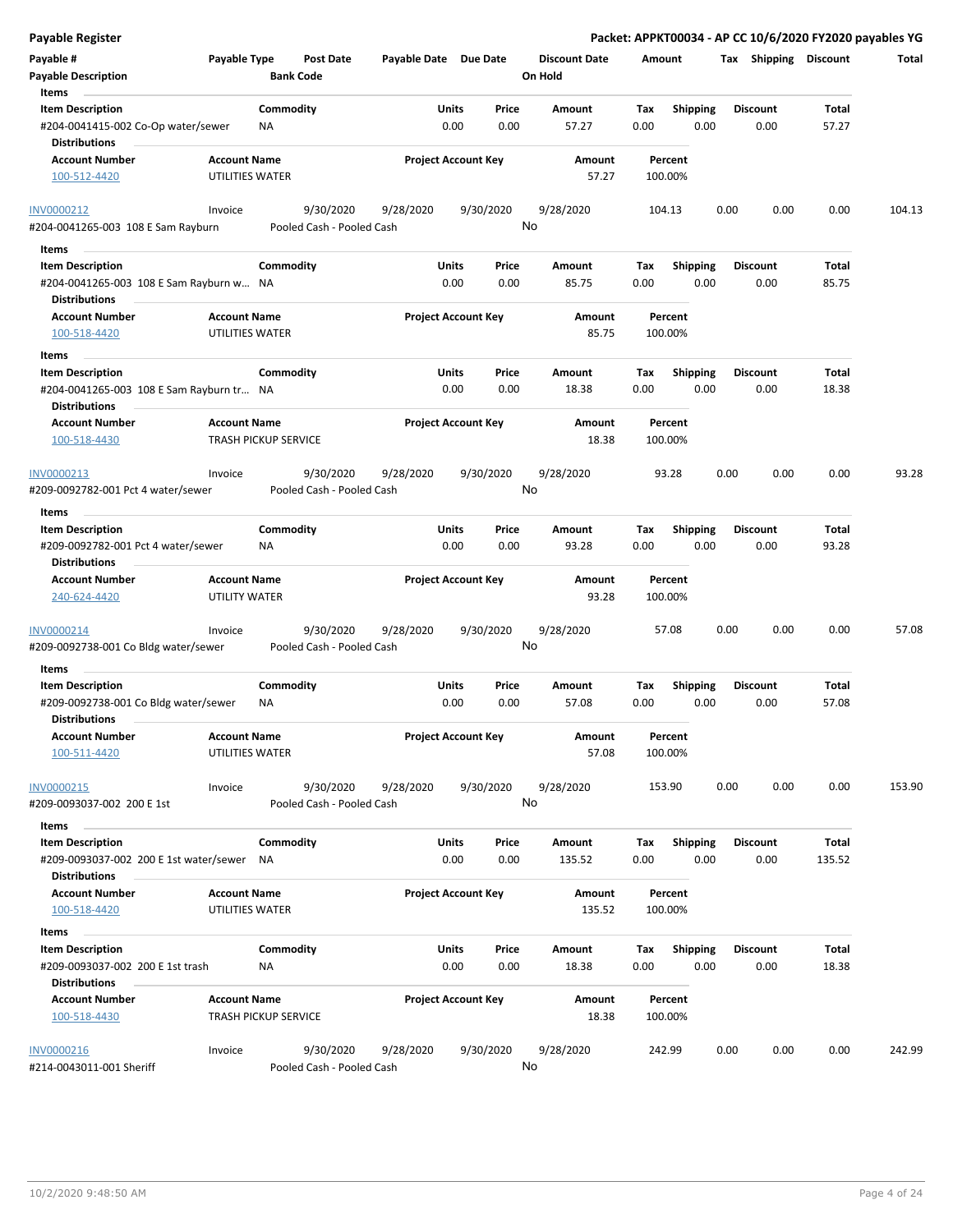| Payable # | Payable Type | Post Date | Payable Date | Due Date | Discount Date | Amount | Tax | Shipping | Discount | Total |
|---|---|---|---|---|---|---|---|---|---|---|
| Payable Description | | Bank Code | | | On Hold | | | | | |

**Items**

| Item Description | Commodity | Units | Price | Amount | Tax | Shipping | Discount | Total |
|---|---|---|---|---|---|---|---|---|
| #204-0041415-002 Co-Op water/sewer | NA | 0.00 | 0.00 | 57.27 | 0.00 | 0.00 | 0.00 | 57.27 |

**Distributions**

| Account Number | Account Name | Project Account Key | Amount | Percent |
|---|---|---|---|---|
| 100-512-4420 | UTILITIES WATER | | 57.27 | 100.00% |

| Payable # | Payable Type | Post Date | Payable Date | Due Date | Discount Date | Amount | Tax | Shipping | Discount | Total |
|---|---|---|---|---|---|---|---|---|---|---|
| INV0000212 | Invoice | 9/30/2020 | 9/28/2020 | 9/30/2020 | 9/28/2020 | 104.13 | 0.00 | 0.00 | 0.00 | 104.13 |
| #204-0041265-003 108 E Sam Rayburn | | Pooled Cash - Pooled Cash | | | No | | | | | |

**Items**

| Item Description | Commodity | Units | Price | Amount | Tax | Shipping | Discount | Total |
|---|---|---|---|---|---|---|---|---|
| #204-0041265-003 108 E Sam Rayburn w... | NA | 0.00 | 0.00 | 85.75 | 0.00 | 0.00 | 0.00 | 85.75 |

**Distributions**

| Account Number | Account Name | Project Account Key | Amount | Percent |
|---|---|---|---|---|
| 100-518-4420 | UTILITIES WATER | | 85.75 | 100.00% |

**Items**

| Item Description | Commodity | Units | Price | Amount | Tax | Shipping | Discount | Total |
|---|---|---|---|---|---|---|---|---|
| #204-0041265-003 108 E Sam Rayburn tr... | NA | 0.00 | 0.00 | 18.38 | 0.00 | 0.00 | 0.00 | 18.38 |

**Distributions**

| Account Number | Account Name | Project Account Key | Amount | Percent |
|---|---|---|---|---|
| 100-518-4430 | TRASH PICKUP SERVICE | | 18.38 | 100.00% |

| Payable # | Payable Type | Post Date | Payable Date | Due Date | Discount Date | Amount | Tax | Shipping | Discount | Total |
|---|---|---|---|---|---|---|---|---|---|---|
| INV0000213 | Invoice | 9/30/2020 | 9/28/2020 | 9/30/2020 | 9/28/2020 | 93.28 | 0.00 | 0.00 | 0.00 | 93.28 |
| #209-0092782-001 Pct 4 water/sewer | | Pooled Cash - Pooled Cash | | | No | | | | | |

**Items**

| Item Description | Commodity | Units | Price | Amount | Tax | Shipping | Discount | Total |
|---|---|---|---|---|---|---|---|---|
| #209-0092782-001 Pct 4 water/sewer | NA | 0.00 | 0.00 | 93.28 | 0.00 | 0.00 | 0.00 | 93.28 |

**Distributions**

| Account Number | Account Name | Project Account Key | Amount | Percent |
|---|---|---|---|---|
| 240-624-4420 | UTILITY WATER | | 93.28 | 100.00% |

| Payable # | Payable Type | Post Date | Payable Date | Due Date | Discount Date | Amount | Tax | Shipping | Discount | Total |
|---|---|---|---|---|---|---|---|---|---|---|
| INV0000214 | Invoice | 9/30/2020 | 9/28/2020 | 9/30/2020 | 9/28/2020 | 57.08 | 0.00 | 0.00 | 0.00 | 57.08 |
| #209-0092738-001 Co Bldg water/sewer | | Pooled Cash - Pooled Cash | | | No | | | | | |

**Items**

| Item Description | Commodity | Units | Price | Amount | Tax | Shipping | Discount | Total |
|---|---|---|---|---|---|---|---|---|
| #209-0092738-001 Co Bldg water/sewer | NA | 0.00 | 0.00 | 57.08 | 0.00 | 0.00 | 0.00 | 57.08 |

**Distributions**

| Account Number | Account Name | Project Account Key | Amount | Percent |
|---|---|---|---|---|
| 100-511-4420 | UTILITIES WATER | | 57.08 | 100.00% |

| Payable # | Payable Type | Post Date | Payable Date | Due Date | Discount Date | Amount | Tax | Shipping | Discount | Total |
|---|---|---|---|---|---|---|---|---|---|---|
| INV0000215 | Invoice | 9/30/2020 | 9/28/2020 | 9/30/2020 | 9/28/2020 | 153.90 | 0.00 | 0.00 | 0.00 | 153.90 |
| #209-0093037-002 200 E 1st | | Pooled Cash - Pooled Cash | | | No | | | | | |

**Items**

| Item Description | Commodity | Units | Price | Amount | Tax | Shipping | Discount | Total |
|---|---|---|---|---|---|---|---|---|
| #209-0093037-002 200 E 1st water/sewer | NA | 0.00 | 0.00 | 135.52 | 0.00 | 0.00 | 0.00 | 135.52 |

**Distributions**

| Account Number | Account Name | Project Account Key | Amount | Percent |
|---|---|---|---|---|
| 100-518-4420 | UTILITIES WATER | | 135.52 | 100.00% |

**Items**

| Item Description | Commodity | Units | Price | Amount | Tax | Shipping | Discount | Total |
|---|---|---|---|---|---|---|---|---|
| #209-0093037-002 200 E 1st trash | NA | 0.00 | 0.00 | 18.38 | 0.00 | 0.00 | 0.00 | 18.38 |

**Distributions**

| Account Number | Account Name | Project Account Key | Amount | Percent |
|---|---|---|---|---|
| 100-518-4430 | TRASH PICKUP SERVICE | | 18.38 | 100.00% |

| Payable # | Payable Type | Post Date | Payable Date | Due Date | Discount Date | Amount | Tax | Shipping | Discount | Total |
|---|---|---|---|---|---|---|---|---|---|---|
| INV0000216 | Invoice | 9/30/2020 | 9/28/2020 | 9/30/2020 | 9/28/2020 | 242.99 | 0.00 | 0.00 | 0.00 | 242.99 |
| #214-0043011-001 Sheriff | | Pooled Cash - Pooled Cash | | | No | | | | | |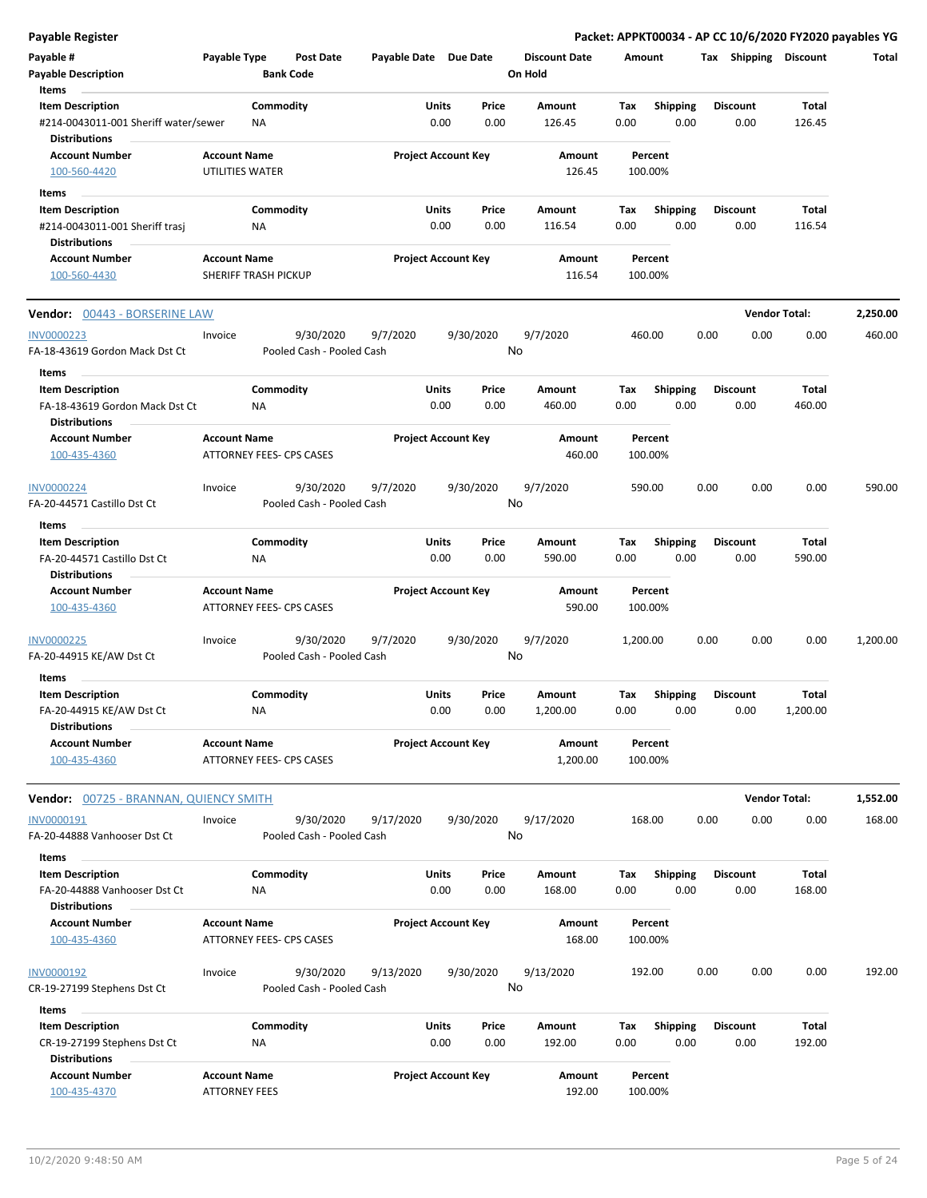| Payable # | Payable Type | Post Date | Payable Date | Due Date | Discount Date | Amount | Tax | Shipping | Discount | Total |
|---|---|---|---|---|---|---|---|---|---|---|
| Payable Description | | Bank Code | | | On Hold | | | | | |

**Items**

| Item Description | Commodity | Units | Price | Amount | Tax | Shipping | Discount | Total |
|---|---|---|---|---|---|---|---|---|
| #214-0043011-001 Sheriff water/sewer | NA | 0.00 | 0.00 | 126.45 | 0.00 | 0.00 | 0.00 | 126.45 |

**Distributions**

| Account Number | Account Name | Project Account Key | Amount | Percent |
|---|---|---|---|---|
| 100-560-4420 | UTILITIES WATER | | 126.45 | 100.00% |

**Items**

| Item Description | Commodity | Units | Price | Amount | Tax | Shipping | Discount | Total |
|---|---|---|---|---|---|---|---|---|
| #214-0043011-001 Sheriff trasj | NA | 0.00 | 0.00 | 116.54 | 0.00 | 0.00 | 0.00 | 116.54 |

**Distributions**

| Account Number | Account Name | Project Account Key | Amount | Percent |
|---|---|---|---|---|
| 100-560-4430 | SHERIFF TRASH PICKUP | | 116.54 | 100.00% |

---

**Vendor: 00443 - BORSERINE LAW** — **Vendor Total: 2,250.00**

| Payable # | Payable Type | Post Date | Payable Date | Due Date | Discount Date | Amount | Tax | Shipping | Discount | Total |
|---|---|---|---|---|---|---|---|---|---|---|
| INV0000223 | Invoice | 9/30/2020 | 9/7/2020 | 9/30/2020 | 9/7/2020 | 460.00 | 0.00 | 0.00 | 0.00 | 460.00 |
| FA-18-43619 Gordon Mack Dst Ct | | Pooled Cash - Pooled Cash | | | No | | | | | |

**Items**

| Item Description | Commodity | Units | Price | Amount | Tax | Shipping | Discount | Total |
|---|---|---|---|---|---|---|---|---|
| FA-18-43619 Gordon Mack Dst Ct | NA | 0.00 | 0.00 | 460.00 | 0.00 | 0.00 | 0.00 | 460.00 |

**Distributions**

| Account Number | Account Name | Project Account Key | Amount | Percent |
|---|---|---|---|---|
| 100-435-4360 | ATTORNEY FEES- CPS CASES | | 460.00 | 100.00% |

| Payable # | Payable Type | Post Date | Payable Date | Due Date | Discount Date | Amount | Tax | Shipping | Discount | Total |
|---|---|---|---|---|---|---|---|---|---|---|
| INV0000224 | Invoice | 9/30/2020 | 9/7/2020 | 9/30/2020 | 9/7/2020 | 590.00 | 0.00 | 0.00 | 0.00 | 590.00 |
| FA-20-44571 Castillo Dst Ct | | Pooled Cash - Pooled Cash | | | No | | | | | |

**Items**

| Item Description | Commodity | Units | Price | Amount | Tax | Shipping | Discount | Total |
|---|---|---|---|---|---|---|---|---|
| FA-20-44571 Castillo Dst Ct | NA | 0.00 | 0.00 | 590.00 | 0.00 | 0.00 | 0.00 | 590.00 |

**Distributions**

| Account Number | Account Name | Project Account Key | Amount | Percent |
|---|---|---|---|---|
| 100-435-4360 | ATTORNEY FEES- CPS CASES | | 590.00 | 100.00% |

| Payable # | Payable Type | Post Date | Payable Date | Due Date | Discount Date | Amount | Tax | Shipping | Discount | Total |
|---|---|---|---|---|---|---|---|---|---|---|
| INV0000225 | Invoice | 9/30/2020 | 9/7/2020 | 9/30/2020 | 9/7/2020 | 1,200.00 | 0.00 | 0.00 | 0.00 | 1,200.00 |
| FA-20-44915 KE/AW Dst Ct | | Pooled Cash - Pooled Cash | | | No | | | | | |

**Items**

| Item Description | Commodity | Units | Price | Amount | Tax | Shipping | Discount | Total |
|---|---|---|---|---|---|---|---|---|
| FA-20-44915 KE/AW Dst Ct | NA | 0.00 | 0.00 | 1,200.00 | 0.00 | 0.00 | 0.00 | 1,200.00 |

**Distributions**

| Account Number | Account Name | Project Account Key | Amount | Percent |
|---|---|---|---|---|
| 100-435-4360 | ATTORNEY FEES- CPS CASES | | 1,200.00 | 100.00% |

---

**Vendor: 00725 - BRANNAN, QUIENCY SMITH** — **Vendor Total: 1,552.00**

| Payable # | Payable Type | Post Date | Payable Date | Due Date | Discount Date | Amount | Tax | Shipping | Discount | Total |
|---|---|---|---|---|---|---|---|---|---|---|
| INV0000191 | Invoice | 9/30/2020 | 9/17/2020 | 9/30/2020 | 9/17/2020 | 168.00 | 0.00 | 0.00 | 0.00 | 168.00 |
| FA-20-44888 Vanhooser Dst Ct | | Pooled Cash - Pooled Cash | | | No | | | | | |

**Items**

| Item Description | Commodity | Units | Price | Amount | Tax | Shipping | Discount | Total |
|---|---|---|---|---|---|---|---|---|
| FA-20-44888 Vanhooser Dst Ct | NA | 0.00 | 0.00 | 168.00 | 0.00 | 0.00 | 0.00 | 168.00 |

**Distributions**

| Account Number | Account Name | Project Account Key | Amount | Percent |
|---|---|---|---|---|
| 100-435-4360 | ATTORNEY FEES- CPS CASES | | 168.00 | 100.00% |

| Payable # | Payable Type | Post Date | Payable Date | Due Date | Discount Date | Amount | Tax | Shipping | Discount | Total |
|---|---|---|---|---|---|---|---|---|---|---|
| INV0000192 | Invoice | 9/30/2020 | 9/13/2020 | 9/30/2020 | 9/13/2020 | 192.00 | 0.00 | 0.00 | 0.00 | 192.00 |
| CR-19-27199 Stephens Dst Ct | | Pooled Cash - Pooled Cash | | | No | | | | | |

**Items**

| Item Description | Commodity | Units | Price | Amount | Tax | Shipping | Discount | Total |
|---|---|---|---|---|---|---|---|---|
| CR-19-27199 Stephens Dst Ct | NA | 0.00 | 0.00 | 192.00 | 0.00 | 0.00 | 0.00 | 192.00 |

**Distributions**

| Account Number | Account Name | Project Account Key | Amount | Percent |
|---|---|---|---|---|
| 100-435-4370 | ATTORNEY FEES | | 192.00 | 100.00% |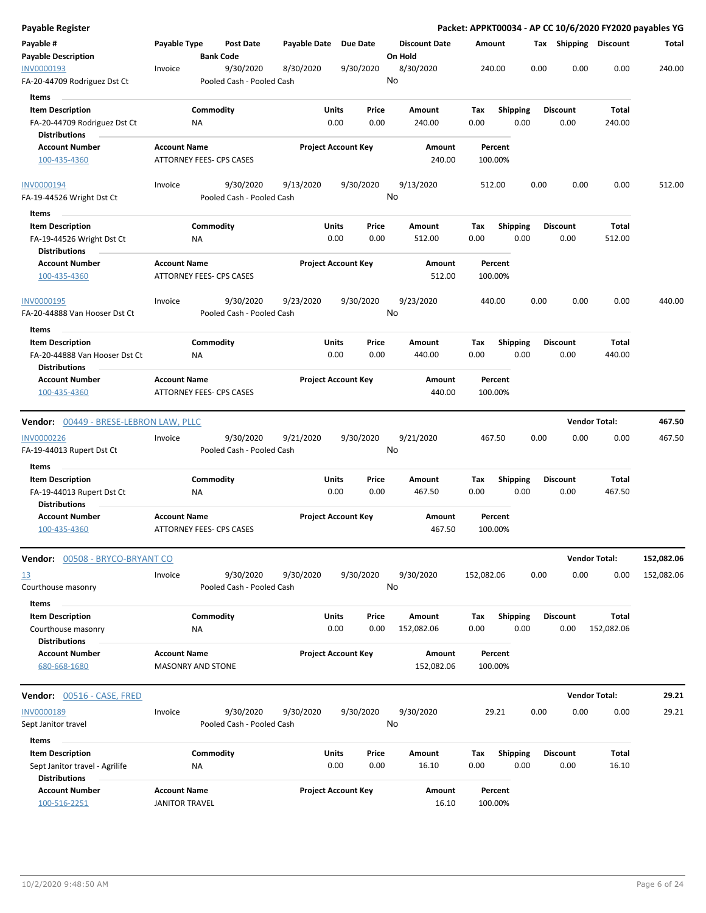# Payable Register

**Packet: APPKT00034 - AP CC 10/6/2020 FY2020 payables YG**

| Payable # / Payable Description | Payable Type | Post Date / Bank Code | Payable Date | Due Date | Discount Date / On Hold | Amount | Tax | Shipping | Discount | Total |
|---|---|---|---|---|---|---|---|---|---|---|
| INV0000193 | Invoice | 9/30/2020 | 8/30/2020 | 9/30/2020 | 8/30/2020 | 240.00 | 0.00 | 0.00 | 0.00 | 240.00 |
| FA-20-44709 Rodriguez Dst Ct | | Pooled Cash - Pooled Cash | | | No | | | | | |

**Items**

| Item Description | Commodity | Units | Price | Amount | Tax | Shipping | Discount | Total |
|---|---|---|---|---|---|---|---|---|
| FA-20-44709 Rodriguez Dst Ct | NA | 0.00 | 0.00 | 240.00 | 0.00 | 0.00 | 0.00 | 240.00 |

**Distributions**

| Account Number | Account Name | Project Account Key | Amount | Percent |
|---|---|---|---|---|
| 100-435-4360 | ATTORNEY FEES- CPS CASES | | 240.00 | 100.00% |

| Payable # / Payable Description | Payable Type | Post Date / Bank Code | Payable Date | Due Date | Discount Date / On Hold | Amount | Tax | Shipping | Discount | Total |
|---|---|---|---|---|---|---|---|---|---|---|
| INV0000194 | Invoice | 9/30/2020 | 9/13/2020 | 9/30/2020 | 9/13/2020 | 512.00 | 0.00 | 0.00 | 0.00 | 512.00 |
| FA-19-44526 Wright Dst Ct | | Pooled Cash - Pooled Cash | | | No | | | | | |

**Items**

| Item Description | Commodity | Units | Price | Amount | Tax | Shipping | Discount | Total |
|---|---|---|---|---|---|---|---|---|
| FA-19-44526 Wright Dst Ct | NA | 0.00 | 0.00 | 512.00 | 0.00 | 0.00 | 0.00 | 512.00 |

**Distributions**

| Account Number | Account Name | Project Account Key | Amount | Percent |
|---|---|---|---|---|
| 100-435-4360 | ATTORNEY FEES- CPS CASES | | 512.00 | 100.00% |

| Payable # / Payable Description | Payable Type | Post Date / Bank Code | Payable Date | Due Date | Discount Date / On Hold | Amount | Tax | Shipping | Discount | Total |
|---|---|---|---|---|---|---|---|---|---|---|
| INV0000195 | Invoice | 9/30/2020 | 9/23/2020 | 9/30/2020 | 9/23/2020 | 440.00 | 0.00 | 0.00 | 0.00 | 440.00 |
| FA-20-44888 Van Hooser Dst Ct | | Pooled Cash - Pooled Cash | | | No | | | | | |

**Items**

| Item Description | Commodity | Units | Price | Amount | Tax | Shipping | Discount | Total |
|---|---|---|---|---|---|---|---|---|
| FA-20-44888 Van Hooser Dst Ct | NA | 0.00 | 0.00 | 440.00 | 0.00 | 0.00 | 0.00 | 440.00 |

**Distributions**

| Account Number | Account Name | Project Account Key | Amount | Percent |
|---|---|---|---|---|
| 100-435-4360 | ATTORNEY FEES- CPS CASES | | 440.00 | 100.00% |

## Vendor: 00449 - BRESE-LEBRON LAW, PLLC — Vendor Total: 467.50

| Payable # / Payable Description | Payable Type | Post Date / Bank Code | Payable Date | Due Date | Discount Date / On Hold | Amount | Tax | Shipping | Discount | Total |
|---|---|---|---|---|---|---|---|---|---|---|
| INV0000226 | Invoice | 9/30/2020 | 9/21/2020 | 9/30/2020 | 9/21/2020 | 467.50 | 0.00 | 0.00 | 0.00 | 467.50 |
| FA-19-44013 Rupert Dst Ct | | Pooled Cash - Pooled Cash | | | No | | | | | |

**Items**

| Item Description | Commodity | Units | Price | Amount | Tax | Shipping | Discount | Total |
|---|---|---|---|---|---|---|---|---|
| FA-19-44013 Rupert Dst Ct | NA | 0.00 | 0.00 | 467.50 | 0.00 | 0.00 | 0.00 | 467.50 |

**Distributions**

| Account Number | Account Name | Project Account Key | Amount | Percent |
|---|---|---|---|---|
| 100-435-4360 | ATTORNEY FEES- CPS CASES | | 467.50 | 100.00% |

## Vendor: 00508 - BRYCO-BRYANT CO — Vendor Total: 152,082.06

| Payable # / Payable Description | Payable Type | Post Date / Bank Code | Payable Date | Due Date | Discount Date / On Hold | Amount | Tax | Shipping | Discount | Total |
|---|---|---|---|---|---|---|---|---|---|---|
| 13 | Invoice | 9/30/2020 | 9/30/2020 | 9/30/2020 | 9/30/2020 | 152,082.06 | 0.00 | 0.00 | 0.00 | 152,082.06 |
| Courthouse masonry | | Pooled Cash - Pooled Cash | | | No | | | | | |

**Items**

| Item Description | Commodity | Units | Price | Amount | Tax | Shipping | Discount | Total |
|---|---|---|---|---|---|---|---|---|
| Courthouse masonry | NA | 0.00 | 0.00 | 152,082.06 | 0.00 | 0.00 | 0.00 | 152,082.06 |

**Distributions**

| Account Number | Account Name | Project Account Key | Amount | Percent |
|---|---|---|---|---|
| 680-668-1680 | MASONRY AND STONE | | 152,082.06 | 100.00% |

## Vendor: 00516 - CASE, FRED — Vendor Total: 29.21

| Payable # / Payable Description | Payable Type | Post Date / Bank Code | Payable Date | Due Date | Discount Date / On Hold | Amount | Tax | Shipping | Discount | Total |
|---|---|---|---|---|---|---|---|---|---|---|
| INV0000189 | Invoice | 9/30/2020 | 9/30/2020 | 9/30/2020 | 9/30/2020 | 29.21 | 0.00 | 0.00 | 0.00 | 29.21 |
| Sept Janitor travel | | Pooled Cash - Pooled Cash | | | No | | | | | |

**Items**

| Item Description | Commodity | Units | Price | Amount | Tax | Shipping | Discount | Total |
|---|---|---|---|---|---|---|---|---|
| Sept Janitor travel - Agrilife | NA | 0.00 | 0.00 | 16.10 | 0.00 | 0.00 | 0.00 | 16.10 |

**Distributions**

| Account Number | Account Name | Project Account Key | Amount | Percent |
|---|---|---|---|---|
| 100-516-2251 | JANITOR TRAVEL | | 16.10 | 100.00% |

10/2/2020 9:48:50 AM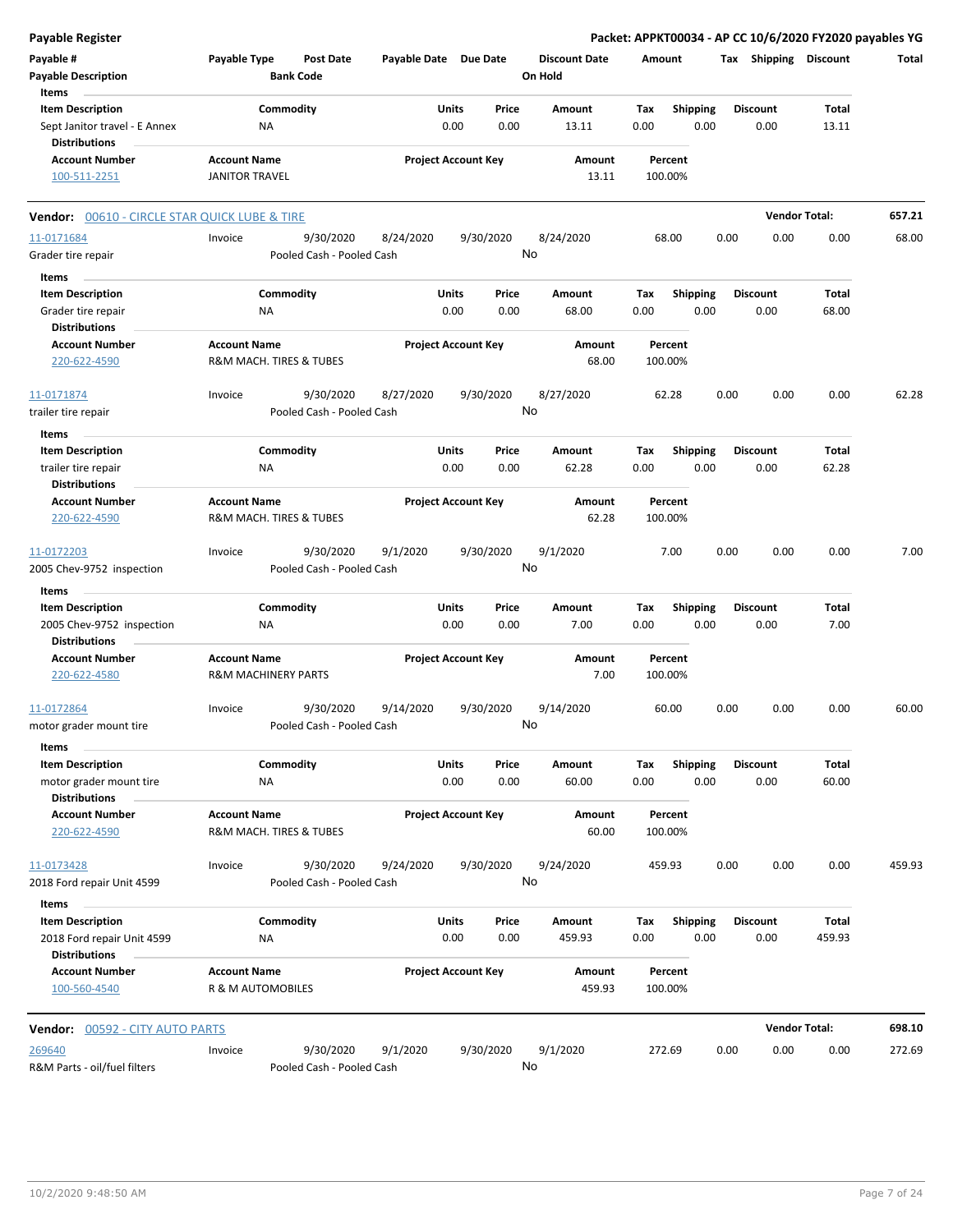| Payable # | Payable Type | Post Date | Payable Date | Due Date | Discount Date | Amount | Tax | Shipping | Discount | Total |
|---|---|---|---|---|---|---|---|---|---|---|
| Payable Description | | Bank Code | | | On Hold | | | | | |

**Items**

| Item Description | Commodity | Units | Price | Amount | Tax | Shipping | Discount | Total |
|---|---|---|---|---|---|---|---|---|
| Sept Janitor travel - E Annex | NA | 0.00 | 0.00 | 13.11 | 0.00 | 0.00 | 0.00 | 13.11 |

**Distributions**

| Account Number | Account Name | Project Account Key | Amount | Percent |
|---|---|---|---|---|
| 100-511-2251 | JANITOR TRAVEL | | 13.11 | 100.00% |

**Vendor:** 00610 - CIRCLE STAR QUICK LUBE & TIRE — **Vendor Total: 657.21**

| Payable # | Payable Type | Post Date | Payable Date | Due Date | Discount Date | Amount | Tax | Shipping | Discount | Total |
|---|---|---|---|---|---|---|---|---|---|---|
| 11-0171684 | Invoice | 9/30/2020 | 8/24/2020 | 9/30/2020 | 8/24/2020 | 68.00 | 0.00 | 0.00 | 0.00 | 68.00 |
| Grader tire repair | | Pooled Cash - Pooled Cash | | | No | | | | | |

**Items**

| Item Description | Commodity | Units | Price | Amount | Tax | Shipping | Discount | Total |
|---|---|---|---|---|---|---|---|---|
| Grader tire repair | NA | 0.00 | 0.00 | 68.00 | 0.00 | 0.00 | 0.00 | 68.00 |

**Distributions**

| Account Number | Account Name | Project Account Key | Amount | Percent |
|---|---|---|---|---|
| 220-622-4590 | R&M MACH. TIRES & TUBES | | 68.00 | 100.00% |

| Payable # | Payable Type | Post Date | Payable Date | Due Date | Discount Date | Amount | Tax | Shipping | Discount | Total |
|---|---|---|---|---|---|---|---|---|---|---|
| 11-0171874 | Invoice | 9/30/2020 | 8/27/2020 | 9/30/2020 | 8/27/2020 | 62.28 | 0.00 | 0.00 | 0.00 | 62.28 |
| trailer tire repair | | Pooled Cash - Pooled Cash | | | No | | | | | |

**Items**

| Item Description | Commodity | Units | Price | Amount | Tax | Shipping | Discount | Total |
|---|---|---|---|---|---|---|---|---|
| trailer tire repair | NA | 0.00 | 0.00 | 62.28 | 0.00 | 0.00 | 0.00 | 62.28 |

**Distributions**

| Account Number | Account Name | Project Account Key | Amount | Percent |
|---|---|---|---|---|
| 220-622-4590 | R&M MACH. TIRES & TUBES | | 62.28 | 100.00% |

| Payable # | Payable Type | Post Date | Payable Date | Due Date | Discount Date | Amount | Tax | Shipping | Discount | Total |
|---|---|---|---|---|---|---|---|---|---|---|
| 11-0172203 | Invoice | 9/30/2020 | 9/1/2020 | 9/30/2020 | 9/1/2020 | 7.00 | 0.00 | 0.00 | 0.00 | 7.00 |
| 2005 Chev-9752 inspection | | Pooled Cash - Pooled Cash | | | No | | | | | |

**Items**

| Item Description | Commodity | Units | Price | Amount | Tax | Shipping | Discount | Total |
|---|---|---|---|---|---|---|---|---|
| 2005 Chev-9752 inspection | NA | 0.00 | 0.00 | 7.00 | 0.00 | 0.00 | 0.00 | 7.00 |

**Distributions**

| Account Number | Account Name | Project Account Key | Amount | Percent |
|---|---|---|---|---|
| 220-622-4580 | R&M MACHINERY PARTS | | 7.00 | 100.00% |

| Payable # | Payable Type | Post Date | Payable Date | Due Date | Discount Date | Amount | Tax | Shipping | Discount | Total |
|---|---|---|---|---|---|---|---|---|---|---|
| 11-0172864 | Invoice | 9/30/2020 | 9/14/2020 | 9/30/2020 | 9/14/2020 | 60.00 | 0.00 | 0.00 | 0.00 | 60.00 |
| motor grader mount tire | | Pooled Cash - Pooled Cash | | | No | | | | | |

**Items**

| Item Description | Commodity | Units | Price | Amount | Tax | Shipping | Discount | Total |
|---|---|---|---|---|---|---|---|---|
| motor grader mount tire | NA | 0.00 | 0.00 | 60.00 | 0.00 | 0.00 | 0.00 | 60.00 |

**Distributions**

| Account Number | Account Name | Project Account Key | Amount | Percent |
|---|---|---|---|---|
| 220-622-4590 | R&M MACH. TIRES & TUBES | | 60.00 | 100.00% |

| Payable # | Payable Type | Post Date | Payable Date | Due Date | Discount Date | Amount | Tax | Shipping | Discount | Total |
|---|---|---|---|---|---|---|---|---|---|---|
| 11-0173428 | Invoice | 9/30/2020 | 9/24/2020 | 9/30/2020 | 9/24/2020 | 459.93 | 0.00 | 0.00 | 0.00 | 459.93 |
| 2018 Ford repair Unit 4599 | | Pooled Cash - Pooled Cash | | | No | | | | | |

**Items**

| Item Description | Commodity | Units | Price | Amount | Tax | Shipping | Discount | Total |
|---|---|---|---|---|---|---|---|---|
| 2018 Ford repair Unit 4599 | NA | 0.00 | 0.00 | 459.93 | 0.00 | 0.00 | 0.00 | 459.93 |

**Distributions**

| Account Number | Account Name | Project Account Key | Amount | Percent |
|---|---|---|---|---|
| 100-560-4540 | R & M AUTOMOBILES | | 459.93 | 100.00% |

**Vendor:** 00592 - CITY AUTO PARTS — **Vendor Total: 698.10**

| Payable # | Payable Type | Post Date | Payable Date | Due Date | Discount Date | Amount | Tax | Shipping | Discount | Total |
|---|---|---|---|---|---|---|---|---|---|---|
| 269640 | Invoice | 9/30/2020 | 9/1/2020 | 9/30/2020 | 9/1/2020 | 272.69 | 0.00 | 0.00 | 0.00 | 272.69 |
| R&M Parts - oil/fuel filters | | Pooled Cash - Pooled Cash | | | No | | | | | |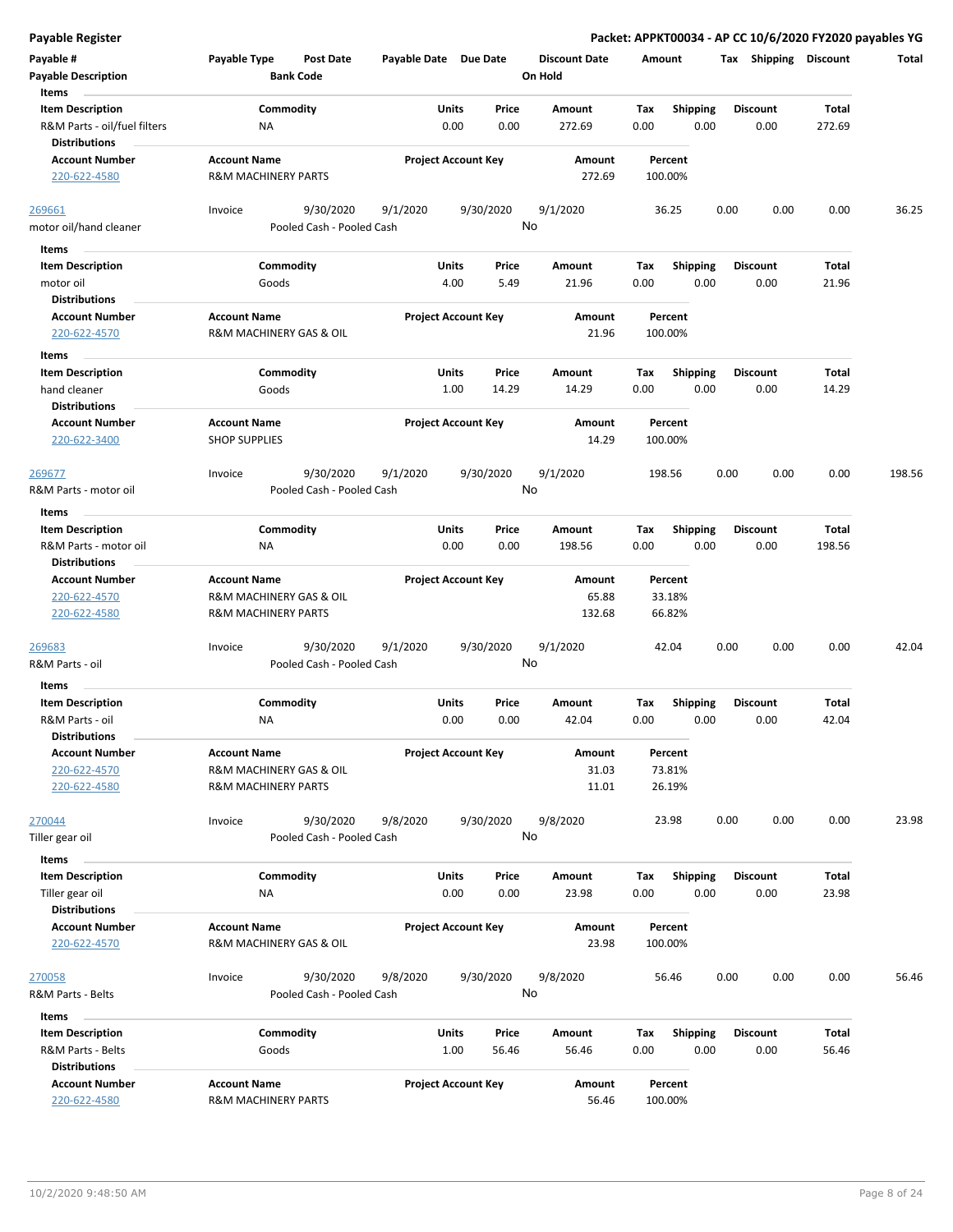# Payable Register

**Packet: APPKT00034 - AP CC 10/6/2020 FY2020 payables YG**

| Payable # | Payable Type | Post Date | Payable Date | Due Date | Discount Date | Amount | Tax | Shipping | Discount | Total |
|---|---|---|---|---|---|---|---|---|---|---|
| **Payable Description** | | **Bank Code** | | | **On Hold** | | | | | |

**Items**

| Item Description | Commodity | Units | Price | Amount | Tax | Shipping | Discount | Total |
|---|---|---|---|---|---|---|---|---|
| R&M Parts - oil/fuel filters | NA | 0.00 | 0.00 | 272.69 | 0.00 | 0.00 | 0.00 | 272.69 |

**Distributions**

| Account Number | Account Name | Project Account Key | Amount | Percent |
|---|---|---|---|---|
| 220-622-4580 | R&M MACHINERY PARTS | | 272.69 | 100.00% |

| Payable # | Payable Type | Post Date | Payable Date | Due Date | Discount Date | Amount | Tax | Shipping | Discount | Total |
|---|---|---|---|---|---|---|---|---|---|---|
| 269661 | Invoice | 9/30/2020 | 9/1/2020 | 9/30/2020 | 9/1/2020 | 36.25 | 0.00 | 0.00 | 0.00 | 36.25 |
| motor oil/hand cleaner | | Pooled Cash - Pooled Cash | | | No | | | | | |

**Items**

| Item Description | Commodity | Units | Price | Amount | Tax | Shipping | Discount | Total |
|---|---|---|---|---|---|---|---|---|
| motor oil | Goods | 4.00 | 5.49 | 21.96 | 0.00 | 0.00 | 0.00 | 21.96 |

**Distributions**

| Account Number | Account Name | Project Account Key | Amount | Percent |
|---|---|---|---|---|
| 220-622-4570 | R&M MACHINERY GAS & OIL | | 21.96 | 100.00% |

**Items**

| Item Description | Commodity | Units | Price | Amount | Tax | Shipping | Discount | Total |
|---|---|---|---|---|---|---|---|---|
| hand cleaner | Goods | 1.00 | 14.29 | 14.29 | 0.00 | 0.00 | 0.00 | 14.29 |

**Distributions**

| Account Number | Account Name | Project Account Key | Amount | Percent |
|---|---|---|---|---|
| 220-622-3400 | SHOP SUPPLIES | | 14.29 | 100.00% |

| Payable # | Payable Type | Post Date | Payable Date | Due Date | Discount Date | Amount | Tax | Shipping | Discount | Total |
|---|---|---|---|---|---|---|---|---|---|---|
| 269677 | Invoice | 9/30/2020 | 9/1/2020 | 9/30/2020 | 9/1/2020 | 198.56 | 0.00 | 0.00 | 0.00 | 198.56 |
| R&M Parts - motor oil | | Pooled Cash - Pooled Cash | | | No | | | | | |

**Items**

| Item Description | Commodity | Units | Price | Amount | Tax | Shipping | Discount | Total |
|---|---|---|---|---|---|---|---|---|
| R&M Parts - motor oil | NA | 0.00 | 0.00 | 198.56 | 0.00 | 0.00 | 0.00 | 198.56 |

**Distributions**

| Account Number | Account Name | Project Account Key | Amount | Percent |
|---|---|---|---|---|
| 220-622-4570 | R&M MACHINERY GAS & OIL | | 65.88 | 33.18% |
| 220-622-4580 | R&M MACHINERY PARTS | | 132.68 | 66.82% |

| Payable # | Payable Type | Post Date | Payable Date | Due Date | Discount Date | Amount | Tax | Shipping | Discount | Total |
|---|---|---|---|---|---|---|---|---|---|---|
| 269683 | Invoice | 9/30/2020 | 9/1/2020 | 9/30/2020 | 9/1/2020 | 42.04 | 0.00 | 0.00 | 0.00 | 42.04 |
| R&M Parts - oil | | Pooled Cash - Pooled Cash | | | No | | | | | |

**Items**

| Item Description | Commodity | Units | Price | Amount | Tax | Shipping | Discount | Total |
|---|---|---|---|---|---|---|---|---|
| R&M Parts - oil | NA | 0.00 | 0.00 | 42.04 | 0.00 | 0.00 | 0.00 | 42.04 |

**Distributions**

| Account Number | Account Name | Project Account Key | Amount | Percent |
|---|---|---|---|---|
| 220-622-4570 | R&M MACHINERY GAS & OIL | | 31.03 | 73.81% |
| 220-622-4580 | R&M MACHINERY PARTS | | 11.01 | 26.19% |

| Payable # | Payable Type | Post Date | Payable Date | Due Date | Discount Date | Amount | Tax | Shipping | Discount | Total |
|---|---|---|---|---|---|---|---|---|---|---|
| 270044 | Invoice | 9/30/2020 | 9/8/2020 | 9/30/2020 | 9/8/2020 | 23.98 | 0.00 | 0.00 | 0.00 | 23.98 |
| Tiller gear oil | | Pooled Cash - Pooled Cash | | | No | | | | | |

**Items**

| Item Description | Commodity | Units | Price | Amount | Tax | Shipping | Discount | Total |
|---|---|---|---|---|---|---|---|---|
| Tiller gear oil | NA | 0.00 | 0.00 | 23.98 | 0.00 | 0.00 | 0.00 | 23.98 |

**Distributions**

| Account Number | Account Name | Project Account Key | Amount | Percent |
|---|---|---|---|---|
| 220-622-4570 | R&M MACHINERY GAS & OIL | | 23.98 | 100.00% |

| Payable # | Payable Type | Post Date | Payable Date | Due Date | Discount Date | Amount | Tax | Shipping | Discount | Total |
|---|---|---|---|---|---|---|---|---|---|---|
| 270058 | Invoice | 9/30/2020 | 9/8/2020 | 9/30/2020 | 9/8/2020 | 56.46 | 0.00 | 0.00 | 0.00 | 56.46 |
| R&M Parts - Belts | | Pooled Cash - Pooled Cash | | | No | | | | | |

**Items**

| Item Description | Commodity | Units | Price | Amount | Tax | Shipping | Discount | Total |
|---|---|---|---|---|---|---|---|---|
| R&M Parts - Belts | Goods | 1.00 | 56.46 | 56.46 | 0.00 | 0.00 | 0.00 | 56.46 |

**Distributions**

| Account Number | Account Name | Project Account Key | Amount | Percent |
|---|---|---|---|---|
| 220-622-4580 | R&M MACHINERY PARTS | | 56.46 | 100.00% |

10/2/2020 9:48:50 AM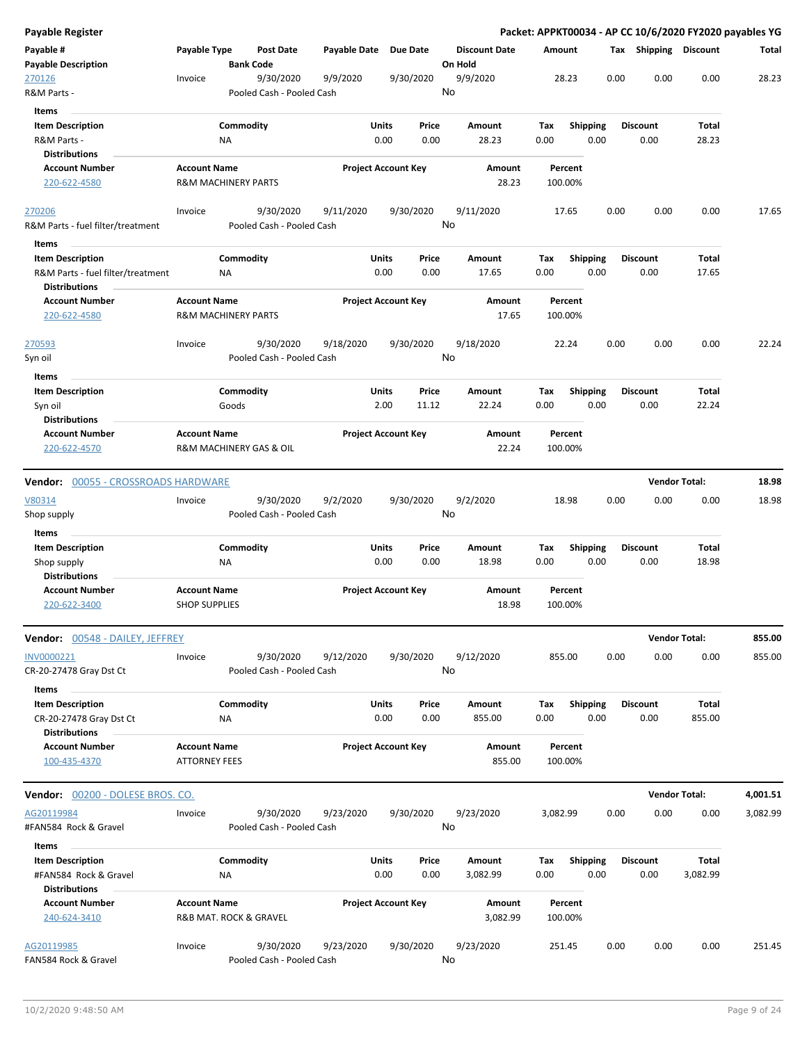**Payable Register** — **Packet: APPKT00034 - AP CC 10/6/2020 FY2020 payables YG**

| Payable # / Payable Description | Payable Type | Post Date / Bank Code | Payable Date | Due Date | Discount Date / On Hold | Amount | Tax | Shipping | Discount | Total |
|---|---|---|---|---|---|---|---|---|---|---|
| 270126 | Invoice | 9/30/2020 | 9/9/2020 | 9/30/2020 | 9/9/2020 | 28.23 | 0.00 | 0.00 | 0.00 | 28.23 |
| R&M Parts - | | Pooled Cash - Pooled Cash | | | No | | | | | |

**Items**

| Item Description | Commodity | Units | Price | Amount | Tax | Shipping | Discount | Total |
|---|---|---|---|---|---|---|---|---|
| R&M Parts - | NA | 0.00 | 0.00 | 28.23 | 0.00 | 0.00 | 0.00 | 28.23 |

**Distributions**

| Account Number | Account Name | Project Account Key | Amount | Percent |
|---|---|---|---|---|
| 220-622-4580 | R&M MACHINERY PARTS | | 28.23 | 100.00% |

| Payable # / Payable Description | Payable Type | Post Date / Bank Code | Payable Date | Due Date | Discount Date / On Hold | Amount | Tax | Shipping | Discount | Total |
|---|---|---|---|---|---|---|---|---|---|---|
| 270206 | Invoice | 9/30/2020 | 9/11/2020 | 9/30/2020 | 9/11/2020 | 17.65 | 0.00 | 0.00 | 0.00 | 17.65 |
| R&M Parts - fuel filter/treatment | | Pooled Cash - Pooled Cash | | | No | | | | | |

**Items**

| Item Description | Commodity | Units | Price | Amount | Tax | Shipping | Discount | Total |
|---|---|---|---|---|---|---|---|---|
| R&M Parts - fuel filter/treatment | NA | 0.00 | 0.00 | 17.65 | 0.00 | 0.00 | 0.00 | 17.65 |

**Distributions**

| Account Number | Account Name | Project Account Key | Amount | Percent |
|---|---|---|---|---|
| 220-622-4580 | R&M MACHINERY PARTS | | 17.65 | 100.00% |

| Payable # / Payable Description | Payable Type | Post Date / Bank Code | Payable Date | Due Date | Discount Date / On Hold | Amount | Tax | Shipping | Discount | Total |
|---|---|---|---|---|---|---|---|---|---|---|
| 270593 | Invoice | 9/30/2020 | 9/18/2020 | 9/30/2020 | 9/18/2020 | 22.24 | 0.00 | 0.00 | 0.00 | 22.24 |
| Syn oil | | Pooled Cash - Pooled Cash | | | No | | | | | |

**Items**

| Item Description | Commodity | Units | Price | Amount | Tax | Shipping | Discount | Total |
|---|---|---|---|---|---|---|---|---|
| Syn oil | Goods | 2.00 | 11.12 | 22.24 | 0.00 | 0.00 | 0.00 | 22.24 |

**Distributions**

| Account Number | Account Name | Project Account Key | Amount | Percent |
|---|---|---|---|---|
| 220-622-4570 | R&M MACHINERY GAS & OIL | | 22.24 | 100.00% |

**Vendor: 00055 - CROSSROADS HARDWARE** — **Vendor Total: 18.98**

| Payable # / Payable Description | Payable Type | Post Date / Bank Code | Payable Date | Due Date | Discount Date / On Hold | Amount | Tax | Shipping | Discount | Total |
|---|---|---|---|---|---|---|---|---|---|---|
| V80314 | Invoice | 9/30/2020 | 9/2/2020 | 9/30/2020 | 9/2/2020 | 18.98 | 0.00 | 0.00 | 0.00 | 18.98 |
| Shop supply | | Pooled Cash - Pooled Cash | | | No | | | | | |

**Items**

| Item Description | Commodity | Units | Price | Amount | Tax | Shipping | Discount | Total |
|---|---|---|---|---|---|---|---|---|
| Shop supply | NA | 0.00 | 0.00 | 18.98 | 0.00 | 0.00 | 0.00 | 18.98 |

**Distributions**

| Account Number | Account Name | Project Account Key | Amount | Percent |
|---|---|---|---|---|
| 220-622-3400 | SHOP SUPPLIES | | 18.98 | 100.00% |

**Vendor: 00548 - DAILEY, JEFFREY** — **Vendor Total: 855.00**

| Payable # / Payable Description | Payable Type | Post Date / Bank Code | Payable Date | Due Date | Discount Date / On Hold | Amount | Tax | Shipping | Discount | Total |
|---|---|---|---|---|---|---|---|---|---|---|
| INV0000221 | Invoice | 9/30/2020 | 9/12/2020 | 9/30/2020 | 9/12/2020 | 855.00 | 0.00 | 0.00 | 0.00 | 855.00 |
| CR-20-27478 Gray Dst Ct | | Pooled Cash - Pooled Cash | | | No | | | | | |

**Items**

| Item Description | Commodity | Units | Price | Amount | Tax | Shipping | Discount | Total |
|---|---|---|---|---|---|---|---|---|
| CR-20-27478 Gray Dst Ct | NA | 0.00 | 0.00 | 855.00 | 0.00 | 0.00 | 0.00 | 855.00 |

**Distributions**

| Account Number | Account Name | Project Account Key | Amount | Percent |
|---|---|---|---|---|
| 100-435-4370 | ATTORNEY FEES | | 855.00 | 100.00% |

**Vendor: 00200 - DOLESE BROS. CO.** — **Vendor Total: 4,001.51**

| Payable # / Payable Description | Payable Type | Post Date / Bank Code | Payable Date | Due Date | Discount Date / On Hold | Amount | Tax | Shipping | Discount | Total |
|---|---|---|---|---|---|---|---|---|---|---|
| AG20119984 | Invoice | 9/30/2020 | 9/23/2020 | 9/30/2020 | 9/23/2020 | 3,082.99 | 0.00 | 0.00 | 0.00 | 3,082.99 |
| #FAN584 Rock & Gravel | | Pooled Cash - Pooled Cash | | | No | | | | | |

**Items**

| Item Description | Commodity | Units | Price | Amount | Tax | Shipping | Discount | Total |
|---|---|---|---|---|---|---|---|---|
| #FAN584 Rock & Gravel | NA | 0.00 | 0.00 | 3,082.99 | 0.00 | 0.00 | 0.00 | 3,082.99 |

**Distributions**

| Account Number | Account Name | Project Account Key | Amount | Percent |
|---|---|---|---|---|
| 240-624-3410 | R&B MAT. ROCK & GRAVEL | | 3,082.99 | 100.00% |

| Payable # / Payable Description | Payable Type | Post Date / Bank Code | Payable Date | Due Date | Discount Date / On Hold | Amount | Tax | Shipping | Discount | Total |
|---|---|---|---|---|---|---|---|---|---|---|
| AG20119985 | Invoice | 9/30/2020 | 9/23/2020 | 9/30/2020 | 9/23/2020 | 251.45 | 0.00 | 0.00 | 0.00 | 251.45 |
| FAN584 Rock & Gravel | | Pooled Cash - Pooled Cash | | | No | | | | | |

10/2/2020 9:48:50 AM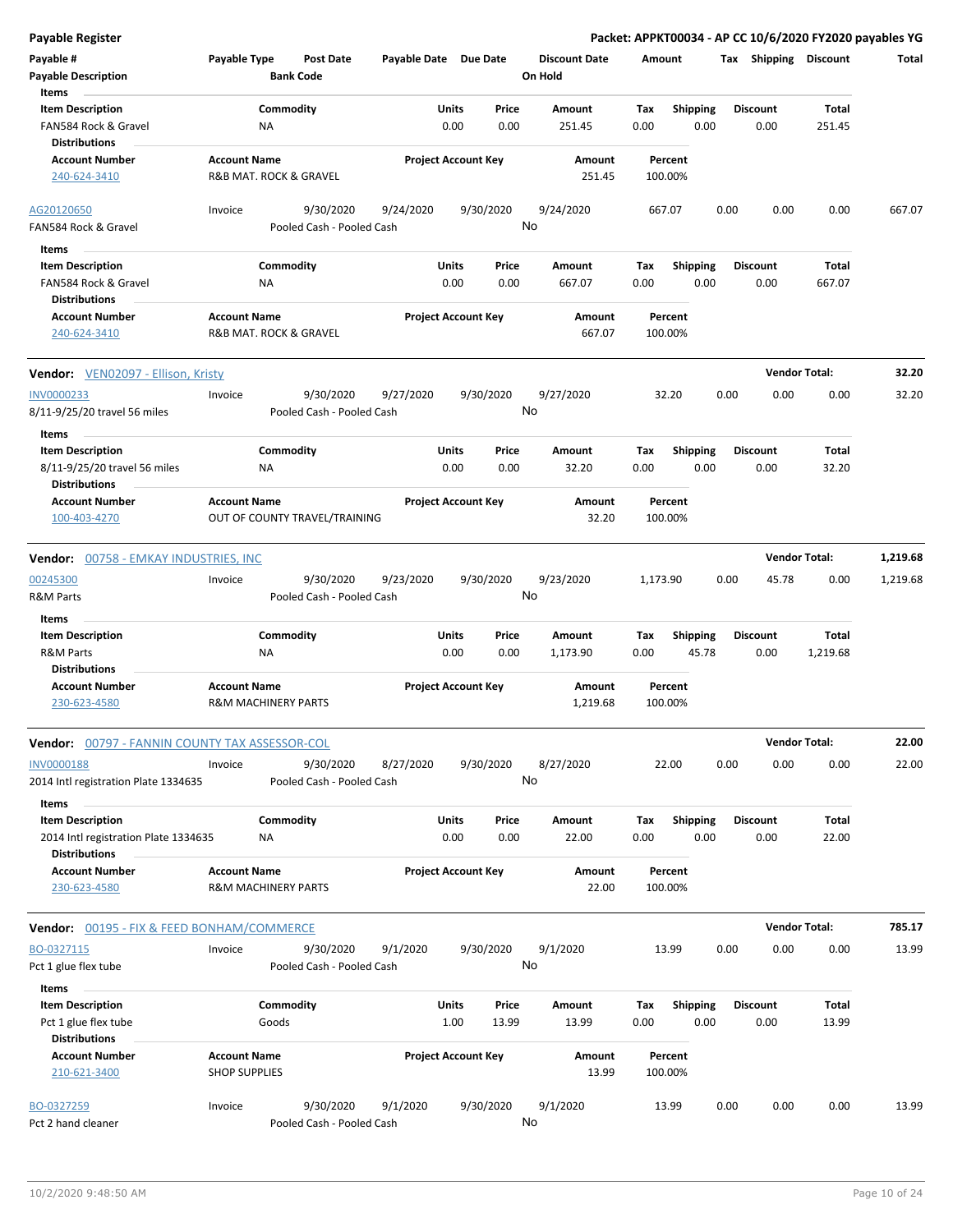**Payable Register** — Packet: APPKT00034 - AP CC 10/6/2020 FY2020 payables YG

| Payable # / Payable Description | Payable Type | Post Date / Bank Code | Payable Date | Due Date | Discount Date / On Hold | Amount | Tax | Shipping | Discount | Total |
|---|---|---|---|---|---|---|---|---|---|---|

**Items**

| Item Description | Commodity | Units | Price | Amount | Tax | Shipping | Discount | Total |
|---|---|---|---|---|---|---|---|---|
| FAN584 Rock & Gravel | NA | 0.00 | 0.00 | 251.45 | 0.00 | 0.00 | 0.00 | 251.45 |

**Distributions**

| Account Number | Account Name | Project Account Key | Amount | Percent |
|---|---|---|---|---|
| 240-624-3410 | R&B MAT. ROCK & GRAVEL | | 251.45 | 100.00% |

| Payable # | Payable Type | Post Date | Payable Date | Due Date | Discount Date | Amount | Tax | Shipping | Discount | Total |
|---|---|---|---|---|---|---|---|---|---|---|
| AG20120650 | Invoice | 9/30/2020 | 9/24/2020 | 9/30/2020 | 9/24/2020 | 667.07 | 0.00 | 0.00 | 0.00 | 667.07 |

FAN584 Rock & Gravel — Pooled Cash - Pooled Cash — On Hold: No

**Items**

| Item Description | Commodity | Units | Price | Amount | Tax | Shipping | Discount | Total |
|---|---|---|---|---|---|---|---|---|
| FAN584 Rock & Gravel | NA | 0.00 | 0.00 | 667.07 | 0.00 | 0.00 | 0.00 | 667.07 |

**Distributions**

| Account Number | Account Name | Project Account Key | Amount | Percent |
|---|---|---|---|---|
| 240-624-3410 | R&B MAT. ROCK & GRAVEL | | 667.07 | 100.00% |

**Vendor: VEN02097 - Ellison, Kristy** — Vendor Total: **32.20**

| Payable # | Payable Type | Post Date | Payable Date | Due Date | Discount Date | Amount | Tax | Shipping | Discount | Total |
|---|---|---|---|---|---|---|---|---|---|---|
| INV0000233 | Invoice | 9/30/2020 | 9/27/2020 | 9/30/2020 | 9/27/2020 | 32.20 | 0.00 | 0.00 | 0.00 | 32.20 |

8/11-9/25/20 travel 56 miles — Pooled Cash - Pooled Cash — On Hold: No

**Items**

| Item Description | Commodity | Units | Price | Amount | Tax | Shipping | Discount | Total |
|---|---|---|---|---|---|---|---|---|
| 8/11-9/25/20 travel 56 miles | NA | 0.00 | 0.00 | 32.20 | 0.00 | 0.00 | 0.00 | 32.20 |

**Distributions**

| Account Number | Account Name | Project Account Key | Amount | Percent |
|---|---|---|---|---|
| 100-403-4270 | OUT OF COUNTY TRAVEL/TRAINING | | 32.20 | 100.00% |

**Vendor: 00758 - EMKAY INDUSTRIES, INC** — Vendor Total: **1,219.68**

| Payable # | Payable Type | Post Date | Payable Date | Due Date | Discount Date | Amount | Tax | Shipping | Discount | Total |
|---|---|---|---|---|---|---|---|---|---|---|
| 00245300 | Invoice | 9/30/2020 | 9/23/2020 | 9/30/2020 | 9/23/2020 | 1,173.90 | 0.00 | 45.78 | 0.00 | 1,219.68 |

R&M Parts — Pooled Cash - Pooled Cash — On Hold: No

**Items**

| Item Description | Commodity | Units | Price | Amount | Tax | Shipping | Discount | Total |
|---|---|---|---|---|---|---|---|---|
| R&M Parts | NA | 0.00 | 0.00 | 1,173.90 | 0.00 | 45.78 | 0.00 | 1,219.68 |

**Distributions**

| Account Number | Account Name | Project Account Key | Amount | Percent |
|---|---|---|---|---|
| 230-623-4580 | R&M MACHINERY PARTS | | 1,219.68 | 100.00% |

**Vendor: 00797 - FANNIN COUNTY TAX ASSESSOR-COL** — Vendor Total: **22.00**

| Payable # | Payable Type | Post Date | Payable Date | Due Date | Discount Date | Amount | Tax | Shipping | Discount | Total |
|---|---|---|---|---|---|---|---|---|---|---|
| INV0000188 | Invoice | 9/30/2020 | 8/27/2020 | 9/30/2020 | 8/27/2020 | 22.00 | 0.00 | 0.00 | 0.00 | 22.00 |

2014 Intl registration Plate 1334635 — Pooled Cash - Pooled Cash — On Hold: No

**Items**

| Item Description | Commodity | Units | Price | Amount | Tax | Shipping | Discount | Total |
|---|---|---|---|---|---|---|---|---|
| 2014 Intl registration Plate 1334635 | NA | 0.00 | 0.00 | 22.00 | 0.00 | 0.00 | 0.00 | 22.00 |

**Distributions**

| Account Number | Account Name | Project Account Key | Amount | Percent |
|---|---|---|---|---|
| 230-623-4580 | R&M MACHINERY PARTS | | 22.00 | 100.00% |

**Vendor: 00195 - FIX & FEED BONHAM/COMMERCE** — Vendor Total: **785.17**

| Payable # | Payable Type | Post Date | Payable Date | Due Date | Discount Date | Amount | Tax | Shipping | Discount | Total |
|---|---|---|---|---|---|---|---|---|---|---|
| BO-0327115 | Invoice | 9/30/2020 | 9/1/2020 | 9/30/2020 | 9/1/2020 | 13.99 | 0.00 | 0.00 | 0.00 | 13.99 |

Pct 1 glue flex tube — Pooled Cash - Pooled Cash — On Hold: No

**Items**

| Item Description | Commodity | Units | Price | Amount | Tax | Shipping | Discount | Total |
|---|---|---|---|---|---|---|---|---|
| Pct 1 glue flex tube | Goods | 1.00 | 13.99 | 13.99 | 0.00 | 0.00 | 0.00 | 13.99 |

**Distributions**

| Account Number | Account Name | Project Account Key | Amount | Percent |
|---|---|---|---|---|
| 210-621-3400 | SHOP SUPPLIES | | 13.99 | 100.00% |

| Payable # | Payable Type | Post Date | Payable Date | Due Date | Discount Date | Amount | Tax | Shipping | Discount | Total |
|---|---|---|---|---|---|---|---|---|---|---|
| BO-0327259 | Invoice | 9/30/2020 | 9/1/2020 | 9/30/2020 | 9/1/2020 | 13.99 | 0.00 | 0.00 | 0.00 | 13.99 |

Pct 2 hand cleaner — Pooled Cash - Pooled Cash — On Hold: No

10/2/2020 9:48:50 AM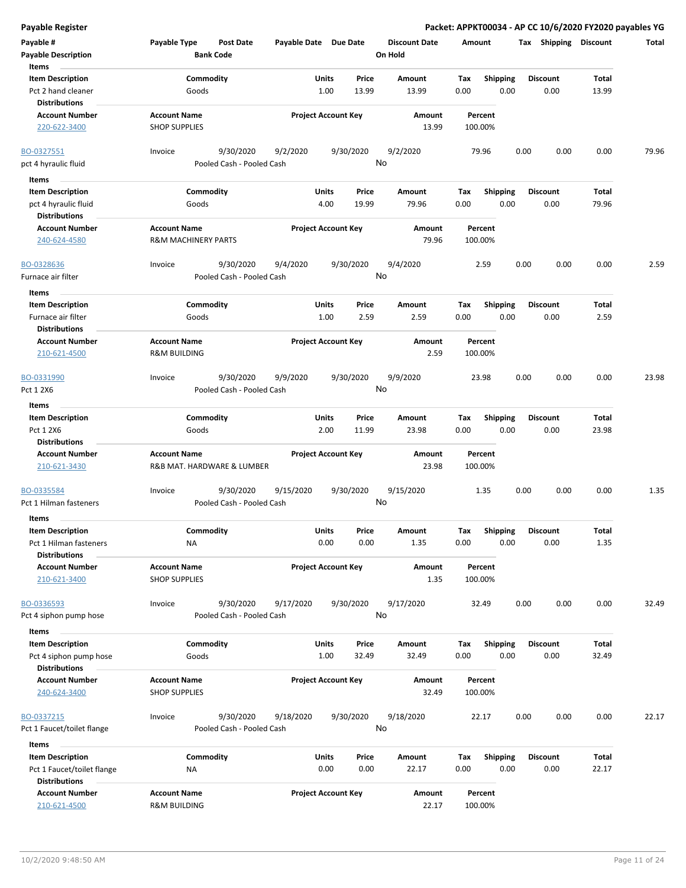**Payable Register** — **Packet: APPKT00034 - AP CC 10/6/2020 FY2020 payables YG**

| Payable # | Payable Type | Post Date | Payable Date | Due Date | Discount Date | Amount | Tax | Shipping | Discount | Total |
|---|---|---|---|---|---|---|---|---|---|---|
| **Payable Description** | | **Bank Code** | | | **On Hold** | | | | | |

**Items**

| Item Description | Commodity | Units | Price | Amount | Tax | Shipping | Discount | Total |
|---|---|---|---|---|---|---|---|---|
| Pct 2 hand cleaner | Goods | 1.00 | 13.99 | 13.99 | 0.00 | 0.00 | 0.00 | 13.99 |

**Distributions**

| Account Number | Account Name | Project Account Key | Amount | Percent |
|---|---|---|---|---|
| 220-622-3400 | SHOP SUPPLIES | | 13.99 | 100.00% |

---

| Payable # | Payable Type | Post Date | Payable Date | Due Date | Discount Date | Amount | Tax | Shipping | Discount | Total |
|---|---|---|---|---|---|---|---|---|---|---|
| BO-0327551 | Invoice | 9/30/2020 | 9/2/2020 | 9/30/2020 | 9/2/2020 | 79.96 | 0.00 | 0.00 | 0.00 | 79.96 |
| pct 4 hyraulic fluid | | Pooled Cash - Pooled Cash | | | No | | | | | |

**Items**

| Item Description | Commodity | Units | Price | Amount | Tax | Shipping | Discount | Total |
|---|---|---|---|---|---|---|---|---|
| pct 4 hyraulic fluid | Goods | 4.00 | 19.99 | 79.96 | 0.00 | 0.00 | 0.00 | 79.96 |

**Distributions**

| Account Number | Account Name | Project Account Key | Amount | Percent |
|---|---|---|---|---|
| 240-624-4580 | R&M MACHINERY PARTS | | 79.96 | 100.00% |

---

| Payable # | Payable Type | Post Date | Payable Date | Due Date | Discount Date | Amount | Tax | Shipping | Discount | Total |
|---|---|---|---|---|---|---|---|---|---|---|
| BO-0328636 | Invoice | 9/30/2020 | 9/4/2020 | 9/30/2020 | 9/4/2020 | 2.59 | 0.00 | 0.00 | 0.00 | 2.59 |
| Furnace air filter | | Pooled Cash - Pooled Cash | | | No | | | | | |

**Items**

| Item Description | Commodity | Units | Price | Amount | Tax | Shipping | Discount | Total |
|---|---|---|---|---|---|---|---|---|
| Furnace air filter | Goods | 1.00 | 2.59 | 2.59 | 0.00 | 0.00 | 0.00 | 2.59 |

**Distributions**

| Account Number | Account Name | Project Account Key | Amount | Percent |
|---|---|---|---|---|
| 210-621-4500 | R&M BUILDING | | 2.59 | 100.00% |

---

| Payable # | Payable Type | Post Date | Payable Date | Due Date | Discount Date | Amount | Tax | Shipping | Discount | Total |
|---|---|---|---|---|---|---|---|---|---|---|
| BO-0331990 | Invoice | 9/30/2020 | 9/9/2020 | 9/30/2020 | 9/9/2020 | 23.98 | 0.00 | 0.00 | 0.00 | 23.98 |
| Pct 1 2X6 | | Pooled Cash - Pooled Cash | | | No | | | | | |

**Items**

| Item Description | Commodity | Units | Price | Amount | Tax | Shipping | Discount | Total |
|---|---|---|---|---|---|---|---|---|
| Pct 1 2X6 | Goods | 2.00 | 11.99 | 23.98 | 0.00 | 0.00 | 0.00 | 23.98 |

**Distributions**

| Account Number | Account Name | Project Account Key | Amount | Percent |
|---|---|---|---|---|
| 210-621-3430 | R&B MAT. HARDWARE & LUMBER | | 23.98 | 100.00% |

---

| Payable # | Payable Type | Post Date | Payable Date | Due Date | Discount Date | Amount | Tax | Shipping | Discount | Total |
|---|---|---|---|---|---|---|---|---|---|---|
| BO-0335584 | Invoice | 9/30/2020 | 9/15/2020 | 9/30/2020 | 9/15/2020 | 1.35 | 0.00 | 0.00 | 0.00 | 1.35 |
| Pct 1 Hilman fasteners | | Pooled Cash - Pooled Cash | | | No | | | | | |

**Items**

| Item Description | Commodity | Units | Price | Amount | Tax | Shipping | Discount | Total |
|---|---|---|---|---|---|---|---|---|
| Pct 1 Hilman fasteners | NA | 0.00 | 0.00 | 1.35 | 0.00 | 0.00 | 0.00 | 1.35 |

**Distributions**

| Account Number | Account Name | Project Account Key | Amount | Percent |
|---|---|---|---|---|
| 210-621-3400 | SHOP SUPPLIES | | 1.35 | 100.00% |

---

| Payable # | Payable Type | Post Date | Payable Date | Due Date | Discount Date | Amount | Tax | Shipping | Discount | Total |
|---|---|---|---|---|---|---|---|---|---|---|
| BO-0336593 | Invoice | 9/30/2020 | 9/17/2020 | 9/30/2020 | 9/17/2020 | 32.49 | 0.00 | 0.00 | 0.00 | 32.49 |
| Pct 4 siphon pump hose | | Pooled Cash - Pooled Cash | | | No | | | | | |

**Items**

| Item Description | Commodity | Units | Price | Amount | Tax | Shipping | Discount | Total |
|---|---|---|---|---|---|---|---|---|
| Pct 4 siphon pump hose | Goods | 1.00 | 32.49 | 32.49 | 0.00 | 0.00 | 0.00 | 32.49 |

**Distributions**

| Account Number | Account Name | Project Account Key | Amount | Percent |
|---|---|---|---|---|
| 240-624-3400 | SHOP SUPPLIES | | 32.49 | 100.00% |

---

| Payable # | Payable Type | Post Date | Payable Date | Due Date | Discount Date | Amount | Tax | Shipping | Discount | Total |
|---|---|---|---|---|---|---|---|---|---|---|
| BO-0337215 | Invoice | 9/30/2020 | 9/18/2020 | 9/30/2020 | 9/18/2020 | 22.17 | 0.00 | 0.00 | 0.00 | 22.17 |
| Pct 1 Faucet/toilet flange | | Pooled Cash - Pooled Cash | | | No | | | | | |

**Items**

| Item Description | Commodity | Units | Price | Amount | Tax | Shipping | Discount | Total |
|---|---|---|---|---|---|---|---|---|
| Pct 1 Faucet/toilet flange | NA | 0.00 | 0.00 | 22.17 | 0.00 | 0.00 | 0.00 | 22.17 |

**Distributions**

| Account Number | Account Name | Project Account Key | Amount | Percent |
|---|---|---|---|---|
| 210-621-4500 | R&M BUILDING | | 22.17 | 100.00% |

10/2/2020 9:48:50 AM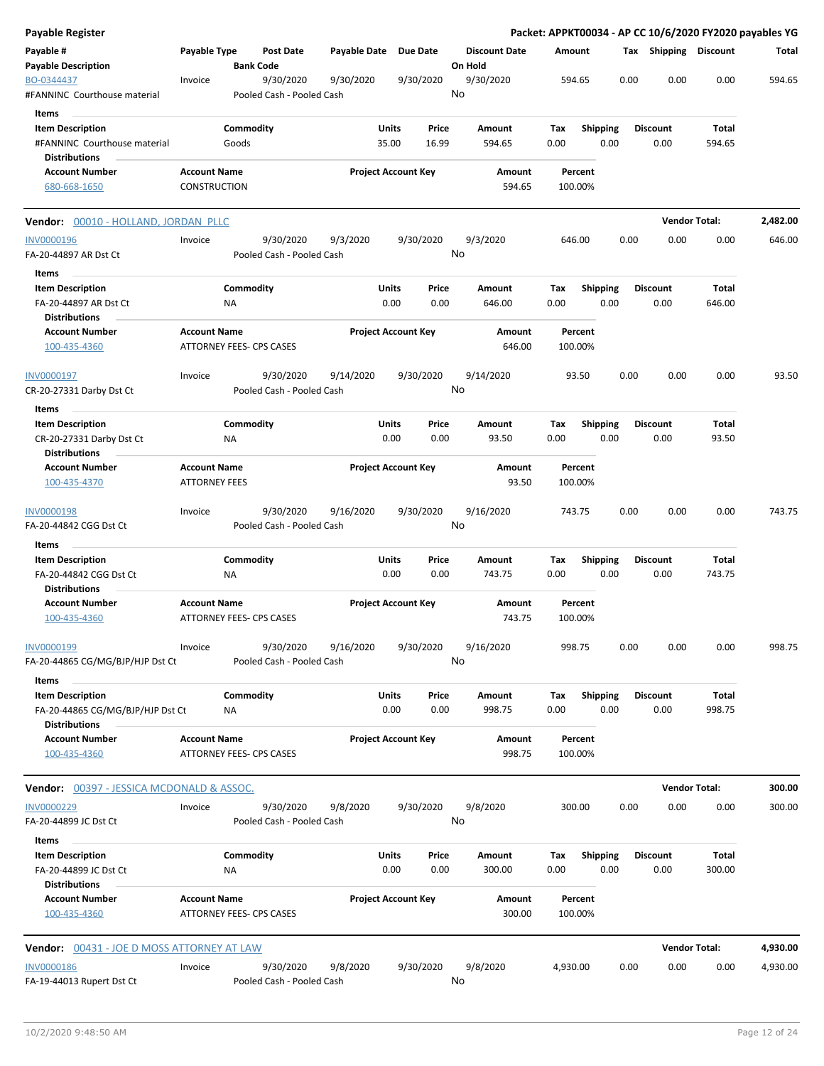**Payable Register** — **Packet: APPKT00034 - AP CC 10/6/2020 FY2020 payables YG**

| Payable # / Payable Description | Payable Type | Post Date / Bank Code | Payable Date | Due Date | Discount Date / On Hold | Amount | Tax | Shipping | Discount | Total |
|---|---|---|---|---|---|---|---|---|---|---|
| BO-0344437 | Invoice | 9/30/2020 | 9/30/2020 | 9/30/2020 | 9/30/2020 | 594.65 | 0.00 | 0.00 | 0.00 | 594.65 |
| #FANNINC Courthouse material | | Pooled Cash - Pooled Cash | | | No | | | | | |

Items

| Item Description | Commodity | Units | Price | Amount | Tax | Shipping | Discount | Total |
|---|---|---|---|---|---|---|---|---|
| #FANNINC Courthouse material | Goods | 35.00 | 16.99 | 594.65 | 0.00 | 0.00 | 0.00 | 594.65 |

Distributions

| Account Number | Account Name | Project Account Key | Amount | Percent |
|---|---|---|---|---|
| 680-668-1650 | CONSTRUCTION | | 594.65 | 100.00% |

**Vendor: 00010 - HOLLAND, JORDAN PLLC** — **Vendor Total: 2,482.00**

| Payable # / Payable Description | Payable Type | Post Date / Bank Code | Payable Date | Due Date | Discount Date / On Hold | Amount | Tax | Shipping | Discount | Total |
|---|---|---|---|---|---|---|---|---|---|---|
| INV0000196 | Invoice | 9/30/2020 | 9/3/2020 | 9/30/2020 | 9/3/2020 | 646.00 | 0.00 | 0.00 | 0.00 | 646.00 |
| FA-20-44897 AR Dst Ct | | Pooled Cash - Pooled Cash | | | No | | | | | |

Items

| Item Description | Commodity | Units | Price | Amount | Tax | Shipping | Discount | Total |
|---|---|---|---|---|---|---|---|---|
| FA-20-44897 AR Dst Ct | NA | 0.00 | 0.00 | 646.00 | 0.00 | 0.00 | 0.00 | 646.00 |

Distributions

| Account Number | Account Name | Project Account Key | Amount | Percent |
|---|---|---|---|---|
| 100-435-4360 | ATTORNEY FEES- CPS CASES | | 646.00 | 100.00% |

| Payable # / Payable Description | Payable Type | Post Date / Bank Code | Payable Date | Due Date | Discount Date / On Hold | Amount | Tax | Shipping | Discount | Total |
|---|---|---|---|---|---|---|---|---|---|---|
| INV0000197 | Invoice | 9/30/2020 | 9/14/2020 | 9/30/2020 | 9/14/2020 | 93.50 | 0.00 | 0.00 | 0.00 | 93.50 |
| CR-20-27331 Darby Dst Ct | | Pooled Cash - Pooled Cash | | | No | | | | | |

Items

| Item Description | Commodity | Units | Price | Amount | Tax | Shipping | Discount | Total |
|---|---|---|---|---|---|---|---|---|
| CR-20-27331 Darby Dst Ct | NA | 0.00 | 0.00 | 93.50 | 0.00 | 0.00 | 0.00 | 93.50 |

Distributions

| Account Number | Account Name | Project Account Key | Amount | Percent |
|---|---|---|---|---|
| 100-435-4370 | ATTORNEY FEES | | 93.50 | 100.00% |

| Payable # / Payable Description | Payable Type | Post Date / Bank Code | Payable Date | Due Date | Discount Date / On Hold | Amount | Tax | Shipping | Discount | Total |
|---|---|---|---|---|---|---|---|---|---|---|
| INV0000198 | Invoice | 9/30/2020 | 9/16/2020 | 9/30/2020 | 9/16/2020 | 743.75 | 0.00 | 0.00 | 0.00 | 743.75 |
| FA-20-44842 CGG Dst Ct | | Pooled Cash - Pooled Cash | | | No | | | | | |

Items

| Item Description | Commodity | Units | Price | Amount | Tax | Shipping | Discount | Total |
|---|---|---|---|---|---|---|---|---|
| FA-20-44842 CGG Dst Ct | NA | 0.00 | 0.00 | 743.75 | 0.00 | 0.00 | 0.00 | 743.75 |

Distributions

| Account Number | Account Name | Project Account Key | Amount | Percent |
|---|---|---|---|---|
| 100-435-4360 | ATTORNEY FEES- CPS CASES | | 743.75 | 100.00% |

| Payable # / Payable Description | Payable Type | Post Date / Bank Code | Payable Date | Due Date | Discount Date / On Hold | Amount | Tax | Shipping | Discount | Total |
|---|---|---|---|---|---|---|---|---|---|---|
| INV0000199 | Invoice | 9/30/2020 | 9/16/2020 | 9/30/2020 | 9/16/2020 | 998.75 | 0.00 | 0.00 | 0.00 | 998.75 |
| FA-20-44865 CG/MG/BJP/HJP Dst Ct | | Pooled Cash - Pooled Cash | | | No | | | | | |

Items

| Item Description | Commodity | Units | Price | Amount | Tax | Shipping | Discount | Total |
|---|---|---|---|---|---|---|---|---|
| FA-20-44865 CG/MG/BJP/HJP Dst Ct | NA | 0.00 | 0.00 | 998.75 | 0.00 | 0.00 | 0.00 | 998.75 |

Distributions

| Account Number | Account Name | Project Account Key | Amount | Percent |
|---|---|---|---|---|
| 100-435-4360 | ATTORNEY FEES- CPS CASES | | 998.75 | 100.00% |

**Vendor: 00397 - JESSICA MCDONALD & ASSOC.** — **Vendor Total: 300.00**

| Payable # / Payable Description | Payable Type | Post Date / Bank Code | Payable Date | Due Date | Discount Date / On Hold | Amount | Tax | Shipping | Discount | Total |
|---|---|---|---|---|---|---|---|---|---|---|
| INV0000229 | Invoice | 9/30/2020 | 9/8/2020 | 9/30/2020 | 9/8/2020 | 300.00 | 0.00 | 0.00 | 0.00 | 300.00 |
| FA-20-44899 JC Dst Ct | | Pooled Cash - Pooled Cash | | | No | | | | | |

Items

| Item Description | Commodity | Units | Price | Amount | Tax | Shipping | Discount | Total |
|---|---|---|---|---|---|---|---|---|
| FA-20-44899 JC Dst Ct | NA | 0.00 | 0.00 | 300.00 | 0.00 | 0.00 | 0.00 | 300.00 |

Distributions

| Account Number | Account Name | Project Account Key | Amount | Percent |
|---|---|---|---|---|
| 100-435-4360 | ATTORNEY FEES- CPS CASES | | 300.00 | 100.00% |

**Vendor: 00431 - JOE D MOSS ATTORNEY AT LAW** — **Vendor Total: 4,930.00**

| Payable # / Payable Description | Payable Type | Post Date / Bank Code | Payable Date | Due Date | Discount Date / On Hold | Amount | Tax | Shipping | Discount | Total |
|---|---|---|---|---|---|---|---|---|---|---|
| INV0000186 | Invoice | 9/30/2020 | 9/8/2020 | 9/30/2020 | 9/8/2020 | 4,930.00 | 0.00 | 0.00 | 0.00 | 4,930.00 |
| FA-19-44013 Rupert Dst Ct | | Pooled Cash - Pooled Cash | | | No | | | | | |

10/2/2020 9:48:50 AM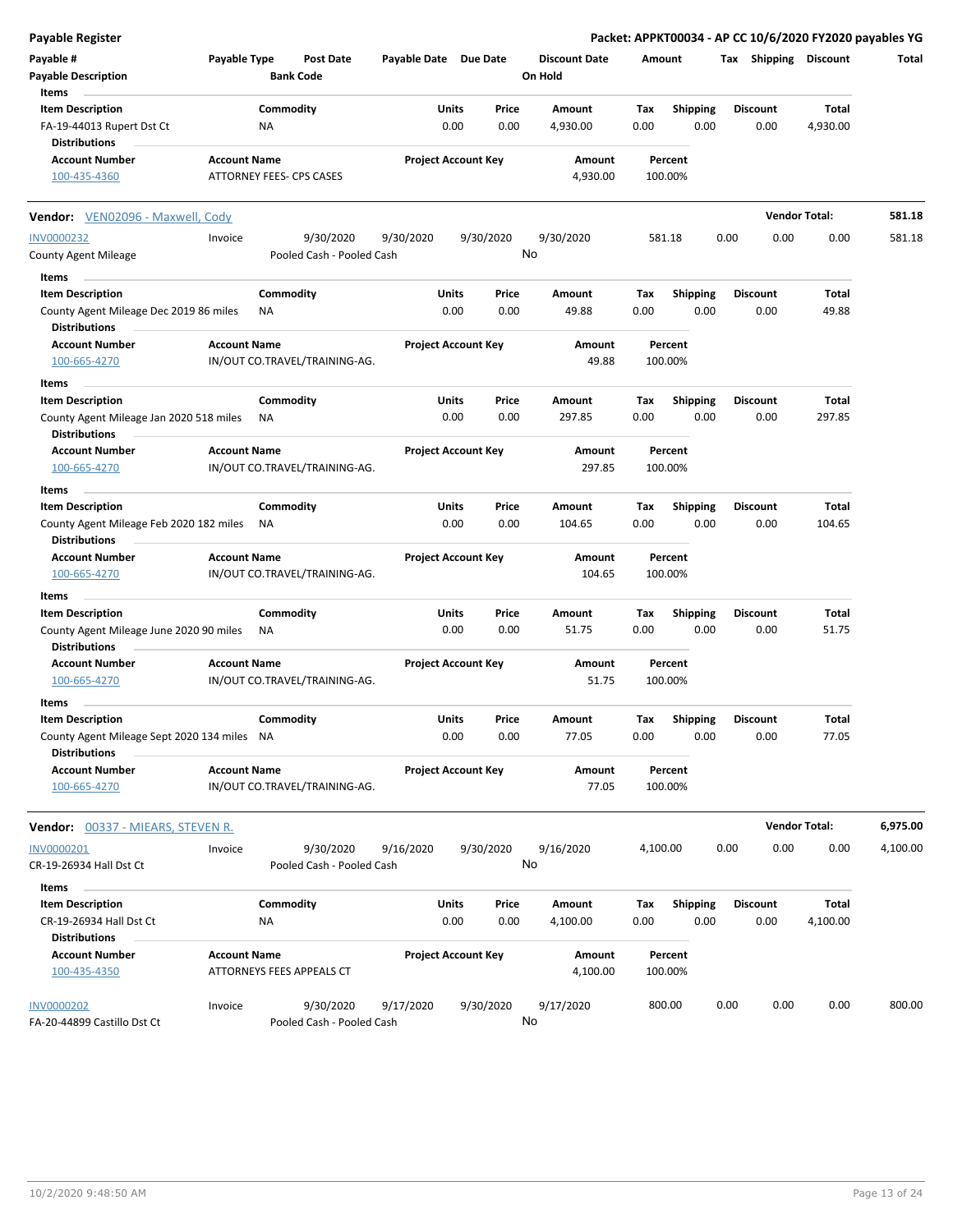| Payable # | Payable Type | Post Date | Payable Date | Due Date | Discount Date | Amount | Tax | Shipping | Discount | Total |
|---|---|---|---|---|---|---|---|---|---|---|
| Payable Description | | Bank Code | | | On Hold | | | | | |

**Items**

| Item Description | Commodity | Units | Price | Amount | Tax | Shipping | Discount | Total |
|---|---|---|---|---|---|---|---|---|
| FA-19-44013 Rupert Dst Ct | NA | 0.00 | 0.00 | 4,930.00 | 0.00 | 0.00 | 0.00 | 4,930.00 |

**Distributions**

| Account Number | Account Name | Project Account Key | Amount | Percent |
|---|---|---|---|---|
| 100-435-4360 | ATTORNEY FEES- CPS CASES | | 4,930.00 | 100.00% |

**Vendor:** VEN02096 - Maxwell, Cody — **Vendor Total:** 581.18

| Payable # | Payable Type | Post Date | Payable Date | Due Date | Discount Date | Amount | Tax | Shipping | Discount | Total |
|---|---|---|---|---|---|---|---|---|---|---|
| INV0000232 | Invoice | 9/30/2020 | 9/30/2020 | 9/30/2020 | 9/30/2020 | 581.18 | 0.00 | 0.00 | 0.00 | 581.18 |
| County Agent Mileage | | Pooled Cash - Pooled Cash | | | No | | | | | |

**Items**

| Item Description | Commodity | Units | Price | Amount | Tax | Shipping | Discount | Total |
|---|---|---|---|---|---|---|---|---|
| County Agent Mileage Dec 2019 86 miles | NA | 0.00 | 0.00 | 49.88 | 0.00 | 0.00 | 0.00 | 49.88 |

**Distributions**

| Account Number | Account Name | Project Account Key | Amount | Percent |
|---|---|---|---|---|
| 100-665-4270 | IN/OUT CO.TRAVEL/TRAINING-AG. | | 49.88 | 100.00% |

**Items**

| Item Description | Commodity | Units | Price | Amount | Tax | Shipping | Discount | Total |
|---|---|---|---|---|---|---|---|---|
| County Agent Mileage Jan 2020 518 miles | NA | 0.00 | 0.00 | 297.85 | 0.00 | 0.00 | 0.00 | 297.85 |

**Distributions**

| Account Number | Account Name | Project Account Key | Amount | Percent |
|---|---|---|---|---|
| 100-665-4270 | IN/OUT CO.TRAVEL/TRAINING-AG. | | 297.85 | 100.00% |

**Items**

| Item Description | Commodity | Units | Price | Amount | Tax | Shipping | Discount | Total |
|---|---|---|---|---|---|---|---|---|
| County Agent Mileage Feb 2020 182 miles | NA | 0.00 | 0.00 | 104.65 | 0.00 | 0.00 | 0.00 | 104.65 |

**Distributions**

| Account Number | Account Name | Project Account Key | Amount | Percent |
|---|---|---|---|---|
| 100-665-4270 | IN/OUT CO.TRAVEL/TRAINING-AG. | | 104.65 | 100.00% |

**Items**

| Item Description | Commodity | Units | Price | Amount | Tax | Shipping | Discount | Total |
|---|---|---|---|---|---|---|---|---|
| County Agent Mileage June 2020 90 miles | NA | 0.00 | 0.00 | 51.75 | 0.00 | 0.00 | 0.00 | 51.75 |

**Distributions**

| Account Number | Account Name | Project Account Key | Amount | Percent |
|---|---|---|---|---|
| 100-665-4270 | IN/OUT CO.TRAVEL/TRAINING-AG. | | 51.75 | 100.00% |

**Items**

| Item Description | Commodity | Units | Price | Amount | Tax | Shipping | Discount | Total |
|---|---|---|---|---|---|---|---|---|
| County Agent Mileage Sept 2020 134 miles | NA | 0.00 | 0.00 | 77.05 | 0.00 | 0.00 | 0.00 | 77.05 |

**Distributions**

| Account Number | Account Name | Project Account Key | Amount | Percent |
|---|---|---|---|---|
| 100-665-4270 | IN/OUT CO.TRAVEL/TRAINING-AG. | | 77.05 | 100.00% |

**Vendor:** 00337 - MIEARS, STEVEN R. — **Vendor Total:** 6,975.00

| Payable # | Payable Type | Post Date | Payable Date | Due Date | Discount Date | Amount | Tax | Shipping | Discount | Total |
|---|---|---|---|---|---|---|---|---|---|---|
| INV0000201 | Invoice | 9/30/2020 | 9/16/2020 | 9/30/2020 | 9/16/2020 | 4,100.00 | 0.00 | 0.00 | 0.00 | 4,100.00 |
| CR-19-26934 Hall Dst Ct | | Pooled Cash - Pooled Cash | | | No | | | | | |

**Items**

| Item Description | Commodity | Units | Price | Amount | Tax | Shipping | Discount | Total |
|---|---|---|---|---|---|---|---|---|
| CR-19-26934 Hall Dst Ct | NA | 0.00 | 0.00 | 4,100.00 | 0.00 | 0.00 | 0.00 | 4,100.00 |

**Distributions**

| Account Number | Account Name | Project Account Key | Amount | Percent |
|---|---|---|---|---|
| 100-435-4350 | ATTORNEYS FEES APPEALS CT | | 4,100.00 | 100.00% |

| Payable # | Payable Type | Post Date | Payable Date | Due Date | Discount Date | Amount | Tax | Shipping | Discount | Total |
|---|---|---|---|---|---|---|---|---|---|---|
| INV0000202 | Invoice | 9/30/2020 | 9/17/2020 | 9/30/2020 | 9/17/2020 | 800.00 | 0.00 | 0.00 | 0.00 | 800.00 |
| FA-20-44899 Castillo Dst Ct | | Pooled Cash - Pooled Cash | | | No | | | | | |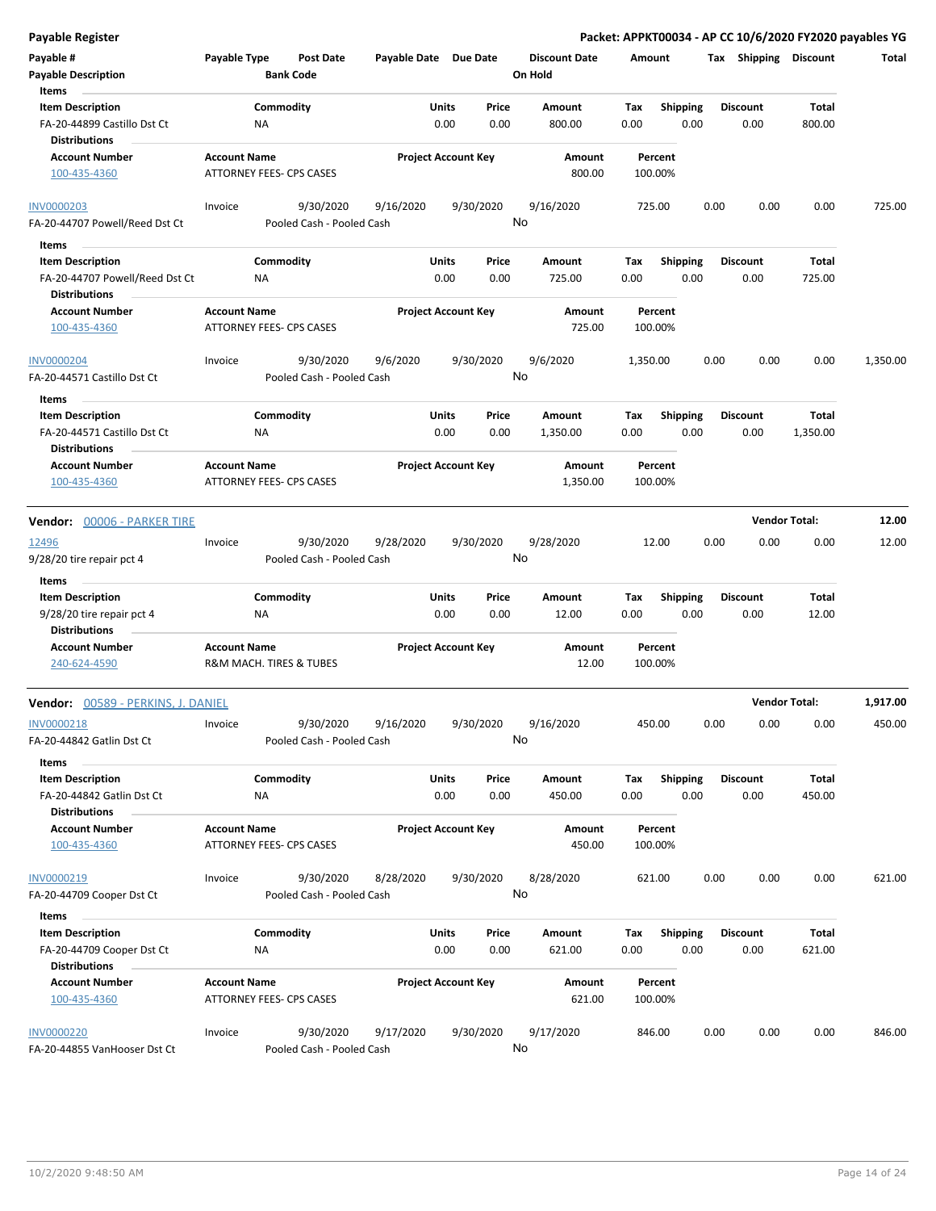Payable Register

Packet: APPKT00034 - AP CC 10/6/2020 FY2020 payables YG

| Payable # | Payable Type | Post Date | Payable Date | Due Date | Discount Date | Amount | Tax | Shipping | Discount | Total |
|---|---|---|---|---|---|---|---|---|---|---|
| Payable Description | | Bank Code | | | On Hold | | | | | |

Items

| Item Description | Commodity | Units | Price | Amount | Tax | Shipping | Discount | Total |
|---|---|---|---|---|---|---|---|---|
| FA-20-44899 Castillo Dst Ct | NA | 0.00 | 0.00 | 800.00 | 0.00 | 0.00 | 0.00 | 800.00 |

Distributions

| Account Number | Account Name | Project Account Key | Amount | Percent |
|---|---|---|---|---|
| 100-435-4360 | ATTORNEY FEES- CPS CASES | | 800.00 | 100.00% |

| Payable # | Payable Type | Post Date | Payable Date | Due Date | Discount Date | Amount | Tax | Shipping | Discount | Total |
|---|---|---|---|---|---|---|---|---|---|---|
| INV0000203 | Invoice | 9/30/2020 | 9/16/2020 | 9/30/2020 | 9/16/2020 | 725.00 | 0.00 | 0.00 | 0.00 | 725.00 |
| FA-20-44707 Powell/Reed Dst Ct | | Pooled Cash - Pooled Cash | | | No | | | | | |

Items

| Item Description | Commodity | Units | Price | Amount | Tax | Shipping | Discount | Total |
|---|---|---|---|---|---|---|---|---|
| FA-20-44707 Powell/Reed Dst Ct | NA | 0.00 | 0.00 | 725.00 | 0.00 | 0.00 | 0.00 | 725.00 |

Distributions

| Account Number | Account Name | Project Account Key | Amount | Percent |
|---|---|---|---|---|
| 100-435-4360 | ATTORNEY FEES- CPS CASES | | 725.00 | 100.00% |

| Payable # | Payable Type | Post Date | Payable Date | Due Date | Discount Date | Amount | Tax | Shipping | Discount | Total |
|---|---|---|---|---|---|---|---|---|---|---|
| INV0000204 | Invoice | 9/30/2020 | 9/6/2020 | 9/30/2020 | 9/6/2020 | 1,350.00 | 0.00 | 0.00 | 0.00 | 1,350.00 |
| FA-20-44571 Castillo Dst Ct | | Pooled Cash - Pooled Cash | | | No | | | | | |

Items

| Item Description | Commodity | Units | Price | Amount | Tax | Shipping | Discount | Total |
|---|---|---|---|---|---|---|---|---|
| FA-20-44571 Castillo Dst Ct | NA | 0.00 | 0.00 | 1,350.00 | 0.00 | 0.00 | 0.00 | 1,350.00 |

Distributions

| Account Number | Account Name | Project Account Key | Amount | Percent |
|---|---|---|---|---|
| 100-435-4360 | ATTORNEY FEES- CPS CASES | | 1,350.00 | 100.00% |

**Vendor: 00006 - PARKER TIRE** — Vendor Total: **12.00**

| Payable # | Payable Type | Post Date | Payable Date | Due Date | Discount Date | Amount | Tax | Shipping | Discount | Total |
|---|---|---|---|---|---|---|---|---|---|---|
| 12496 | Invoice | 9/30/2020 | 9/28/2020 | 9/30/2020 | 9/28/2020 | 12.00 | 0.00 | 0.00 | 0.00 | 12.00 |
| 9/28/20 tire repair pct 4 | | Pooled Cash - Pooled Cash | | | No | | | | | |

Items

| Item Description | Commodity | Units | Price | Amount | Tax | Shipping | Discount | Total |
|---|---|---|---|---|---|---|---|---|
| 9/28/20 tire repair pct 4 | NA | 0.00 | 0.00 | 12.00 | 0.00 | 0.00 | 0.00 | 12.00 |

Distributions

| Account Number | Account Name | Project Account Key | Amount | Percent |
|---|---|---|---|---|
| 240-624-4590 | R&M MACH. TIRES & TUBES | | 12.00 | 100.00% |

**Vendor: 00589 - PERKINS, J. DANIEL** — Vendor Total: **1,917.00**

| Payable # | Payable Type | Post Date | Payable Date | Due Date | Discount Date | Amount | Tax | Shipping | Discount | Total |
|---|---|---|---|---|---|---|---|---|---|---|
| INV0000218 | Invoice | 9/30/2020 | 9/16/2020 | 9/30/2020 | 9/16/2020 | 450.00 | 0.00 | 0.00 | 0.00 | 450.00 |
| FA-20-44842 Gatlin Dst Ct | | Pooled Cash - Pooled Cash | | | No | | | | | |

Items

| Item Description | Commodity | Units | Price | Amount | Tax | Shipping | Discount | Total |
|---|---|---|---|---|---|---|---|---|
| FA-20-44842 Gatlin Dst Ct | NA | 0.00 | 0.00 | 450.00 | 0.00 | 0.00 | 0.00 | 450.00 |

Distributions

| Account Number | Account Name | Project Account Key | Amount | Percent |
|---|---|---|---|---|
| 100-435-4360 | ATTORNEY FEES- CPS CASES | | 450.00 | 100.00% |

| Payable # | Payable Type | Post Date | Payable Date | Due Date | Discount Date | Amount | Tax | Shipping | Discount | Total |
|---|---|---|---|---|---|---|---|---|---|---|
| INV0000219 | Invoice | 9/30/2020 | 8/28/2020 | 9/30/2020 | 8/28/2020 | 621.00 | 0.00 | 0.00 | 0.00 | 621.00 |
| FA-20-44709 Cooper Dst Ct | | Pooled Cash - Pooled Cash | | | No | | | | | |

Items

| Item Description | Commodity | Units | Price | Amount | Tax | Shipping | Discount | Total |
|---|---|---|---|---|---|---|---|---|
| FA-20-44709 Cooper Dst Ct | NA | 0.00 | 0.00 | 621.00 | 0.00 | 0.00 | 0.00 | 621.00 |

Distributions

| Account Number | Account Name | Project Account Key | Amount | Percent |
|---|---|---|---|---|
| 100-435-4360 | ATTORNEY FEES- CPS CASES | | 621.00 | 100.00% |

| Payable # | Payable Type | Post Date | Payable Date | Due Date | Discount Date | Amount | Tax | Shipping | Discount | Total |
|---|---|---|---|---|---|---|---|---|---|---|
| INV0000220 | Invoice | 9/30/2020 | 9/17/2020 | 9/30/2020 | 9/17/2020 | 846.00 | 0.00 | 0.00 | 0.00 | 846.00 |
| FA-20-44855 VanHooser Dst Ct | | Pooled Cash - Pooled Cash | | | No | | | | | |

10/2/2020 9:48:50 AM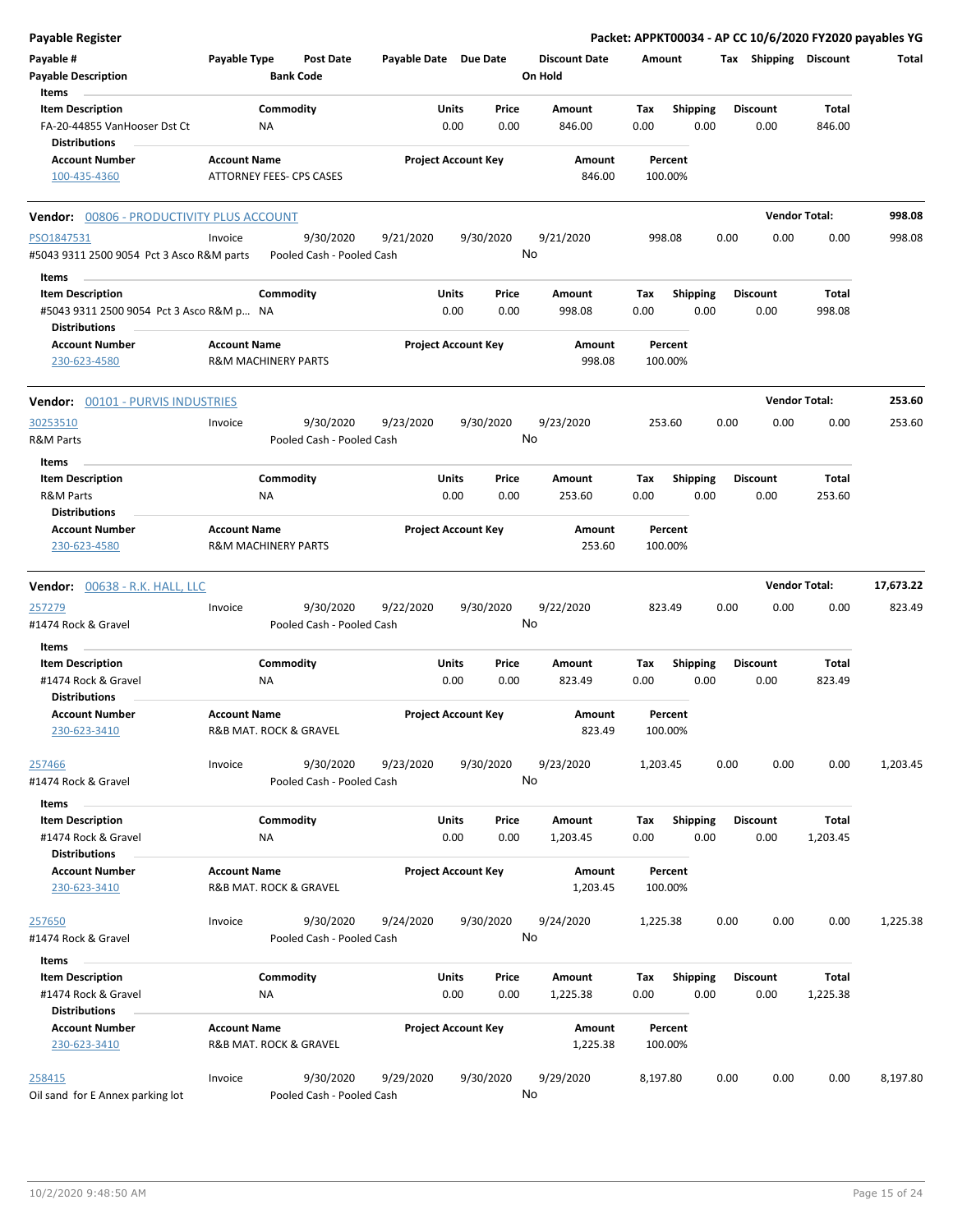# Payable Register

**Packet: APPKT00034 - AP CC 10/6/2020 FY2020 payables YG**

| Payable # | Payable Type | Post Date | Payable Date | Due Date | Discount Date | Amount | Tax | Shipping | Discount | Total |
|---|---|---|---|---|---|---|---|---|---|---|
| Payable Description | | Bank Code | | | On Hold | | | | | |

Items

| Item Description | Commodity | Units | Price | Amount | Tax | Shipping | Discount | Total |
|---|---|---|---|---|---|---|---|---|
| FA-20-44855 VanHooser Dst Ct | NA | 0.00 | 0.00 | 846.00 | 0.00 | 0.00 | 0.00 | 846.00 |

Distributions

| Account Number | Account Name | Project Account Key | Amount | Percent |
|---|---|---|---|---|
| 100-435-4360 | ATTORNEY FEES- CPS CASES | | 846.00 | 100.00% |

## Vendor: 00806 - PRODUCTIVITY PLUS ACCOUNT — Vendor Total: 998.08

| Payable # | Payable Type | Post Date | Payable Date | Due Date | Discount Date | Amount | Tax | Shipping | Discount | Total |
|---|---|---|---|---|---|---|---|---|---|---|
| PSO1847531 | Invoice | 9/30/2020 | 9/21/2020 | 9/30/2020 | 9/21/2020 | 998.08 | 0.00 | 0.00 | 0.00 | 998.08 |
| #5043 9311 2500 9054 Pct 3 Asco R&M parts | | Pooled Cash - Pooled Cash | | | No | | | | | |

Items

| Item Description | Commodity | Units | Price | Amount | Tax | Shipping | Discount | Total |
|---|---|---|---|---|---|---|---|---|
| #5043 9311 2500 9054 Pct 3 Asco R&M p... | NA | 0.00 | 0.00 | 998.08 | 0.00 | 0.00 | 0.00 | 998.08 |

Distributions

| Account Number | Account Name | Project Account Key | Amount | Percent |
|---|---|---|---|---|
| 230-623-4580 | R&M MACHINERY PARTS | | 998.08 | 100.00% |

## Vendor: 00101 - PURVIS INDUSTRIES — Vendor Total: 253.60

| Payable # | Payable Type | Post Date | Payable Date | Due Date | Discount Date | Amount | Tax | Shipping | Discount | Total |
|---|---|---|---|---|---|---|---|---|---|---|
| 30253510 | Invoice | 9/30/2020 | 9/23/2020 | 9/30/2020 | 9/23/2020 | 253.60 | 0.00 | 0.00 | 0.00 | 253.60 |
| R&M Parts | | Pooled Cash - Pooled Cash | | | No | | | | | |

Items

| Item Description | Commodity | Units | Price | Amount | Tax | Shipping | Discount | Total |
|---|---|---|---|---|---|---|---|---|
| R&M Parts | NA | 0.00 | 0.00 | 253.60 | 0.00 | 0.00 | 0.00 | 253.60 |

Distributions

| Account Number | Account Name | Project Account Key | Amount | Percent |
|---|---|---|---|---|
| 230-623-4580 | R&M MACHINERY PARTS | | 253.60 | 100.00% |

## Vendor: 00638 - R.K. HALL, LLC — Vendor Total: 17,673.22

| Payable # | Payable Type | Post Date | Payable Date | Due Date | Discount Date | Amount | Tax | Shipping | Discount | Total |
|---|---|---|---|---|---|---|---|---|---|---|
| 257279 | Invoice | 9/30/2020 | 9/22/2020 | 9/30/2020 | 9/22/2020 | 823.49 | 0.00 | 0.00 | 0.00 | 823.49 |
| #1474 Rock & Gravel | | Pooled Cash - Pooled Cash | | | No | | | | | |

Items

| Item Description | Commodity | Units | Price | Amount | Tax | Shipping | Discount | Total |
|---|---|---|---|---|---|---|---|---|
| #1474 Rock & Gravel | NA | 0.00 | 0.00 | 823.49 | 0.00 | 0.00 | 0.00 | 823.49 |

Distributions

| Account Number | Account Name | Project Account Key | Amount | Percent |
|---|---|---|---|---|
| 230-623-3410 | R&B MAT. ROCK & GRAVEL | | 823.49 | 100.00% |

| Payable # | Payable Type | Post Date | Payable Date | Due Date | Discount Date | Amount | Tax | Shipping | Discount | Total |
|---|---|---|---|---|---|---|---|---|---|---|
| 257466 | Invoice | 9/30/2020 | 9/23/2020 | 9/30/2020 | 9/23/2020 | 1,203.45 | 0.00 | 0.00 | 0.00 | 1,203.45 |
| #1474 Rock & Gravel | | Pooled Cash - Pooled Cash | | | No | | | | | |

Items

| Item Description | Commodity | Units | Price | Amount | Tax | Shipping | Discount | Total |
|---|---|---|---|---|---|---|---|---|
| #1474 Rock & Gravel | NA | 0.00 | 0.00 | 1,203.45 | 0.00 | 0.00 | 0.00 | 1,203.45 |

Distributions

| Account Number | Account Name | Project Account Key | Amount | Percent |
|---|---|---|---|---|
| 230-623-3410 | R&B MAT. ROCK & GRAVEL | | 1,203.45 | 100.00% |

| Payable # | Payable Type | Post Date | Payable Date | Due Date | Discount Date | Amount | Tax | Shipping | Discount | Total |
|---|---|---|---|---|---|---|---|---|---|---|
| 257650 | Invoice | 9/30/2020 | 9/24/2020 | 9/30/2020 | 9/24/2020 | 1,225.38 | 0.00 | 0.00 | 0.00 | 1,225.38 |
| #1474 Rock & Gravel | | Pooled Cash - Pooled Cash | | | No | | | | | |

Items

| Item Description | Commodity | Units | Price | Amount | Tax | Shipping | Discount | Total |
|---|---|---|---|---|---|---|---|---|
| #1474 Rock & Gravel | NA | 0.00 | 0.00 | 1,225.38 | 0.00 | 0.00 | 0.00 | 1,225.38 |

Distributions

| Account Number | Account Name | Project Account Key | Amount | Percent |
|---|---|---|---|---|
| 230-623-3410 | R&B MAT. ROCK & GRAVEL | | 1,225.38 | 100.00% |

| Payable # | Payable Type | Post Date | Payable Date | Due Date | Discount Date | Amount | Tax | Shipping | Discount | Total |
|---|---|---|---|---|---|---|---|---|---|---|
| 258415 | Invoice | 9/30/2020 | 9/29/2020 | 9/30/2020 | 9/29/2020 | 8,197.80 | 0.00 | 0.00 | 0.00 | 8,197.80 |
| Oil sand for E Annex parking lot | | Pooled Cash - Pooled Cash | | | No | | | | | |

10/2/2020 9:48:50 AM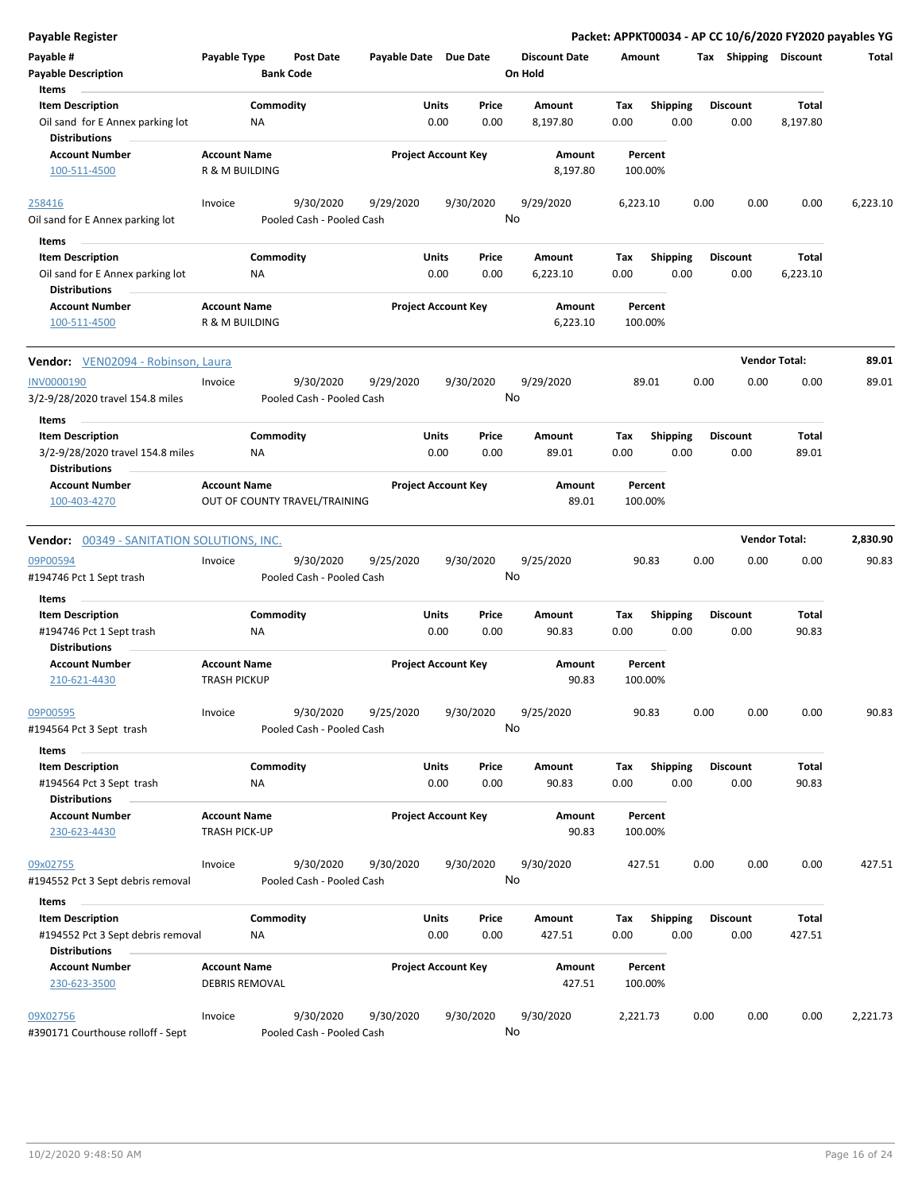**Payable Register** — Packet: APPKT00034 - AP CC 10/6/2020 FY2020 payables YG

| Payable # / Payable Description | Payable Type | Post Date / Bank Code | Payable Date | Due Date | Discount Date / On Hold | Amount | Tax | Shipping | Discount | Total |
|---|---|---|---|---|---|---|---|---|---|---|

Items

| Item Description | Commodity | Units | Price | Amount | Tax | Shipping | Discount | Total |
|---|---|---|---|---|---|---|---|---|
| Oil sand for E Annex parking lot | NA | 0.00 | 0.00 | 8,197.80 | 0.00 | 0.00 | 0.00 | 8,197.80 |

Distributions

| Account Number | Account Name | Project Account Key | Amount | Percent |
|---|---|---|---|---|
| 100-511-4500 | R & M BUILDING | | 8,197.80 | 100.00% |

| Payable # | Payable Type | Post Date | Payable Date | Due Date | Discount Date | Amount | Tax | Shipping | Discount | Total |
|---|---|---|---|---|---|---|---|---|---|---|
| 258416 | Invoice | 9/30/2020 | 9/29/2020 | 9/30/2020 | 9/29/2020 | 6,223.10 | 0.00 | 0.00 | 0.00 | 6,223.10 |
| Oil sand for E Annex parking lot | | Pooled Cash - Pooled Cash | | | No | | | | | |

Items

| Item Description | Commodity | Units | Price | Amount | Tax | Shipping | Discount | Total |
|---|---|---|---|---|---|---|---|---|
| Oil sand for E Annex parking lot | NA | 0.00 | 0.00 | 6,223.10 | 0.00 | 0.00 | 0.00 | 6,223.10 |

Distributions

| Account Number | Account Name | Project Account Key | Amount | Percent |
|---|---|---|---|---|
| 100-511-4500 | R & M BUILDING | | 6,223.10 | 100.00% |

**Vendor:** VEN02094 - Robinson, Laura — **Vendor Total: 89.01**

| Payable # | Payable Type | Post Date | Payable Date | Due Date | Discount Date | Amount | Tax | Shipping | Discount | Total |
|---|---|---|---|---|---|---|---|---|---|---|
| INV0000190 | Invoice | 9/30/2020 | 9/29/2020 | 9/30/2020 | 9/29/2020 | 89.01 | 0.00 | 0.00 | 0.00 | 89.01 |
| 3/2-9/28/2020 travel 154.8 miles | | Pooled Cash - Pooled Cash | | | No | | | | | |

Items

| Item Description | Commodity | Units | Price | Amount | Tax | Shipping | Discount | Total |
|---|---|---|---|---|---|---|---|---|
| 3/2-9/28/2020 travel 154.8 miles | NA | 0.00 | 0.00 | 89.01 | 0.00 | 0.00 | 0.00 | 89.01 |

Distributions

| Account Number | Account Name | Project Account Key | Amount | Percent |
|---|---|---|---|---|
| 100-403-4270 | OUT OF COUNTY TRAVEL/TRAINING | | 89.01 | 100.00% |

**Vendor:** 00349 - SANITATION SOLUTIONS, INC. — **Vendor Total: 2,830.90**

| Payable # | Payable Type | Post Date | Payable Date | Due Date | Discount Date | Amount | Tax | Shipping | Discount | Total |
|---|---|---|---|---|---|---|---|---|---|---|
| 09P00594 | Invoice | 9/30/2020 | 9/25/2020 | 9/30/2020 | 9/25/2020 | 90.83 | 0.00 | 0.00 | 0.00 | 90.83 |
| #194746 Pct 1 Sept trash | | Pooled Cash - Pooled Cash | | | No | | | | | |

Items

| Item Description | Commodity | Units | Price | Amount | Tax | Shipping | Discount | Total |
|---|---|---|---|---|---|---|---|---|
| #194746 Pct 1 Sept trash | NA | 0.00 | 0.00 | 90.83 | 0.00 | 0.00 | 0.00 | 90.83 |

Distributions

| Account Number | Account Name | Project Account Key | Amount | Percent |
|---|---|---|---|---|
| 210-621-4430 | TRASH PICKUP | | 90.83 | 100.00% |

| Payable # | Payable Type | Post Date | Payable Date | Due Date | Discount Date | Amount | Tax | Shipping | Discount | Total |
|---|---|---|---|---|---|---|---|---|---|---|
| 09P00595 | Invoice | 9/30/2020 | 9/25/2020 | 9/30/2020 | 9/25/2020 | 90.83 | 0.00 | 0.00 | 0.00 | 90.83 |
| #194564 Pct 3 Sept trash | | Pooled Cash - Pooled Cash | | | No | | | | | |

Items

| Item Description | Commodity | Units | Price | Amount | Tax | Shipping | Discount | Total |
|---|---|---|---|---|---|---|---|---|
| #194564 Pct 3 Sept trash | NA | 0.00 | 0.00 | 90.83 | 0.00 | 0.00 | 0.00 | 90.83 |

Distributions

| Account Number | Account Name | Project Account Key | Amount | Percent |
|---|---|---|---|---|
| 230-623-4430 | TRASH PICK-UP | | 90.83 | 100.00% |

| Payable # | Payable Type | Post Date | Payable Date | Due Date | Discount Date | Amount | Tax | Shipping | Discount | Total |
|---|---|---|---|---|---|---|---|---|---|---|
| 09x02755 | Invoice | 9/30/2020 | 9/30/2020 | 9/30/2020 | 9/30/2020 | 427.51 | 0.00 | 0.00 | 0.00 | 427.51 |
| #194552 Pct 3 Sept debris removal | | Pooled Cash - Pooled Cash | | | No | | | | | |

Items

| Item Description | Commodity | Units | Price | Amount | Tax | Shipping | Discount | Total |
|---|---|---|---|---|---|---|---|---|
| #194552 Pct 3 Sept debris removal | NA | 0.00 | 0.00 | 427.51 | 0.00 | 0.00 | 0.00 | 427.51 |

Distributions

| Account Number | Account Name | Project Account Key | Amount | Percent |
|---|---|---|---|---|
| 230-623-3500 | DEBRIS REMOVAL | | 427.51 | 100.00% |

| Payable # | Payable Type | Post Date | Payable Date | Due Date | Discount Date | Amount | Tax | Shipping | Discount | Total |
|---|---|---|---|---|---|---|---|---|---|---|
| 09X02756 | Invoice | 9/30/2020 | 9/30/2020 | 9/30/2020 | 9/30/2020 | 2,221.73 | 0.00 | 0.00 | 0.00 | 2,221.73 |
| #390171 Courthouse rolloff - Sept | | Pooled Cash - Pooled Cash | | | No | | | | | |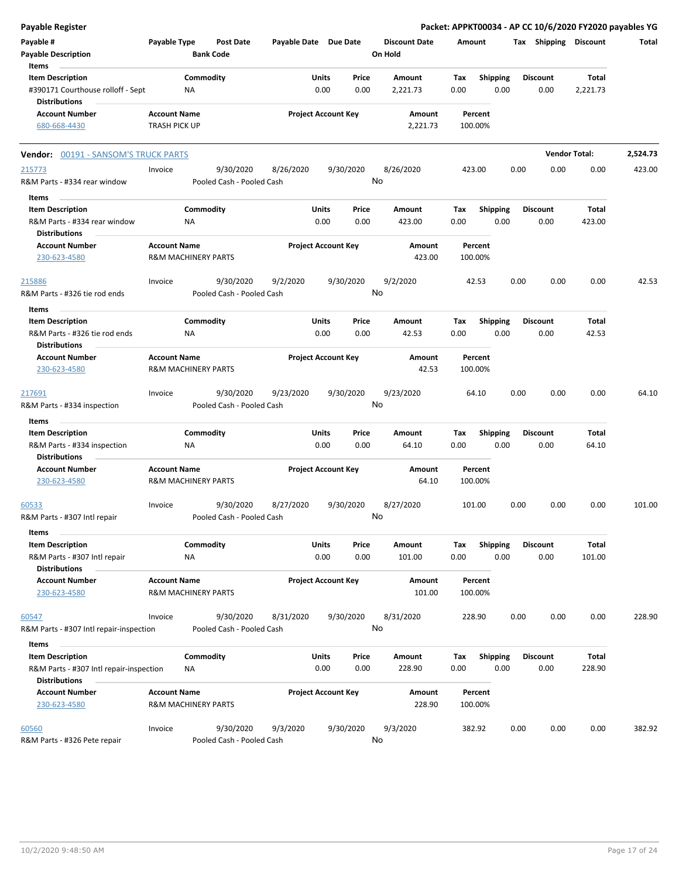| Item Description | Commodity | Units | Price | Amount | Tax | Shipping | Discount | Total |
|---|---|---|---|---|---|---|---|---|
| #390171 Courthouse rolloff - Sept | NA | 0.00 | 0.00 | 2,221.73 | 0.00 | 0.00 | 0.00 | 2,221.73 |

**Distributions**

| Account Number | Account Name | Project Account Key | Amount | Percent |
|---|---|---|---|---|
| 680-668-4430 | TRASH PICK UP | | 2,221.73 | 100.00% |

**Vendor:** 00191 - SANSOM'S TRUCK PARTS **Vendor Total:** 2,524.73

| Payable # | Payable Type | Post Date | Payable Date | Due Date | Discount Date | Amount | Tax | Shipping | Discount | Total |
|---|---|---|---|---|---|---|---|---|---|---|
| 215773 | Invoice | 9/30/2020 | 8/26/2020 | 9/30/2020 | 8/26/2020 | 423.00 | 0.00 | 0.00 | 0.00 | 423.00 |

R&M Parts - #334 rear window — Pooled Cash - Pooled Cash — On Hold: No

| Item Description | Commodity | Units | Price | Amount | Tax | Shipping | Discount | Total |
|---|---|---|---|---|---|---|---|---|
| R&M Parts - #334 rear window | NA | 0.00 | 0.00 | 423.00 | 0.00 | 0.00 | 0.00 | 423.00 |

**Distributions**

| Account Number | Account Name | Project Account Key | Amount | Percent |
|---|---|---|---|---|
| 230-623-4580 | R&M MACHINERY PARTS | | 423.00 | 100.00% |

| Payable # | Payable Type | Post Date | Payable Date | Due Date | Discount Date | Amount | Tax | Shipping | Discount | Total |
|---|---|---|---|---|---|---|---|---|---|---|
| 215886 | Invoice | 9/30/2020 | 9/2/2020 | 9/30/2020 | 9/2/2020 | 42.53 | 0.00 | 0.00 | 0.00 | 42.53 |

R&M Parts - #326 tie rod ends — Pooled Cash - Pooled Cash — On Hold: No

| Item Description | Commodity | Units | Price | Amount | Tax | Shipping | Discount | Total |
|---|---|---|---|---|---|---|---|---|
| R&M Parts - #326 tie rod ends | NA | 0.00 | 0.00 | 42.53 | 0.00 | 0.00 | 0.00 | 42.53 |

**Distributions**

| Account Number | Account Name | Project Account Key | Amount | Percent |
|---|---|---|---|---|
| 230-623-4580 | R&M MACHINERY PARTS | | 42.53 | 100.00% |

| Payable # | Payable Type | Post Date | Payable Date | Due Date | Discount Date | Amount | Tax | Shipping | Discount | Total |
|---|---|---|---|---|---|---|---|---|---|---|
| 217691 | Invoice | 9/30/2020 | 9/23/2020 | 9/30/2020 | 9/23/2020 | 64.10 | 0.00 | 0.00 | 0.00 | 64.10 |

R&M Parts - #334 inspection — Pooled Cash - Pooled Cash — On Hold: No

| Item Description | Commodity | Units | Price | Amount | Tax | Shipping | Discount | Total |
|---|---|---|---|---|---|---|---|---|
| R&M Parts - #334 inspection | NA | 0.00 | 0.00 | 64.10 | 0.00 | 0.00 | 0.00 | 64.10 |

**Distributions**

| Account Number | Account Name | Project Account Key | Amount | Percent |
|---|---|---|---|---|
| 230-623-4580 | R&M MACHINERY PARTS | | 64.10 | 100.00% |

| Payable # | Payable Type | Post Date | Payable Date | Due Date | Discount Date | Amount | Tax | Shipping | Discount | Total |
|---|---|---|---|---|---|---|---|---|---|---|
| 60533 | Invoice | 9/30/2020 | 8/27/2020 | 9/30/2020 | 8/27/2020 | 101.00 | 0.00 | 0.00 | 0.00 | 101.00 |

R&M Parts - #307 Intl repair — Pooled Cash - Pooled Cash — On Hold: No

| Item Description | Commodity | Units | Price | Amount | Tax | Shipping | Discount | Total |
|---|---|---|---|---|---|---|---|---|
| R&M Parts - #307 Intl repair | NA | 0.00 | 0.00 | 101.00 | 0.00 | 0.00 | 0.00 | 101.00 |

**Distributions**

| Account Number | Account Name | Project Account Key | Amount | Percent |
|---|---|---|---|---|
| 230-623-4580 | R&M MACHINERY PARTS | | 101.00 | 100.00% |

| Payable # | Payable Type | Post Date | Payable Date | Due Date | Discount Date | Amount | Tax | Shipping | Discount | Total |
|---|---|---|---|---|---|---|---|---|---|---|
| 60547 | Invoice | 9/30/2020 | 8/31/2020 | 9/30/2020 | 8/31/2020 | 228.90 | 0.00 | 0.00 | 0.00 | 228.90 |

R&M Parts - #307 Intl repair-inspection — Pooled Cash - Pooled Cash — On Hold: No

| Item Description | Commodity | Units | Price | Amount | Tax | Shipping | Discount | Total |
|---|---|---|---|---|---|---|---|---|
| R&M Parts - #307 Intl repair-inspection | NA | 0.00 | 0.00 | 228.90 | 0.00 | 0.00 | 0.00 | 228.90 |

**Distributions**

| Account Number | Account Name | Project Account Key | Amount | Percent |
|---|---|---|---|---|
| 230-623-4580 | R&M MACHINERY PARTS | | 228.90 | 100.00% |

| Payable # | Payable Type | Post Date | Payable Date | Due Date | Discount Date | Amount | Tax | Shipping | Discount | Total |
|---|---|---|---|---|---|---|---|---|---|---|
| 60560 | Invoice | 9/30/2020 | 9/3/2020 | 9/30/2020 | 9/3/2020 | 382.92 | 0.00 | 0.00 | 0.00 | 382.92 |

R&M Parts - #326 Pete repair — Pooled Cash - Pooled Cash — On Hold: No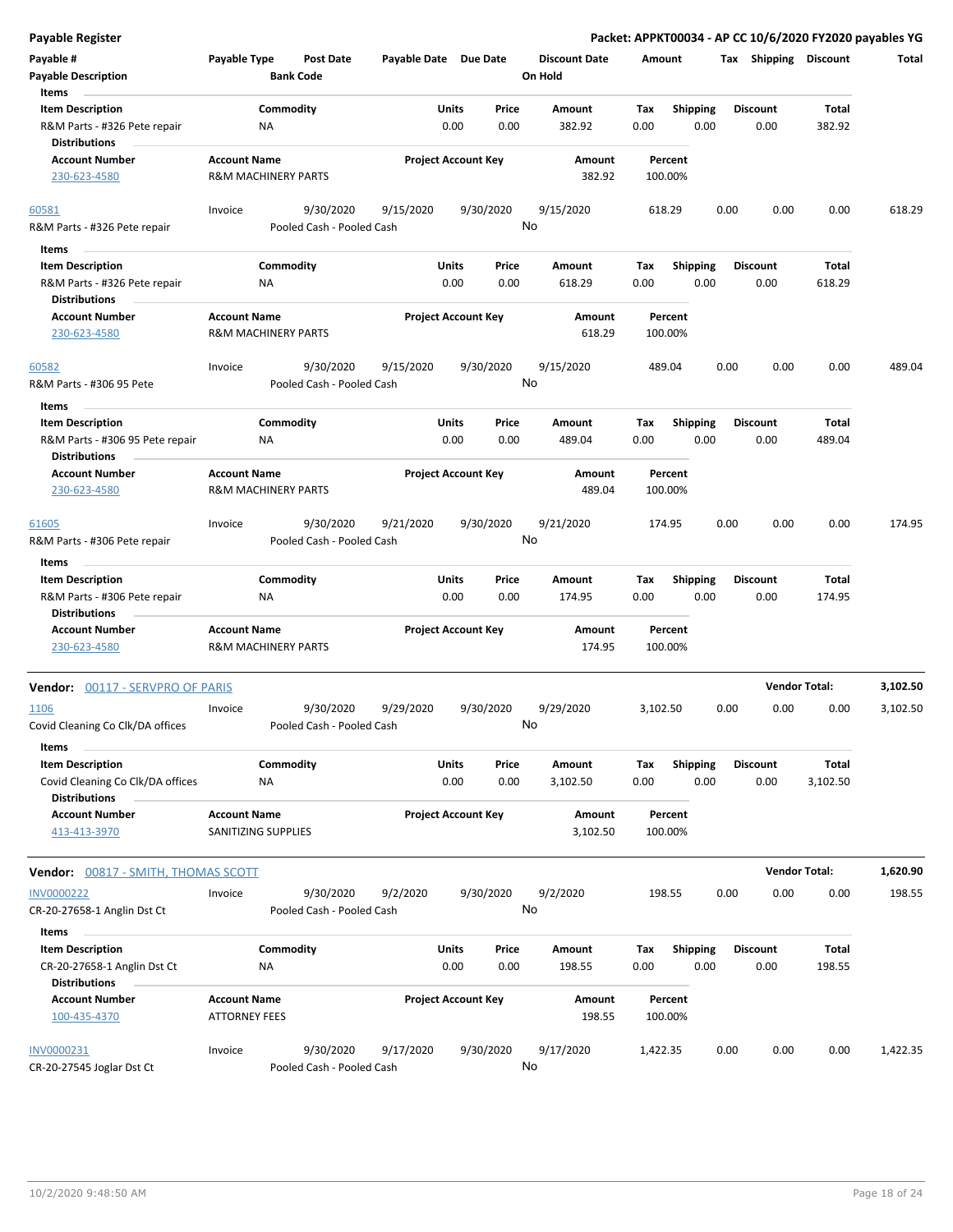**Payable Register** — Packet: APPKT00034 - AP CC 10/6/2020 FY2020 payables YG

| Payable # / Payable Description | Payable Type | Post Date / Bank Code | Payable Date | Due Date | Discount Date / On Hold | Amount | Tax | Shipping | Discount | Total |
|---|---|---|---|---|---|---|---|---|---|---|

**Items**

| Item Description | Commodity | Units | Price | Amount | Tax | Shipping | Discount | Total |
|---|---|---|---|---|---|---|---|---|
| R&M Parts - #326 Pete repair | NA | 0.00 | 0.00 | 382.92 | 0.00 | 0.00 | 0.00 | 382.92 |

**Distributions**

| Account Number | Account Name | Project Account Key | Amount | Percent |
|---|---|---|---|---|
| 230-623-4580 | R&M MACHINERY PARTS | | 382.92 | 100.00% |

| Payable # | Payable Type | Post Date | Payable Date | Due Date | Discount Date | Amount | Tax | Shipping | Discount | Total |
|---|---|---|---|---|---|---|---|---|---|---|
| 60581 | Invoice | 9/30/2020 | 9/15/2020 | 9/30/2020 | 9/15/2020 | 618.29 | 0.00 | 0.00 | 0.00 | 618.29 |
| R&M Parts - #326 Pete repair | | Pooled Cash - Pooled Cash | | | No | | | | | |

**Items**

| Item Description | Commodity | Units | Price | Amount | Tax | Shipping | Discount | Total |
|---|---|---|---|---|---|---|---|---|
| R&M Parts - #326 Pete repair | NA | 0.00 | 0.00 | 618.29 | 0.00 | 0.00 | 0.00 | 618.29 |

**Distributions**

| Account Number | Account Name | Project Account Key | Amount | Percent |
|---|---|---|---|---|
| 230-623-4580 | R&M MACHINERY PARTS | | 618.29 | 100.00% |

| Payable # | Payable Type | Post Date | Payable Date | Due Date | Discount Date | Amount | Tax | Shipping | Discount | Total |
|---|---|---|---|---|---|---|---|---|---|---|
| 60582 | Invoice | 9/30/2020 | 9/15/2020 | 9/30/2020 | 9/15/2020 | 489.04 | 0.00 | 0.00 | 0.00 | 489.04 |
| R&M Parts - #306 95 Pete | | Pooled Cash - Pooled Cash | | | No | | | | | |

**Items**

| Item Description | Commodity | Units | Price | Amount | Tax | Shipping | Discount | Total |
|---|---|---|---|---|---|---|---|---|
| R&M Parts - #306 95 Pete repair | NA | 0.00 | 0.00 | 489.04 | 0.00 | 0.00 | 0.00 | 489.04 |

**Distributions**

| Account Number | Account Name | Project Account Key | Amount | Percent |
|---|---|---|---|---|
| 230-623-4580 | R&M MACHINERY PARTS | | 489.04 | 100.00% |

| Payable # | Payable Type | Post Date | Payable Date | Due Date | Discount Date | Amount | Tax | Shipping | Discount | Total |
|---|---|---|---|---|---|---|---|---|---|---|
| 61605 | Invoice | 9/30/2020 | 9/21/2020 | 9/30/2020 | 9/21/2020 | 174.95 | 0.00 | 0.00 | 0.00 | 174.95 |
| R&M Parts - #306 Pete repair | | Pooled Cash - Pooled Cash | | | No | | | | | |

**Items**

| Item Description | Commodity | Units | Price | Amount | Tax | Shipping | Discount | Total |
|---|---|---|---|---|---|---|---|---|
| R&M Parts - #306 Pete repair | NA | 0.00 | 0.00 | 174.95 | 0.00 | 0.00 | 0.00 | 174.95 |

**Distributions**

| Account Number | Account Name | Project Account Key | Amount | Percent |
|---|---|---|---|---|
| 230-623-4580 | R&M MACHINERY PARTS | | 174.95 | 100.00% |

**Vendor: 00117 - SERVPRO OF PARIS** — Vendor Total: 3,102.50

| Payable # | Payable Type | Post Date | Payable Date | Due Date | Discount Date | Amount | Tax | Shipping | Discount | Total |
|---|---|---|---|---|---|---|---|---|---|---|
| 1106 | Invoice | 9/30/2020 | 9/29/2020 | 9/30/2020 | 9/29/2020 | 3,102.50 | 0.00 | 0.00 | 0.00 | 3,102.50 |
| Covid Cleaning Co Clk/DA offices | | Pooled Cash - Pooled Cash | | | No | | | | | |

**Items**

| Item Description | Commodity | Units | Price | Amount | Tax | Shipping | Discount | Total |
|---|---|---|---|---|---|---|---|---|
| Covid Cleaning Co Clk/DA offices | NA | 0.00 | 0.00 | 3,102.50 | 0.00 | 0.00 | 0.00 | 3,102.50 |

**Distributions**

| Account Number | Account Name | Project Account Key | Amount | Percent |
|---|---|---|---|---|
| 413-413-3970 | SANITIZING SUPPLIES | | 3,102.50 | 100.00% |

**Vendor: 00817 - SMITH, THOMAS SCOTT** — Vendor Total: 1,620.90

| Payable # | Payable Type | Post Date | Payable Date | Due Date | Discount Date | Amount | Tax | Shipping | Discount | Total |
|---|---|---|---|---|---|---|---|---|---|---|
| INV0000222 | Invoice | 9/30/2020 | 9/2/2020 | 9/30/2020 | 9/2/2020 | 198.55 | 0.00 | 0.00 | 0.00 | 198.55 |
| CR-20-27658-1 Anglin Dst Ct | | Pooled Cash - Pooled Cash | | | No | | | | | |

**Items**

| Item Description | Commodity | Units | Price | Amount | Tax | Shipping | Discount | Total |
|---|---|---|---|---|---|---|---|---|
| CR-20-27658-1 Anglin Dst Ct | NA | 0.00 | 0.00 | 198.55 | 0.00 | 0.00 | 0.00 | 198.55 |

**Distributions**

| Account Number | Account Name | Project Account Key | Amount | Percent |
|---|---|---|---|---|
| 100-435-4370 | ATTORNEY FEES | | 198.55 | 100.00% |

| Payable # | Payable Type | Post Date | Payable Date | Due Date | Discount Date | Amount | Tax | Shipping | Discount | Total |
|---|---|---|---|---|---|---|---|---|---|---|
| INV0000231 | Invoice | 9/30/2020 | 9/17/2020 | 9/30/2020 | 9/17/2020 | 1,422.35 | 0.00 | 0.00 | 0.00 | 1,422.35 |
| CR-20-27545 Joglar Dst Ct | | Pooled Cash - Pooled Cash | | | No | | | | | |

10/2/2020 9:48:50 AM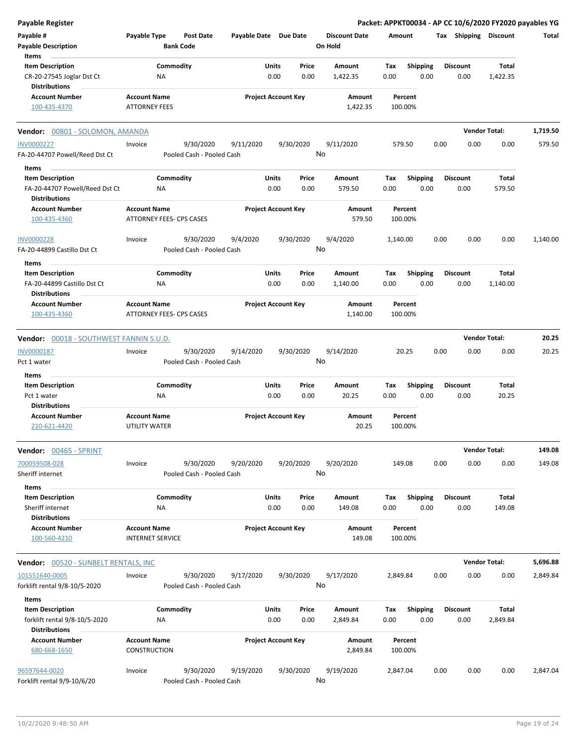**Payable Register** | **Packet: APPKT00034 - AP CC 10/6/2020 FY2020 payables YG**

| Payable # | Payable Type | Post Date | Payable Date | Due Date | Discount Date | Amount | Tax | Shipping | Discount | Total |
|---|---|---|---|---|---|---|---|---|---|---|
| Payable Description | | Bank Code | | | On Hold | | | | | |

**Items**

| Item Description | Commodity | Units | Price | Amount | Tax | Shipping | Discount | Total |
|---|---|---|---|---|---|---|---|---|
| CR-20-27545 Joglar Dst Ct | NA | 0.00 | 0.00 | 1,422.35 | 0.00 | 0.00 | 0.00 | 1,422.35 |

**Distributions**

| Account Number | Account Name | Project Account Key | Amount | Percent |
|---|---|---|---|---|
| 100-435-4370 | ATTORNEY FEES | | 1,422.35 | 100.00% |

---

**Vendor: 00801 - SOLOMON, AMANDA** — **Vendor Total: 1,719.50**

| Payable # | Payable Type | Post Date | Payable Date | Due Date | Discount Date | Amount | Tax | Shipping | Discount | Total |
|---|---|---|---|---|---|---|---|---|---|---|
| INV0000227 | Invoice | 9/30/2020 | 9/11/2020 | 9/30/2020 | 9/11/2020 | 579.50 | 0.00 | 0.00 | 0.00 | 579.50 |
| FA-20-44707 Powell/Reed Dst Ct | | Pooled Cash - Pooled Cash | | | No | | | | | |

**Items**

| Item Description | Commodity | Units | Price | Amount | Tax | Shipping | Discount | Total |
|---|---|---|---|---|---|---|---|---|
| FA-20-44707 Powell/Reed Dst Ct | NA | 0.00 | 0.00 | 579.50 | 0.00 | 0.00 | 0.00 | 579.50 |

**Distributions**

| Account Number | Account Name | Project Account Key | Amount | Percent |
|---|---|---|---|---|
| 100-435-4360 | ATTORNEY FEES- CPS CASES | | 579.50 | 100.00% |

| Payable # | Payable Type | Post Date | Payable Date | Due Date | Discount Date | Amount | Tax | Shipping | Discount | Total |
|---|---|---|---|---|---|---|---|---|---|---|
| INV0000228 | Invoice | 9/30/2020 | 9/4/2020 | 9/30/2020 | 9/4/2020 | 1,140.00 | 0.00 | 0.00 | 0.00 | 1,140.00 |
| FA-20-44899 Castillo Dst Ct | | Pooled Cash - Pooled Cash | | | No | | | | | |

**Items**

| Item Description | Commodity | Units | Price | Amount | Tax | Shipping | Discount | Total |
|---|---|---|---|---|---|---|---|---|
| FA-20-44899 Castillo Dst Ct | NA | 0.00 | 0.00 | 1,140.00 | 0.00 | 0.00 | 0.00 | 1,140.00 |

**Distributions**

| Account Number | Account Name | Project Account Key | Amount | Percent |
|---|---|---|---|---|
| 100-435-4360 | ATTORNEY FEES- CPS CASES | | 1,140.00 | 100.00% |

---

**Vendor: 00018 - SOUTHWEST FANNIN S.U.D.** — **Vendor Total: 20.25**

| Payable # | Payable Type | Post Date | Payable Date | Due Date | Discount Date | Amount | Tax | Shipping | Discount | Total |
|---|---|---|---|---|---|---|---|---|---|---|
| INV0000187 | Invoice | 9/30/2020 | 9/14/2020 | 9/30/2020 | 9/14/2020 | 20.25 | 0.00 | 0.00 | 0.00 | 20.25 |
| Pct 1 water | | Pooled Cash - Pooled Cash | | | No | | | | | |

**Items**

| Item Description | Commodity | Units | Price | Amount | Tax | Shipping | Discount | Total |
|---|---|---|---|---|---|---|---|---|
| Pct 1 water | NA | 0.00 | 0.00 | 20.25 | 0.00 | 0.00 | 0.00 | 20.25 |

**Distributions**

| Account Number | Account Name | Project Account Key | Amount | Percent |
|---|---|---|---|---|
| 210-621-4420 | UTILITY WATER | | 20.25 | 100.00% |

---

**Vendor: 00465 - SPRINT** — **Vendor Total: 149.08**

| Payable # | Payable Type | Post Date | Payable Date | Due Date | Discount Date | Amount | Tax | Shipping | Discount | Total |
|---|---|---|---|---|---|---|---|---|---|---|
| 700059508-028 | Invoice | 9/30/2020 | 9/20/2020 | 9/20/2020 | 9/20/2020 | 149.08 | 0.00 | 0.00 | 0.00 | 149.08 |
| Sheriff internet | | Pooled Cash - Pooled Cash | | | No | | | | | |

**Items**

| Item Description | Commodity | Units | Price | Amount | Tax | Shipping | Discount | Total |
|---|---|---|---|---|---|---|---|---|
| Sheriff internet | NA | 0.00 | 0.00 | 149.08 | 0.00 | 0.00 | 0.00 | 149.08 |

**Distributions**

| Account Number | Account Name | Project Account Key | Amount | Percent |
|---|---|---|---|---|
| 100-560-4210 | INTERNET SERVICE | | 149.08 | 100.00% |

---

**Vendor: 00520 - SUNBELT RENTALS, INC** — **Vendor Total: 5,696.88**

| Payable # | Payable Type | Post Date | Payable Date | Due Date | Discount Date | Amount | Tax | Shipping | Discount | Total |
|---|---|---|---|---|---|---|---|---|---|---|
| 101551640-0005 | Invoice | 9/30/2020 | 9/17/2020 | 9/30/2020 | 9/17/2020 | 2,849.84 | 0.00 | 0.00 | 0.00 | 2,849.84 |
| forklift rental 9/8-10/5-2020 | | Pooled Cash - Pooled Cash | | | No | | | | | |

**Items**

| Item Description | Commodity | Units | Price | Amount | Tax | Shipping | Discount | Total |
|---|---|---|---|---|---|---|---|---|
| forklift rental 9/8-10/5-2020 | NA | 0.00 | 0.00 | 2,849.84 | 0.00 | 0.00 | 0.00 | 2,849.84 |

**Distributions**

| Account Number | Account Name | Project Account Key | Amount | Percent |
|---|---|---|---|---|
| 680-668-1650 | CONSTRUCTION | | 2,849.84 | 100.00% |

| Payable # | Payable Type | Post Date | Payable Date | Due Date | Discount Date | Amount | Tax | Shipping | Discount | Total |
|---|---|---|---|---|---|---|---|---|---|---|
| 96597644-0020 | Invoice | 9/30/2020 | 9/19/2020 | 9/30/2020 | 9/19/2020 | 2,847.04 | 0.00 | 0.00 | 0.00 | 2,847.04 |
| Forklift rental 9/9-10/6/20 | | Pooled Cash - Pooled Cash | | | No | | | | | |

10/2/2020 9:48:50 AM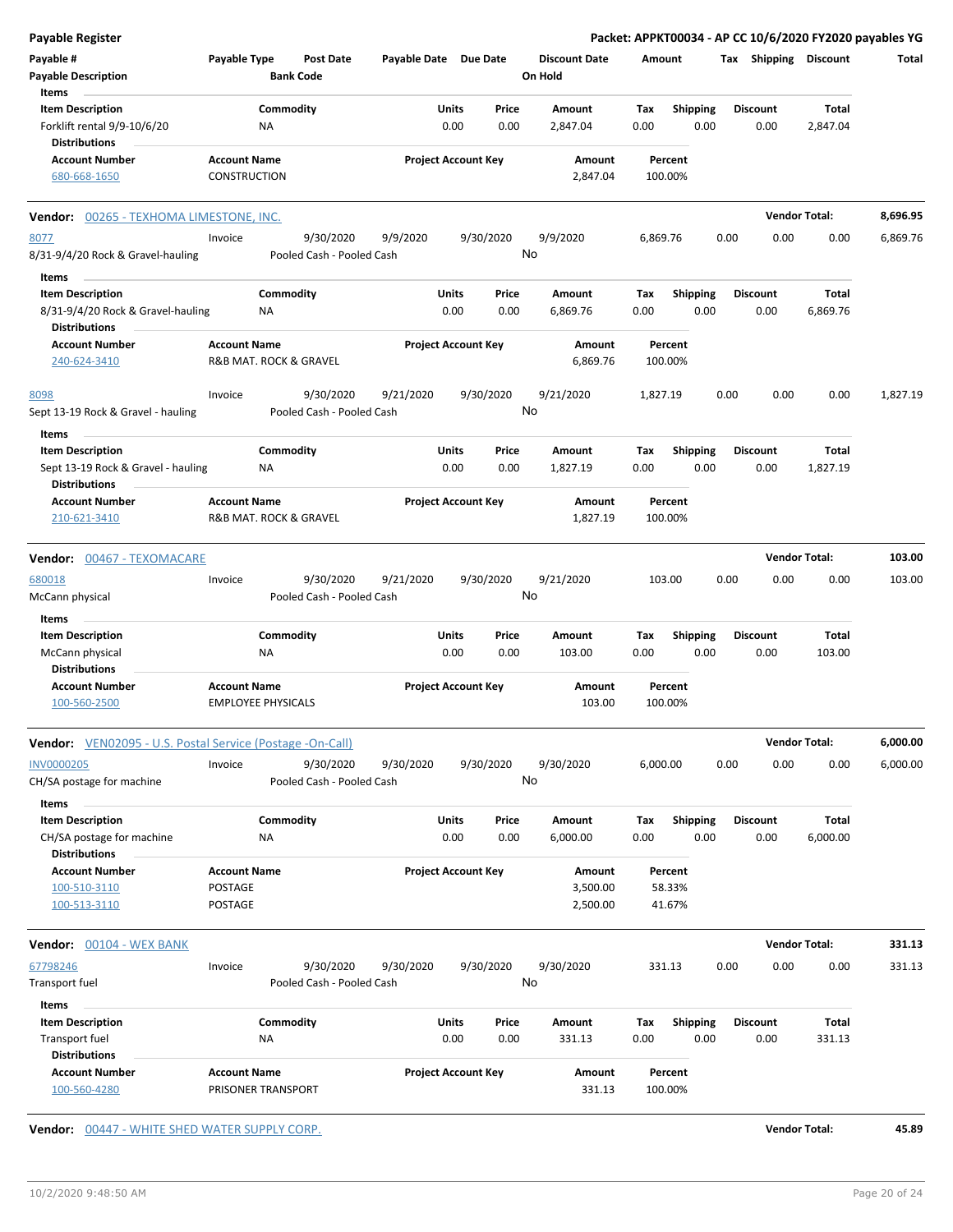**Payable Register** — **Packet: APPKT00034 - AP CC 10/6/2020 FY2020 payables YG**

| Payable # / Payable Description | Payable Type | Post Date / Bank Code | Payable Date | Due Date | Discount Date / On Hold | Amount | Tax | Shipping | Discount | Total |
|---|---|---|---|---|---|---|---|---|---|---|

**Items**

| Item Description | Commodity | Units | Price | Amount | Tax | Shipping | Discount | Total |
|---|---|---|---|---|---|---|---|---|
| Forklift rental 9/9-10/6/20 | NA | 0.00 | 0.00 | 2,847.04 | 0.00 | 0.00 | 0.00 | 2,847.04 |

**Distributions**

| Account Number | Account Name | Project Account Key | Amount | Percent |
|---|---|---|---|---|
| 680-668-1650 | CONSTRUCTION | | 2,847.04 | 100.00% |

**Vendor: 00265 - TEXHOMA LIMESTONE, INC.** — Vendor Total: **8,696.95**

| Payable # | Payable Type | Post Date | Payable Date | Due Date | Discount Date | Amount | Tax | Shipping | Discount | Total |
|---|---|---|---|---|---|---|---|---|---|---|
| 8077 | Invoice | 9/30/2020 | 9/9/2020 | 9/30/2020 | 9/9/2020 | 6,869.76 | 0.00 | 0.00 | 0.00 | 6,869.76 |

8/31-9/4/20 Rock & Gravel-hauling — Pooled Cash - Pooled Cash — On Hold: No

**Items**

| Item Description | Commodity | Units | Price | Amount | Tax | Shipping | Discount | Total |
|---|---|---|---|---|---|---|---|---|
| 8/31-9/4/20 Rock & Gravel-hauling | NA | 0.00 | 0.00 | 6,869.76 | 0.00 | 0.00 | 0.00 | 6,869.76 |

**Distributions**

| Account Number | Account Name | Project Account Key | Amount | Percent |
|---|---|---|---|---|
| 240-624-3410 | R&B MAT. ROCK & GRAVEL | | 6,869.76 | 100.00% |

| Payable # | Payable Type | Post Date | Payable Date | Due Date | Discount Date | Amount | Tax | Shipping | Discount | Total |
|---|---|---|---|---|---|---|---|---|---|---|
| 8098 | Invoice | 9/30/2020 | 9/21/2020 | 9/30/2020 | 9/21/2020 | 1,827.19 | 0.00 | 0.00 | 0.00 | 1,827.19 |

Sept 13-19 Rock & Gravel - hauling — Pooled Cash - Pooled Cash — On Hold: No

**Items**

| Item Description | Commodity | Units | Price | Amount | Tax | Shipping | Discount | Total |
|---|---|---|---|---|---|---|---|---|
| Sept 13-19 Rock & Gravel - hauling | NA | 0.00 | 0.00 | 1,827.19 | 0.00 | 0.00 | 0.00 | 1,827.19 |

**Distributions**

| Account Number | Account Name | Project Account Key | Amount | Percent |
|---|---|---|---|---|
| 210-621-3410 | R&B MAT. ROCK & GRAVEL | | 1,827.19 | 100.00% |

**Vendor: 00467 - TEXOMACARE** — Vendor Total: **103.00**

| Payable # | Payable Type | Post Date | Payable Date | Due Date | Discount Date | Amount | Tax | Shipping | Discount | Total |
|---|---|---|---|---|---|---|---|---|---|---|
| 680018 | Invoice | 9/30/2020 | 9/21/2020 | 9/30/2020 | 9/21/2020 | 103.00 | 0.00 | 0.00 | 0.00 | 103.00 |

McCann physical — Pooled Cash - Pooled Cash — On Hold: No

**Items**

| Item Description | Commodity | Units | Price | Amount | Tax | Shipping | Discount | Total |
|---|---|---|---|---|---|---|---|---|
| McCann physical | NA | 0.00 | 0.00 | 103.00 | 0.00 | 0.00 | 0.00 | 103.00 |

**Distributions**

| Account Number | Account Name | Project Account Key | Amount | Percent |
|---|---|---|---|---|
| 100-560-2500 | EMPLOYEE PHYSICALS | | 103.00 | 100.00% |

**Vendor: VEN02095 - U.S. Postal Service (Postage -On-Call)** — Vendor Total: **6,000.00**

| Payable # | Payable Type | Post Date | Payable Date | Due Date | Discount Date | Amount | Tax | Shipping | Discount | Total |
|---|---|---|---|---|---|---|---|---|---|---|
| INV0000205 | Invoice | 9/30/2020 | 9/30/2020 | 9/30/2020 | 9/30/2020 | 6,000.00 | 0.00 | 0.00 | 0.00 | 6,000.00 |

CH/SA postage for machine — Pooled Cash - Pooled Cash — On Hold: No

**Items**

| Item Description | Commodity | Units | Price | Amount | Tax | Shipping | Discount | Total |
|---|---|---|---|---|---|---|---|---|
| CH/SA postage for machine | NA | 0.00 | 0.00 | 6,000.00 | 0.00 | 0.00 | 0.00 | 6,000.00 |

**Distributions**

| Account Number | Account Name | Project Account Key | Amount | Percent |
|---|---|---|---|---|
| 100-510-3110 | POSTAGE | | 3,500.00 | 58.33% |
| 100-513-3110 | POSTAGE | | 2,500.00 | 41.67% |

**Vendor: 00104 - WEX BANK** — Vendor Total: **331.13**

| Payable # | Payable Type | Post Date | Payable Date | Due Date | Discount Date | Amount | Tax | Shipping | Discount | Total |
|---|---|---|---|---|---|---|---|---|---|---|
| 67798246 | Invoice | 9/30/2020 | 9/30/2020 | 9/30/2020 | 9/30/2020 | 331.13 | 0.00 | 0.00 | 0.00 | 331.13 |

Transport fuel — Pooled Cash - Pooled Cash — On Hold: No

**Items**

| Item Description | Commodity | Units | Price | Amount | Tax | Shipping | Discount | Total |
|---|---|---|---|---|---|---|---|---|
| Transport fuel | NA | 0.00 | 0.00 | 331.13 | 0.00 | 0.00 | 0.00 | 331.13 |

**Distributions**

| Account Number | Account Name | Project Account Key | Amount | Percent |
|---|---|---|---|---|
| 100-560-4280 | PRISONER TRANSPORT | | 331.13 | 100.00% |

**Vendor: 00447 - WHITE SHED WATER SUPPLY CORP.** — Vendor Total: **45.89**

10/2/2020 9:48:50 AM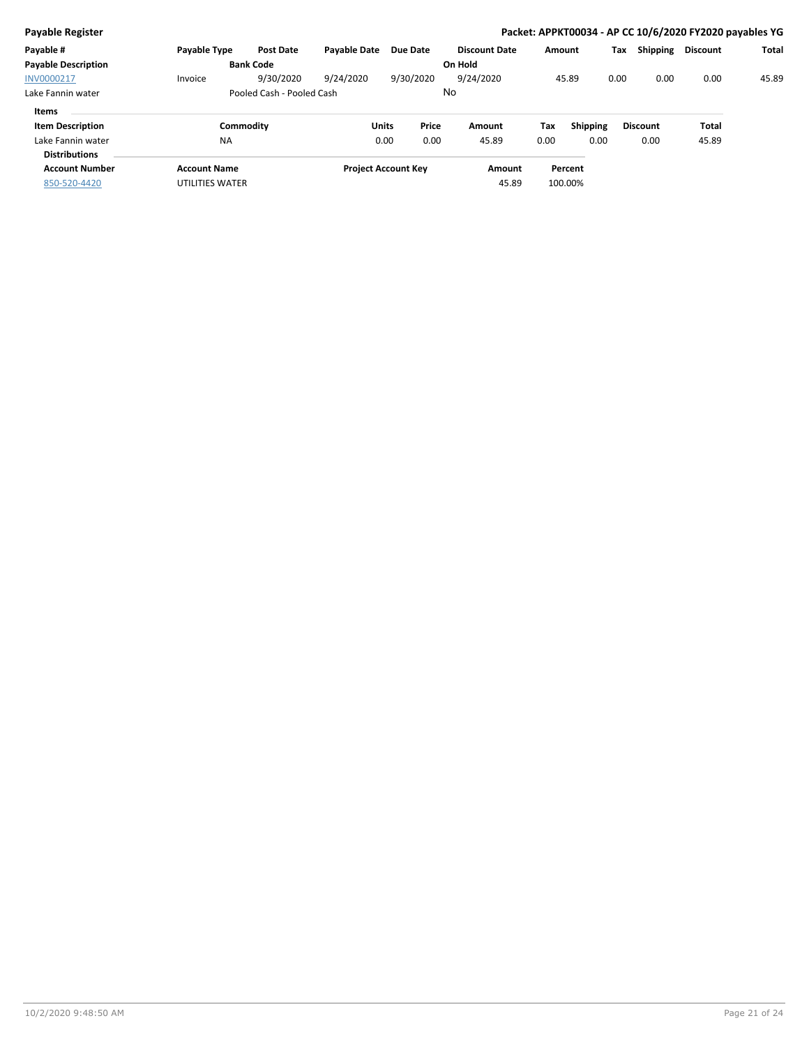| Payable # | Payable Type | Post Date | Payable Date | Due Date | Discount Date | Amount | Tax | Shipping | Discount | Total |
|---|---|---|---|---|---|---|---|---|---|---|
| **Payable Description** | | **Bank Code** | | | **On Hold** | | | | | |
| INV0000217 | Invoice | 9/30/2020 | 9/24/2020 | 9/30/2020 | 9/24/2020 | 45.89 | 0.00 | 0.00 | 0.00 | 45.89 |
| Lake Fannin water | | Pooled Cash - Pooled Cash | | | No | | | | | |

**Items**

| Item Description | Commodity | Units | Price | Amount | Tax | Shipping | Discount | Total |
|---|---|---|---|---|---|---|---|---|
| Lake Fannin water | NA | 0.00 | 0.00 | 45.89 | 0.00 | 0.00 | 0.00 | 45.89 |

**Distributions**

| Account Number | Account Name | Project Account Key | Amount | Percent |
|---|---|---|---|---|
| 850-520-4420 | UTILITIES WATER | | 45.89 | 100.00% |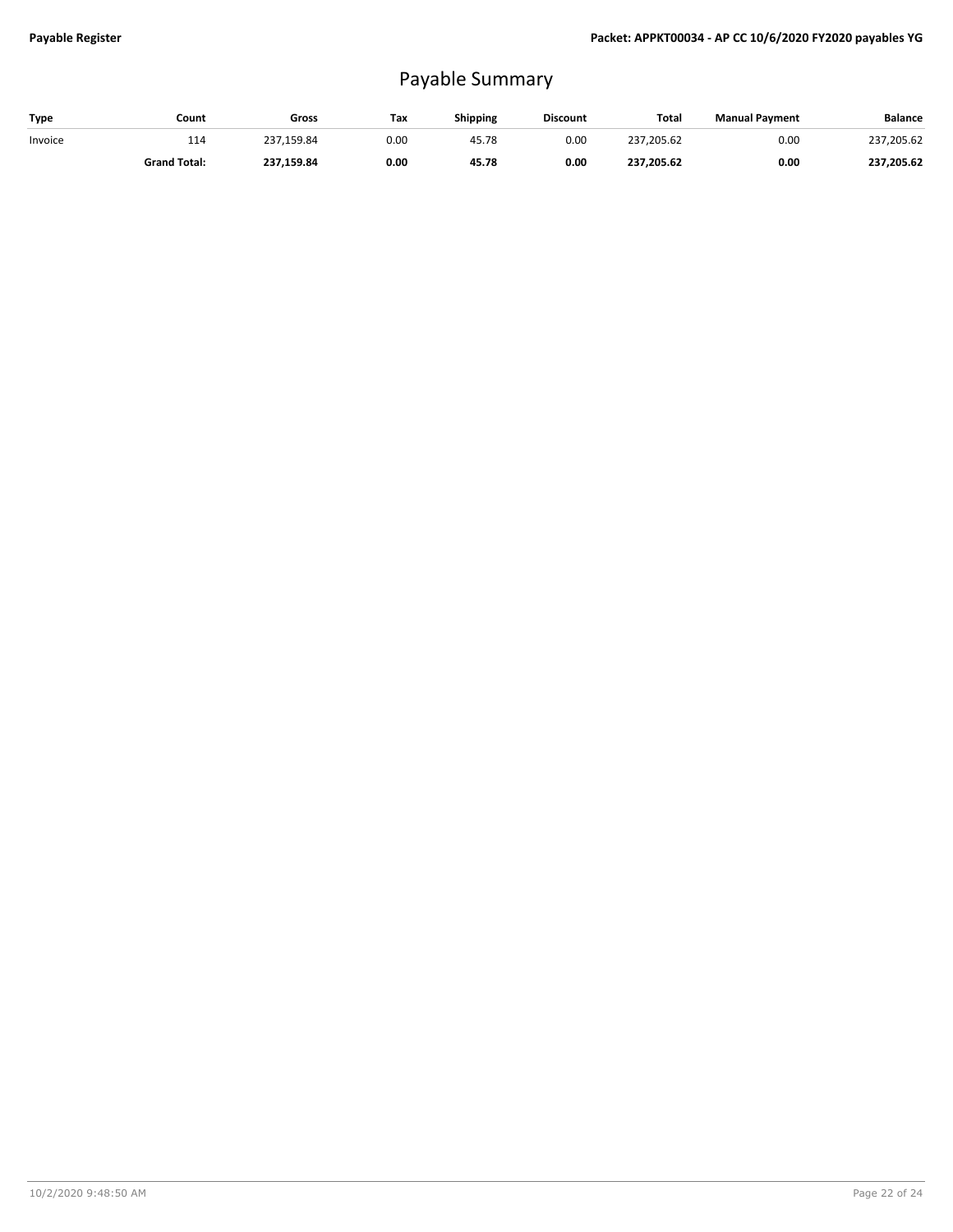# Payable Summary

| Type | Count | Gross | Tax | Shipping | Discount | Total | Manual Payment | Balance |
|---|---|---|---|---|---|---|---|---|
| Invoice | 114 | 237,159.84 | 0.00 | 45.78 | 0.00 | 237,205.62 | 0.00 | 237,205.62 |
| | **Grand Total:** | **237,159.84** | **0.00** | **45.78** | **0.00** | **237,205.62** | **0.00** | **237,205.62** |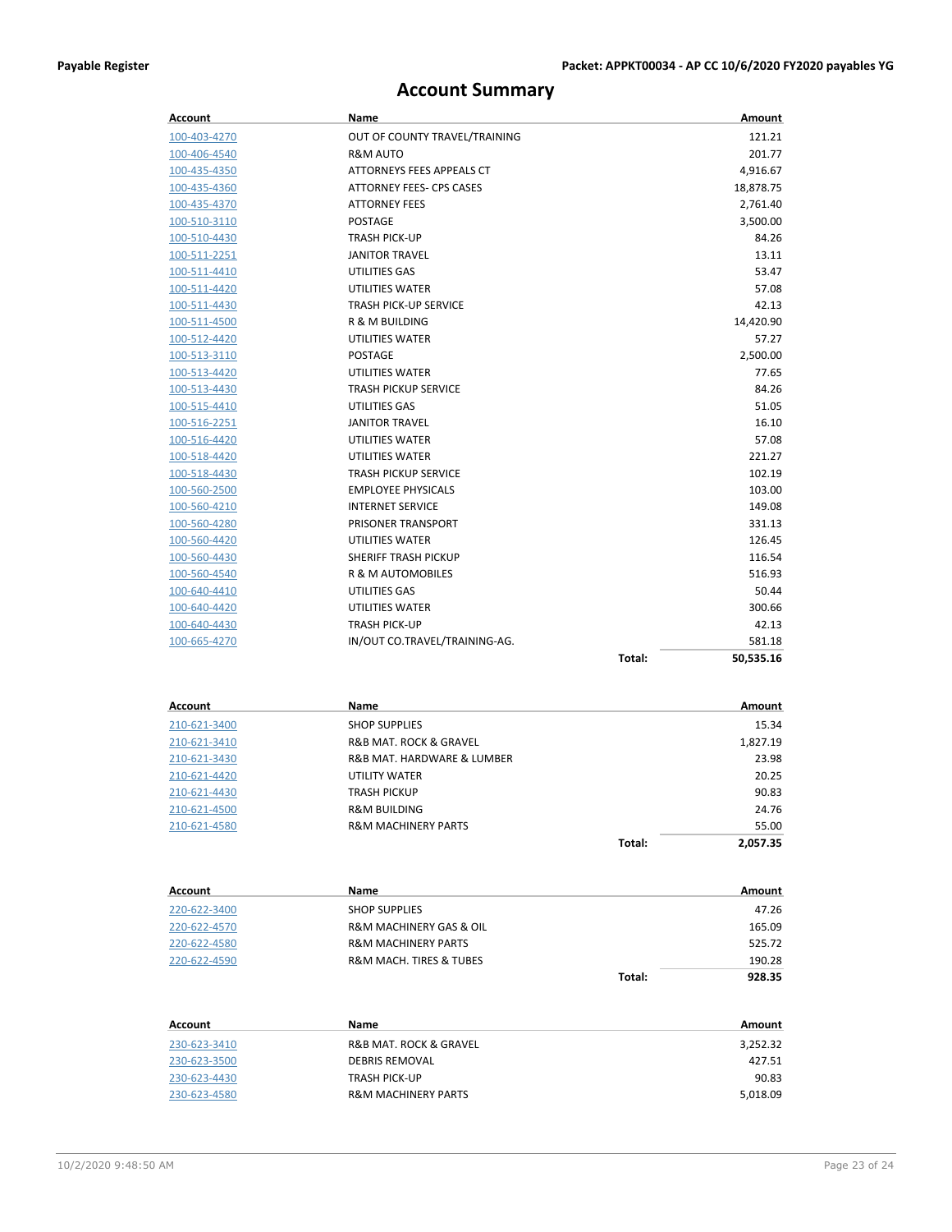# Account Summary

| Account | Name | | Amount |
|---|---|---|---|
| 100-403-4270 | OUT OF COUNTY TRAVEL/TRAINING | | 121.21 |
| 100-406-4540 | R&M AUTO | | 201.77 |
| 100-435-4350 | ATTORNEYS FEES APPEALS CT | | 4,916.67 |
| 100-435-4360 | ATTORNEY FEES- CPS CASES | | 18,878.75 |
| 100-435-4370 | ATTORNEY FEES | | 2,761.40 |
| 100-510-3110 | POSTAGE | | 3,500.00 |
| 100-510-4430 | TRASH PICK-UP | | 84.26 |
| 100-511-2251 | JANITOR TRAVEL | | 13.11 |
| 100-511-4410 | UTILITIES GAS | | 53.47 |
| 100-511-4420 | UTILITIES WATER | | 57.08 |
| 100-511-4430 | TRASH PICK-UP SERVICE | | 42.13 |
| 100-511-4500 | R & M BUILDING | | 14,420.90 |
| 100-512-4420 | UTILITIES WATER | | 57.27 |
| 100-513-3110 | POSTAGE | | 2,500.00 |
| 100-513-4420 | UTILITIES WATER | | 77.65 |
| 100-513-4430 | TRASH PICKUP SERVICE | | 84.26 |
| 100-515-4410 | UTILITIES GAS | | 51.05 |
| 100-516-2251 | JANITOR TRAVEL | | 16.10 |
| 100-516-4420 | UTILITIES WATER | | 57.08 |
| 100-518-4420 | UTILITIES WATER | | 221.27 |
| 100-518-4430 | TRASH PICKUP SERVICE | | 102.19 |
| 100-560-2500 | EMPLOYEE PHYSICALS | | 103.00 |
| 100-560-4210 | INTERNET SERVICE | | 149.08 |
| 100-560-4280 | PRISONER TRANSPORT | | 331.13 |
| 100-560-4420 | UTILITIES WATER | | 126.45 |
| 100-560-4430 | SHERIFF TRASH PICKUP | | 116.54 |
| 100-560-4540 | R & M AUTOMOBILES | | 516.93 |
| 100-640-4410 | UTILITIES GAS | | 50.44 |
| 100-640-4420 | UTILITIES WATER | | 300.66 |
| 100-640-4430 | TRASH PICK-UP | | 42.13 |
| 100-665-4270 | IN/OUT CO.TRAVEL/TRAINING-AG. | | 581.18 |
| | | Total: | 50,535.16 |

| Account | Name | | Amount |
|---|---|---|---|
| 210-621-3400 | SHOP SUPPLIES | | 15.34 |
| 210-621-3410 | R&B MAT. ROCK & GRAVEL | | 1,827.19 |
| 210-621-3430 | R&B MAT. HARDWARE & LUMBER | | 23.98 |
| 210-621-4420 | UTILITY WATER | | 20.25 |
| 210-621-4430 | TRASH PICKUP | | 90.83 |
| 210-621-4500 | R&M BUILDING | | 24.76 |
| 210-621-4580 | R&M MACHINERY PARTS | | 55.00 |
| | | Total: | 2,057.35 |

| Account | Name | | Amount |
|---|---|---|---|
| 220-622-3400 | SHOP SUPPLIES | | 47.26 |
| 220-622-4570 | R&M MACHINERY GAS & OIL | | 165.09 |
| 220-622-4580 | R&M MACHINERY PARTS | | 525.72 |
| 220-622-4590 | R&M MACH. TIRES & TUBES | | 190.28 |
| | | Total: | 928.35 |

| Account | Name | Amount |
|---|---|---|
| 230-623-3410 | R&B MAT. ROCK & GRAVEL | 3,252.32 |
| 230-623-3500 | DEBRIS REMOVAL | 427.51 |
| 230-623-4430 | TRASH PICK-UP | 90.83 |
| 230-623-4580 | R&M MACHINERY PARTS | 5,018.09 |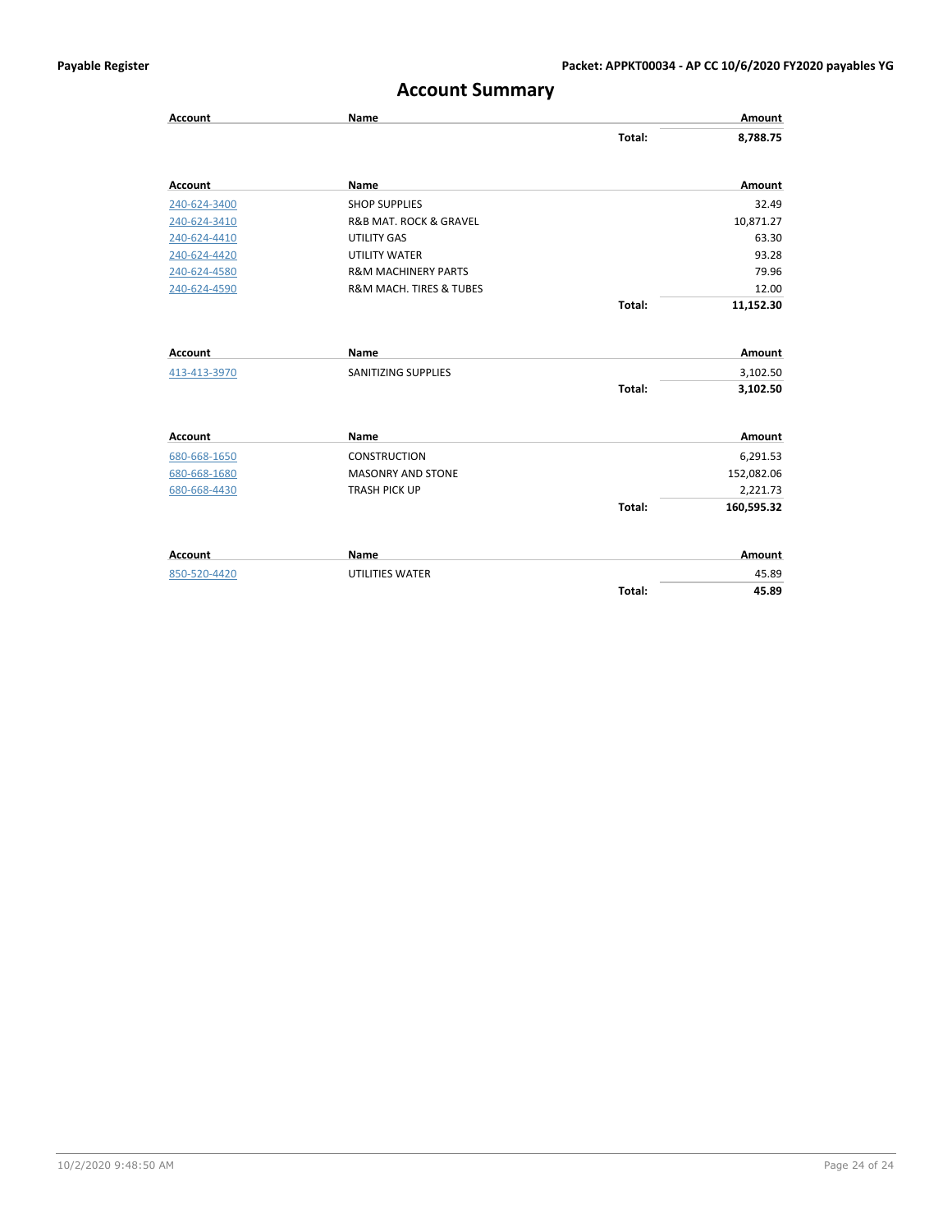# Account Summary

| Account | Name | | Amount |
|---|---|---|---|
| | | Total: | 8,788.75 |

| Account | Name | | Amount |
|---|---|---|---|
| 240-624-3400 | SHOP SUPPLIES | | 32.49 |
| 240-624-3410 | R&B MAT. ROCK & GRAVEL | | 10,871.27 |
| 240-624-4410 | UTILITY GAS | | 63.30 |
| 240-624-4420 | UTILITY WATER | | 93.28 |
| 240-624-4580 | R&M MACHINERY PARTS | | 79.96 |
| 240-624-4590 | R&M MACH. TIRES & TUBES | | 12.00 |
| | | Total: | 11,152.30 |

| Account | Name | | Amount |
|---|---|---|---|
| 413-413-3970 | SANITIZING SUPPLIES | | 3,102.50 |
| | | Total: | 3,102.50 |

| Account | Name | | Amount |
|---|---|---|---|
| 680-668-1650 | CONSTRUCTION | | 6,291.53 |
| 680-668-1680 | MASONRY AND STONE | | 152,082.06 |
| 680-668-4430 | TRASH PICK UP | | 2,221.73 |
| | | Total: | 160,595.32 |

| Account | Name | | Amount |
|---|---|---|---|
| 850-520-4420 | UTILITIES WATER | | 45.89 |
| | | Total: | 45.89 |